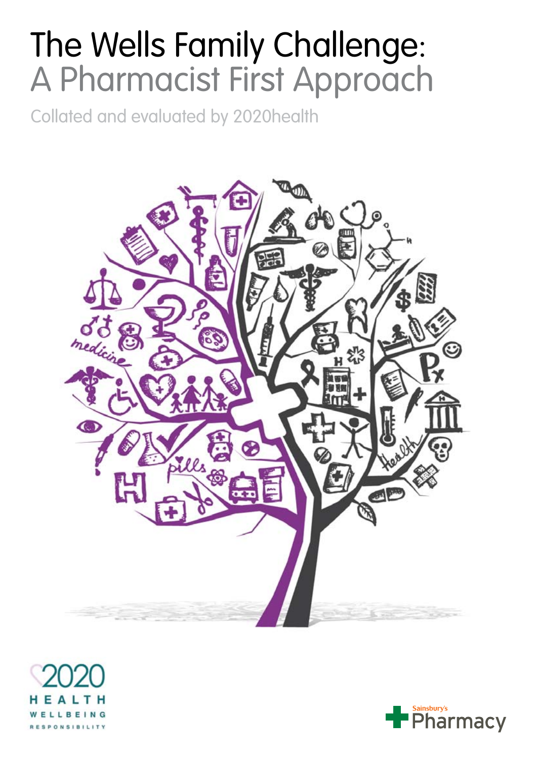# The Wells Family Challenge: A Pharmacist First Approach

Collated and evaluated by 2020health

2020 HEALTH WELLBEING RESPONSIBILITY

Sainsbury's Pharmacy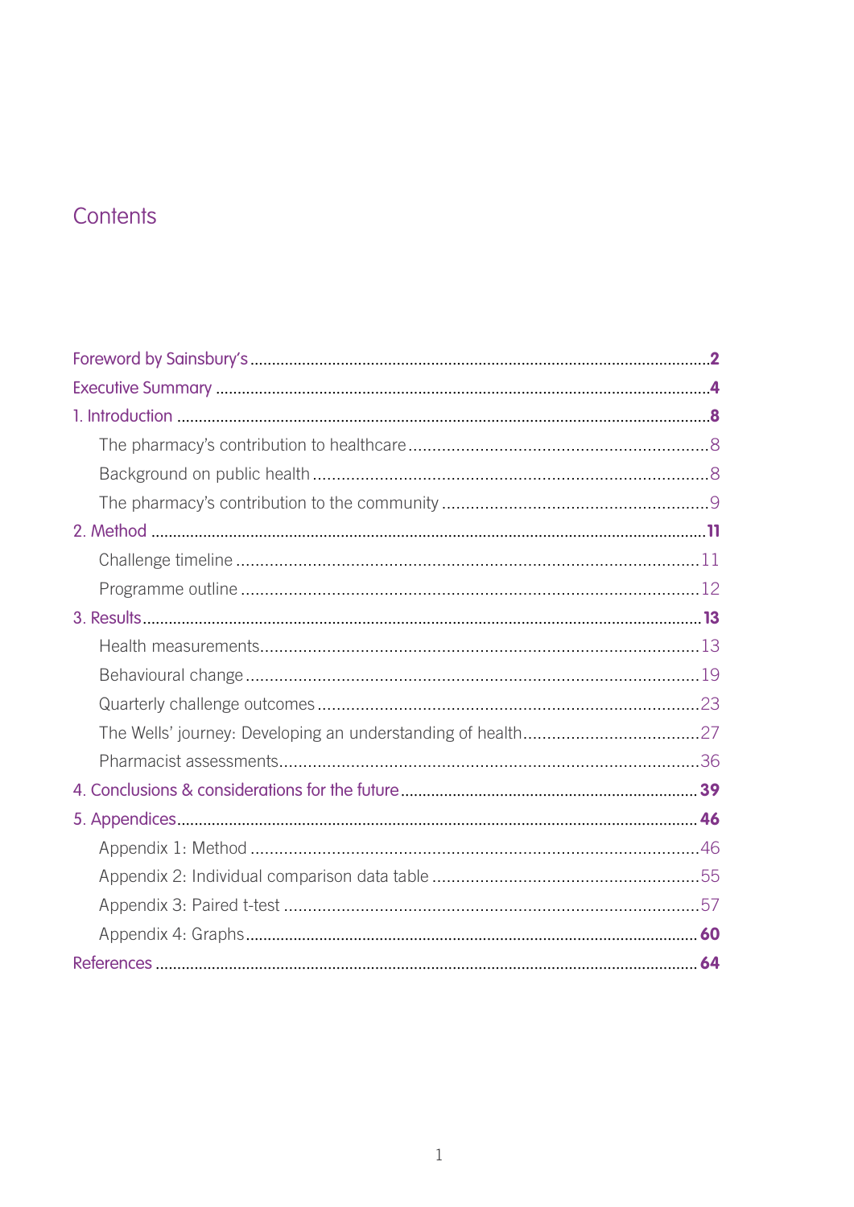# Contents

- Foreword by Sainsbury's ... **2**
- Executive Summary ... **4**
- 1. Introduction ... **8**
  - The pharmacy's contribution to healthcare ... 8
  - Background on public health ... 8
  - The pharmacy's contribution to the community ... 9
- 2. Method ... **11**
  - Challenge timeline ... 11
  - Programme outline ... 12
- 3. Results ... **13**
  - Health measurements ... 13
  - Behavioural change ... 19
  - Quarterly challenge outcomes ... 23
  - The Wells' journey: Developing an understanding of health ... 27
  - Pharmacist assessments ... 36
- 4. Conclusions & considerations for the future ... **39**
- 5. Appendices ... **46**
  - Appendix 1: Method ... 46
  - Appendix 2: Individual comparison data table ... 55
  - Appendix 3: Paired t-test ... 57
  - Appendix 4: Graphs ... **60**
- References ... **64**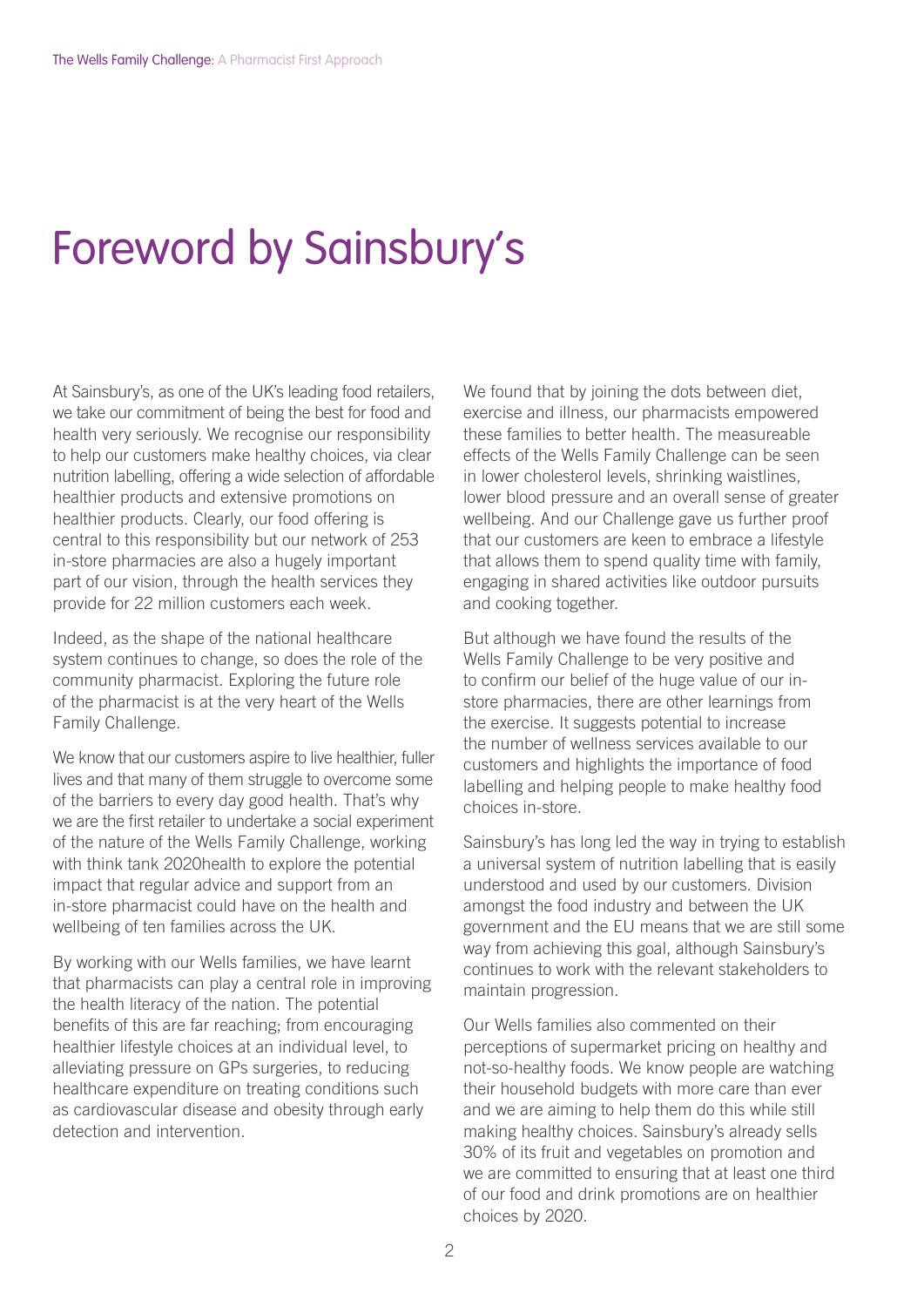# Foreword by Sainsbury's

At Sainsbury's, as one of the UK's leading food retailers, we take our commitment of being the best for food and health very seriously. We recognise our responsibility to help our customers make healthy choices, via clear nutrition labelling, offering a wide selection of affordable healthier products and extensive promotions on healthier products. Clearly, our food offering is central to this responsibility but our network of 253 in-store pharmacies are also a hugely important part of our vision, through the health services they provide for 22 million customers each week.

Indeed, as the shape of the national healthcare system continues to change, so does the role of the community pharmacist. Exploring the future role of the pharmacist is at the very heart of the Wells Family Challenge.

We know that our customers aspire to live healthier, fuller lives and that many of them struggle to overcome some of the barriers to every day good health. That's why we are the first retailer to undertake a social experiment of the nature of the Wells Family Challenge, working with think tank 2020health to explore the potential impact that regular advice and support from an in-store pharmacist could have on the health and wellbeing of ten families across the UK.

By working with our Wells families, we have learnt that pharmacists can play a central role in improving the health literacy of the nation. The potential benefits of this are far reaching; from encouraging healthier lifestyle choices at an individual level, to alleviating pressure on GPs surgeries, to reducing healthcare expenditure on treating conditions such as cardiovascular disease and obesity through early detection and intervention.

We found that by joining the dots between diet, exercise and illness, our pharmacists empowered these families to better health. The measureable effects of the Wells Family Challenge can be seen in lower cholesterol levels, shrinking waistlines, lower blood pressure and an overall sense of greater wellbeing. And our Challenge gave us further proof that our customers are keen to embrace a lifestyle that allows them to spend quality time with family, engaging in shared activities like outdoor pursuits and cooking together.

But although we have found the results of the Wells Family Challenge to be very positive and to confirm our belief of the huge value of our in-store pharmacies, there are other learnings from the exercise. It suggests potential to increase the number of wellness services available to our customers and highlights the importance of food labelling and helping people to make healthy food choices in-store.

Sainsbury's has long led the way in trying to establish a universal system of nutrition labelling that is easily understood and used by our customers. Division amongst the food industry and between the UK government and the EU means that we are still some way from achieving this goal, although Sainsbury's continues to work with the relevant stakeholders to maintain progression.

Our Wells families also commented on their perceptions of supermarket pricing on healthy and not-so-healthy foods. We know people are watching their household budgets with more care than ever and we are aiming to help them do this while still making healthy choices. Sainsbury's already sells 30% of its fruit and vegetables on promotion and we are committed to ensuring that at least one third of our food and drink promotions are on healthier choices by 2020.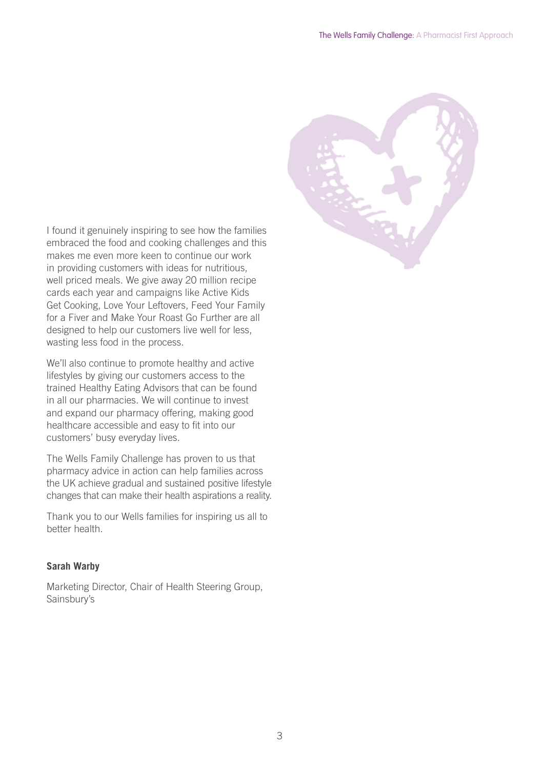I found it genuinely inspiring to see how the families embraced the food and cooking challenges and this makes me even more keen to continue our work in providing customers with ideas for nutritious, well priced meals. We give away 20 million recipe cards each year and campaigns like Active Kids Get Cooking, Love Your Leftovers, Feed Your Family for a Fiver and Make Your Roast Go Further are all designed to help our customers live well for less, wasting less food in the process.

We'll also continue to promote healthy and active lifestyles by giving our customers access to the trained Healthy Eating Advisors that can be found in all our pharmacies. We will continue to invest and expand our pharmacy offering, making good healthcare accessible and easy to fit into our customers' busy everyday lives.

The Wells Family Challenge has proven to us that pharmacy advice in action can help families across the UK achieve gradual and sustained positive lifestyle changes that can make their health aspirations a reality.

Thank you to our Wells families for inspiring us all to better health.

**Sarah Warby**

Marketing Director, Chair of Health Steering Group, Sainsbury's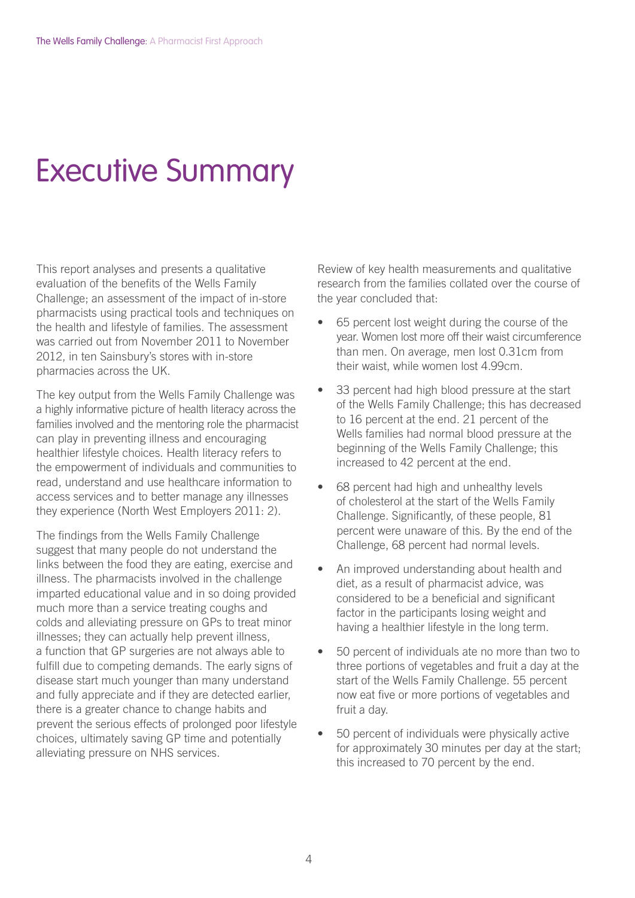# Executive Summary

This report analyses and presents a qualitative evaluation of the benefits of the Wells Family Challenge; an assessment of the impact of in-store pharmacists using practical tools and techniques on the health and lifestyle of families. The assessment was carried out from November 2011 to November 2012, in ten Sainsbury's stores with in-store pharmacies across the UK.

The key output from the Wells Family Challenge was a highly informative picture of health literacy across the families involved and the mentoring role the pharmacist can play in preventing illness and encouraging healthier lifestyle choices. Health literacy refers to the empowerment of individuals and communities to read, understand and use healthcare information to access services and to better manage any illnesses they experience (North West Employers 2011: 2).

The findings from the Wells Family Challenge suggest that many people do not understand the links between the food they are eating, exercise and illness. The pharmacists involved in the challenge imparted educational value and in so doing provided much more than a service treating coughs and colds and alleviating pressure on GPs to treat minor illnesses; they can actually help prevent illness, a function that GP surgeries are not always able to fulfill due to competing demands. The early signs of disease start much younger than many understand and fully appreciate and if they are detected earlier, there is a greater chance to change habits and prevent the serious effects of prolonged poor lifestyle choices, ultimately saving GP time and potentially alleviating pressure on NHS services.

Review of key health measurements and qualitative research from the families collated over the course of the year concluded that:

- 65 percent lost weight during the course of the year. Women lost more off their waist circumference than men. On average, men lost 0.31cm from their waist, while women lost 4.99cm.
- 33 percent had high blood pressure at the start of the Wells Family Challenge; this has decreased to 16 percent at the end. 21 percent of the Wells families had normal blood pressure at the beginning of the Wells Family Challenge; this increased to 42 percent at the end.
- 68 percent had high and unhealthy levels of cholesterol at the start of the Wells Family Challenge. Significantly, of these people, 81 percent were unaware of this. By the end of the Challenge, 68 percent had normal levels.
- An improved understanding about health and diet, as a result of pharmacist advice, was considered to be a beneficial and significant factor in the participants losing weight and having a healthier lifestyle in the long term.
- 50 percent of individuals ate no more than two to three portions of vegetables and fruit a day at the start of the Wells Family Challenge. 55 percent now eat five or more portions of vegetables and fruit a day.
- 50 percent of individuals were physically active for approximately 30 minutes per day at the start; this increased to 70 percent by the end.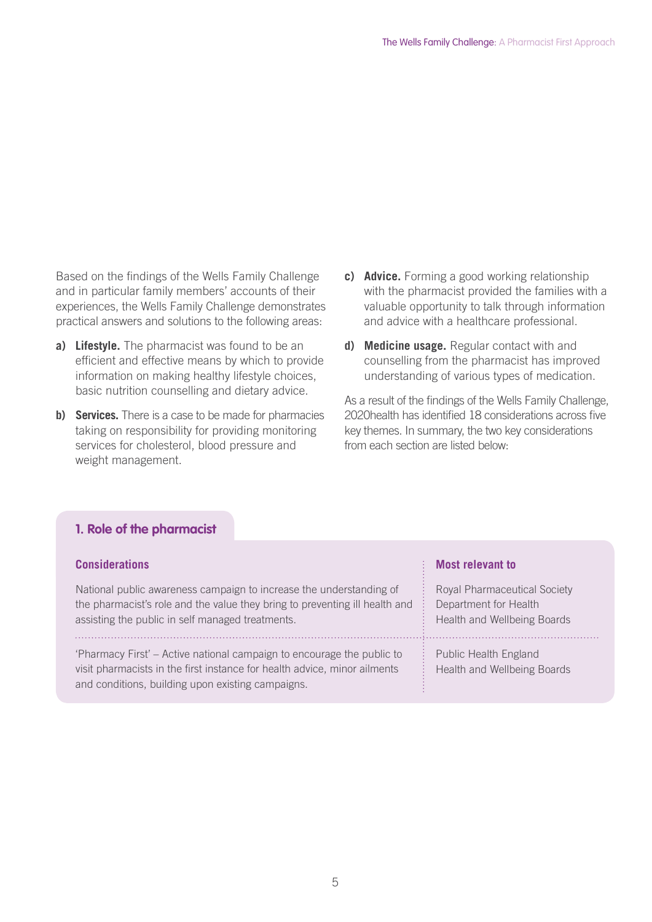Based on the findings of the Wells Family Challenge and in particular family members' accounts of their experiences, the Wells Family Challenge demonstrates practical answers and solutions to the following areas:

a) **Lifestyle.** The pharmacist was found to be an efficient and effective means by which to provide information on making healthy lifestyle choices, basic nutrition counselling and dietary advice.

b) **Services.** There is a case to be made for pharmacies taking on responsibility for providing monitoring services for cholesterol, blood pressure and weight management.

c) **Advice.** Forming a good working relationship with the pharmacist provided the families with a valuable opportunity to talk through information and advice with a healthcare professional.

d) **Medicine usage.** Regular contact with and counselling from the pharmacist has improved understanding of various types of medication.

As a result of the findings of the Wells Family Challenge, 2020health has identified 18 considerations across five key themes. In summary, the two key considerations from each section are listed below:

## 1. Role of the pharmacist

| Considerations | Most relevant to |
| --- | --- |
| National public awareness campaign to increase the understanding of the pharmacist's role and the value they bring to preventing ill health and assisting the public in self managed treatments. | Royal Pharmaceutical Society<br>Department for Health<br>Health and Wellbeing Boards |
| 'Pharmacy First' – Active national campaign to encourage the public to visit pharmacists in the first instance for health advice, minor ailments and conditions, building upon existing campaigns. | Public Health England<br>Health and Wellbeing Boards |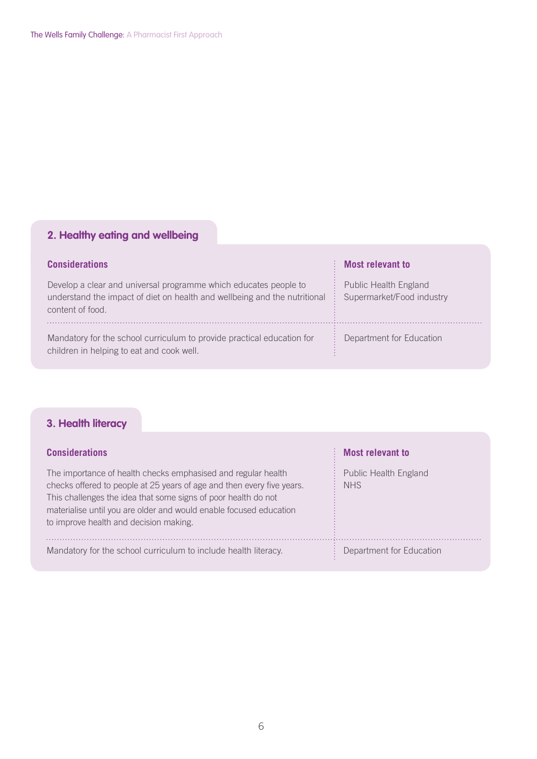## 2. Healthy eating and wellbeing

| Considerations | Most relevant to |
| --- | --- |
| Develop a clear and universal programme which educates people to understand the impact of diet on health and wellbeing and the nutritional content of food. | Public Health England<br>Supermarket/Food industry |
| Mandatory for the school curriculum to provide practical education for children in helping to eat and cook well. | Department for Education |

## 3. Health literacy

| Considerations | Most relevant to |
| --- | --- |
| The importance of health checks emphasised and regular health checks offered to people at 25 years of age and then every five years. This challenges the idea that some signs of poor health do not materialise until you are older and would enable focused education to improve health and decision making. | Public Health England<br>NHS |
| Mandatory for the school curriculum to include health literacy. | Department for Education |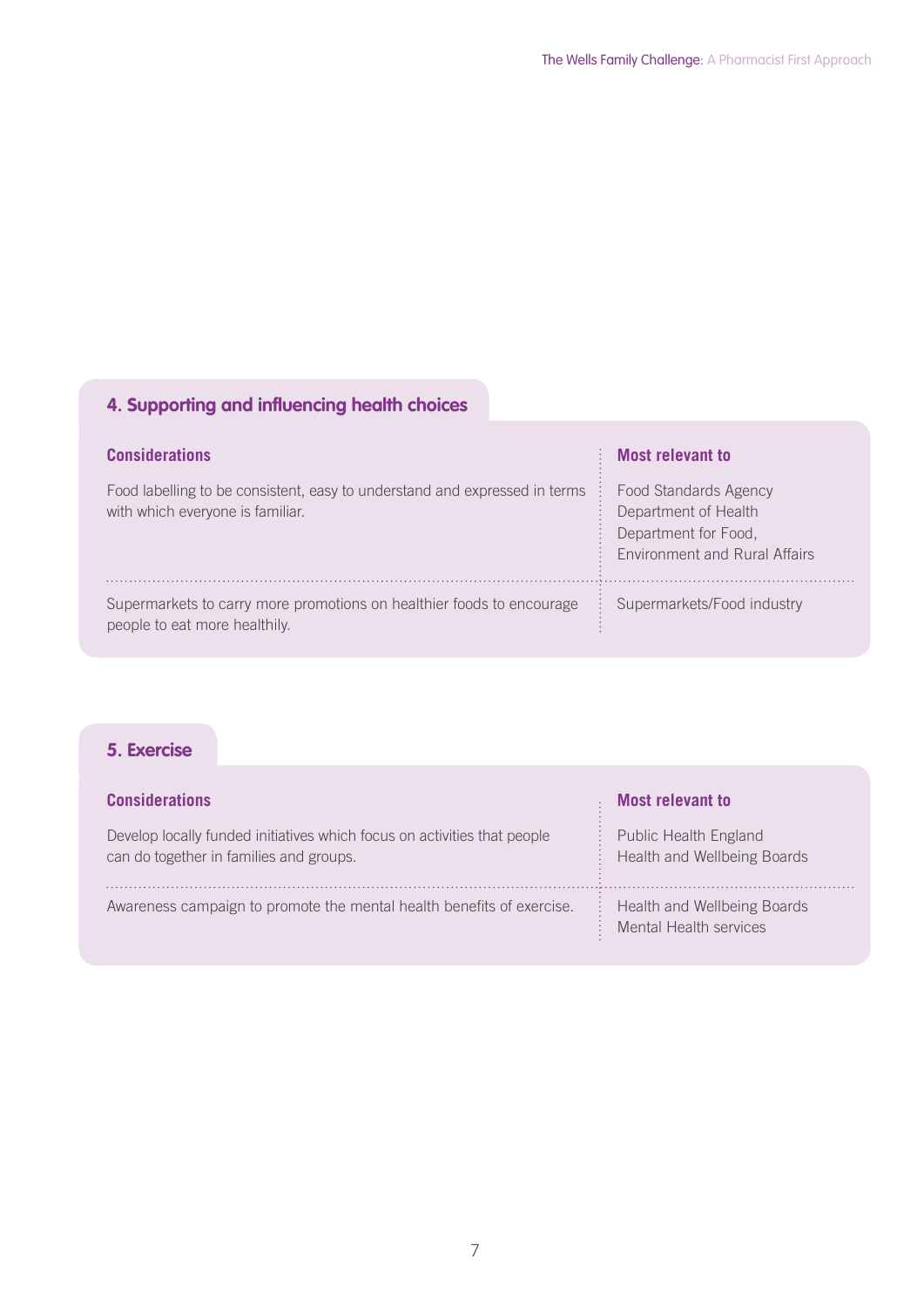## 4. Supporting and influencing health choices

| Considerations | Most relevant to |
|---|---|
| Food labelling to be consistent, easy to understand and expressed in terms with which everyone is familiar. | Food Standards Agency<br>Department of Health<br>Department for Food, Environment and Rural Affairs |
| Supermarkets to carry more promotions on healthier foods to encourage people to eat more healthily. | Supermarkets/Food industry |

## 5. Exercise

| Considerations | Most relevant to |
|---|---|
| Develop locally funded initiatives which focus on activities that people can do together in families and groups. | Public Health England<br>Health and Wellbeing Boards |
| Awareness campaign to promote the mental health benefits of exercise. | Health and Wellbeing Boards<br>Mental Health services |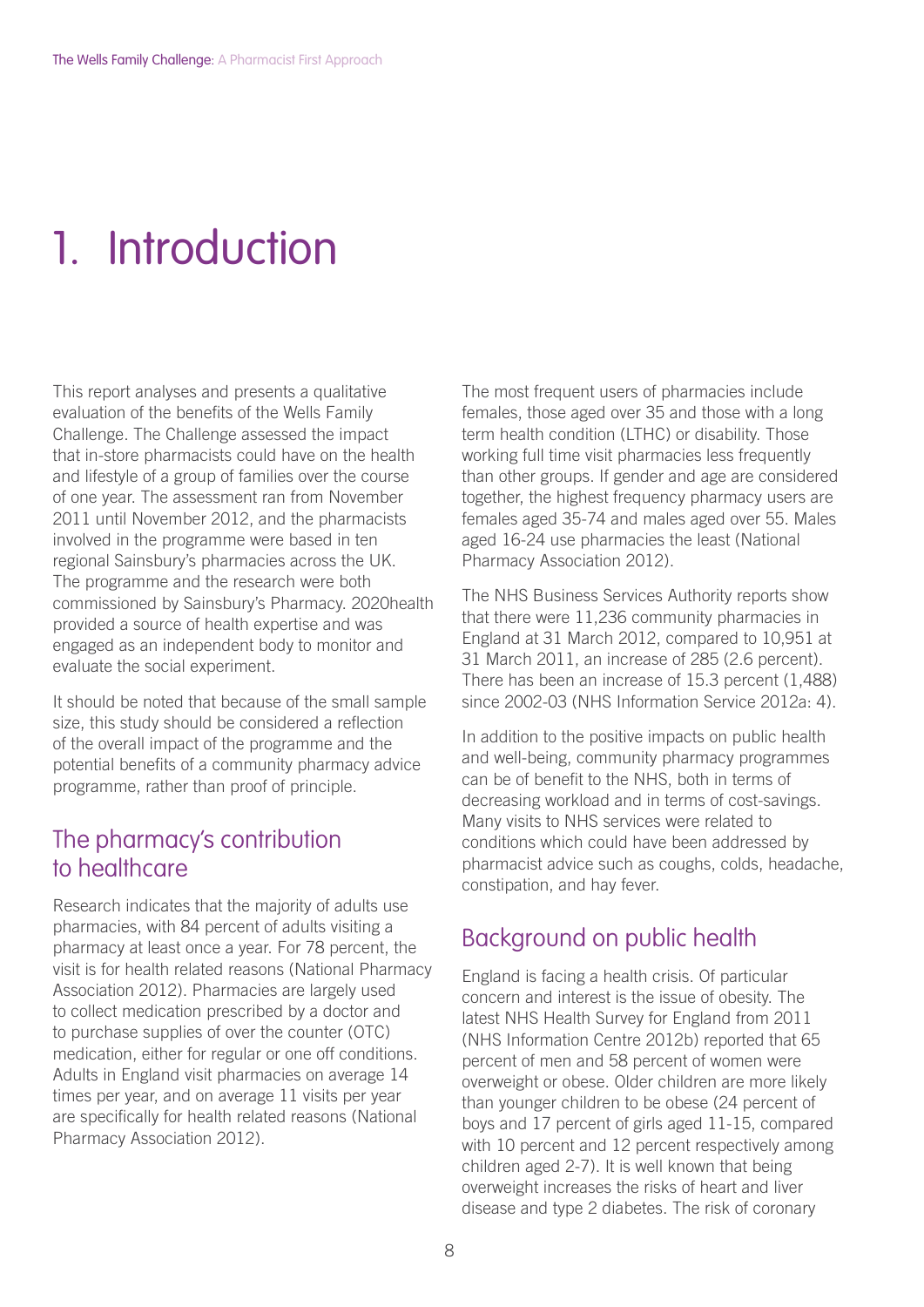# 1. Introduction

This report analyses and presents a qualitative evaluation of the benefits of the Wells Family Challenge. The Challenge assessed the impact that in-store pharmacists could have on the health and lifestyle of a group of families over the course of one year. The assessment ran from November 2011 until November 2012, and the pharmacists involved in the programme were based in ten regional Sainsbury's pharmacies across the UK. The programme and the research were both commissioned by Sainsbury's Pharmacy. 2020health provided a source of health expertise and was engaged as an independent body to monitor and evaluate the social experiment.

It should be noted that because of the small sample size, this study should be considered a reflection of the overall impact of the programme and the potential benefits of a community pharmacy advice programme, rather than proof of principle.

## The pharmacy's contribution to healthcare

Research indicates that the majority of adults use pharmacies, with 84 percent of adults visiting a pharmacy at least once a year. For 78 percent, the visit is for health related reasons (National Pharmacy Association 2012). Pharmacies are largely used to collect medication prescribed by a doctor and to purchase supplies of over the counter (OTC) medication, either for regular or one off conditions. Adults in England visit pharmacies on average 14 times per year, and on average 11 visits per year are specifically for health related reasons (National Pharmacy Association 2012).

The most frequent users of pharmacies include females, those aged over 35 and those with a long term health condition (LTHC) or disability. Those working full time visit pharmacies less frequently than other groups. If gender and age are considered together, the highest frequency pharmacy users are females aged 35-74 and males aged over 55. Males aged 16-24 use pharmacies the least (National Pharmacy Association 2012).

The NHS Business Services Authority reports show that there were 11,236 community pharmacies in England at 31 March 2012, compared to 10,951 at 31 March 2011, an increase of 285 (2.6 percent). There has been an increase of 15.3 percent (1,488) since 2002-03 (NHS Information Service 2012a: 4).

In addition to the positive impacts on public health and well-being, community pharmacy programmes can be of benefit to the NHS, both in terms of decreasing workload and in terms of cost-savings. Many visits to NHS services were related to conditions which could have been addressed by pharmacist advice such as coughs, colds, headache, constipation, and hay fever.

## Background on public health

England is facing a health crisis. Of particular concern and interest is the issue of obesity. The latest NHS Health Survey for England from 2011 (NHS Information Centre 2012b) reported that 65 percent of men and 58 percent of women were overweight or obese. Older children are more likely than younger children to be obese (24 percent of boys and 17 percent of girls aged 11-15, compared with 10 percent and 12 percent respectively among children aged 2-7). It is well known that being overweight increases the risks of heart and liver disease and type 2 diabetes. The risk of coronary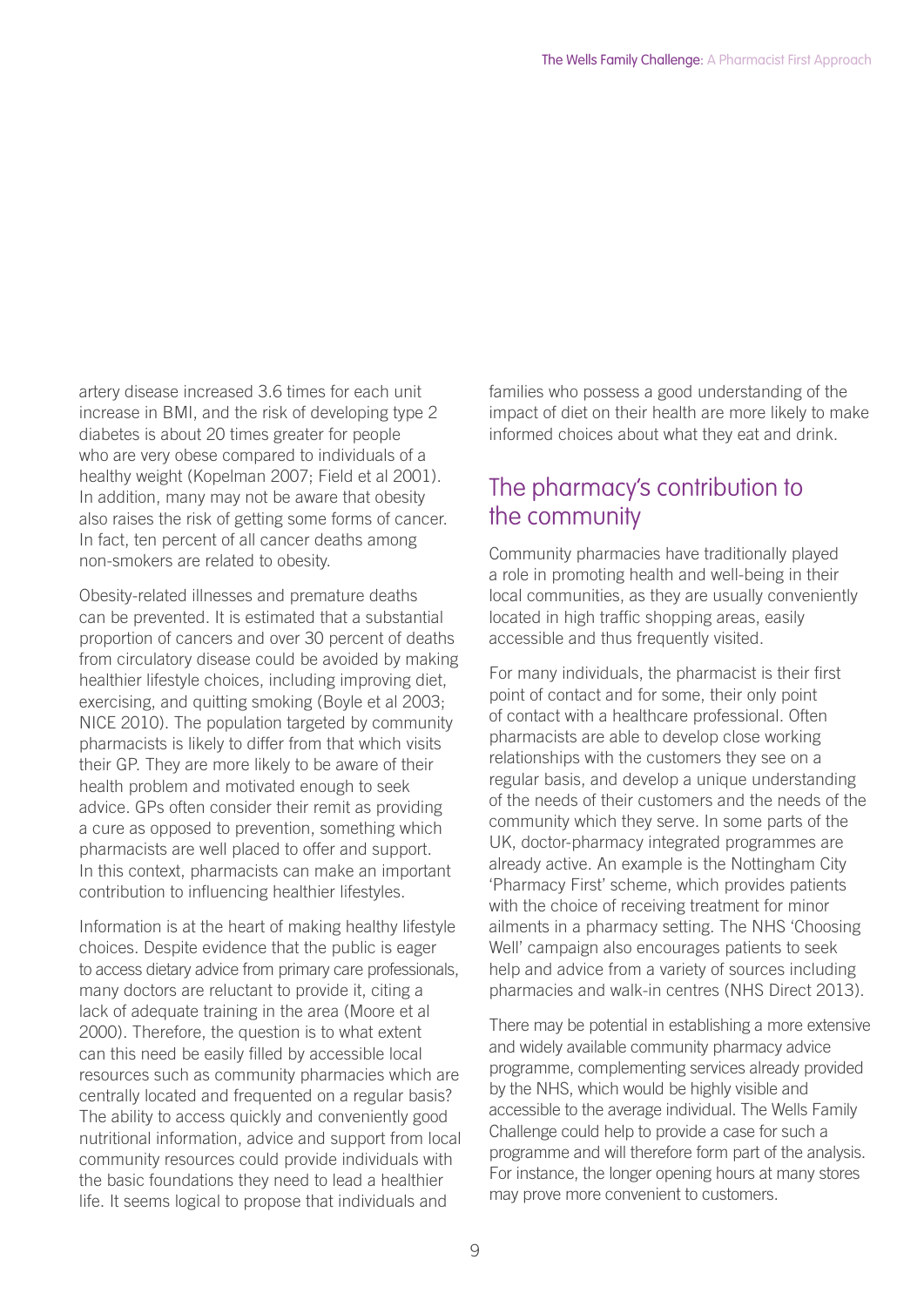artery disease increased 3.6 times for each unit increase in BMI, and the risk of developing type 2 diabetes is about 20 times greater for people who are very obese compared to individuals of a healthy weight (Kopelman 2007; Field et al 2001). In addition, many may not be aware that obesity also raises the risk of getting some forms of cancer. In fact, ten percent of all cancer deaths among non-smokers are related to obesity.

Obesity-related illnesses and premature deaths can be prevented. It is estimated that a substantial proportion of cancers and over 30 percent of deaths from circulatory disease could be avoided by making healthier lifestyle choices, including improving diet, exercising, and quitting smoking (Boyle et al 2003; NICE 2010). The population targeted by community pharmacists is likely to differ from that which visits their GP. They are more likely to be aware of their health problem and motivated enough to seek advice. GPs often consider their remit as providing a cure as opposed to prevention, something which pharmacists are well placed to offer and support. In this context, pharmacists can make an important contribution to influencing healthier lifestyles.

Information is at the heart of making healthy lifestyle choices. Despite evidence that the public is eager to access dietary advice from primary care professionals, many doctors are reluctant to provide it, citing a lack of adequate training in the area (Moore et al 2000). Therefore, the question is to what extent can this need be easily filled by accessible local resources such as community pharmacies which are centrally located and frequented on a regular basis? The ability to access quickly and conveniently good nutritional information, advice and support from local community resources could provide individuals with the basic foundations they need to lead a healthier life. It seems logical to propose that individuals and families who possess a good understanding of the impact of diet on their health are more likely to make informed choices about what they eat and drink.

## The pharmacy's contribution to the community

Community pharmacies have traditionally played a role in promoting health and well-being in their local communities, as they are usually conveniently located in high traffic shopping areas, easily accessible and thus frequently visited.

For many individuals, the pharmacist is their first point of contact and for some, their only point of contact with a healthcare professional. Often pharmacists are able to develop close working relationships with the customers they see on a regular basis, and develop a unique understanding of the needs of their customers and the needs of the community which they serve. In some parts of the UK, doctor-pharmacy integrated programmes are already active. An example is the Nottingham City 'Pharmacy First' scheme, which provides patients with the choice of receiving treatment for minor ailments in a pharmacy setting. The NHS 'Choosing Well' campaign also encourages patients to seek help and advice from a variety of sources including pharmacies and walk-in centres (NHS Direct 2013).

There may be potential in establishing a more extensive and widely available community pharmacy advice programme, complementing services already provided by the NHS, which would be highly visible and accessible to the average individual. The Wells Family Challenge could help to provide a case for such a programme and will therefore form part of the analysis. For instance, the longer opening hours at many stores may prove more convenient to customers.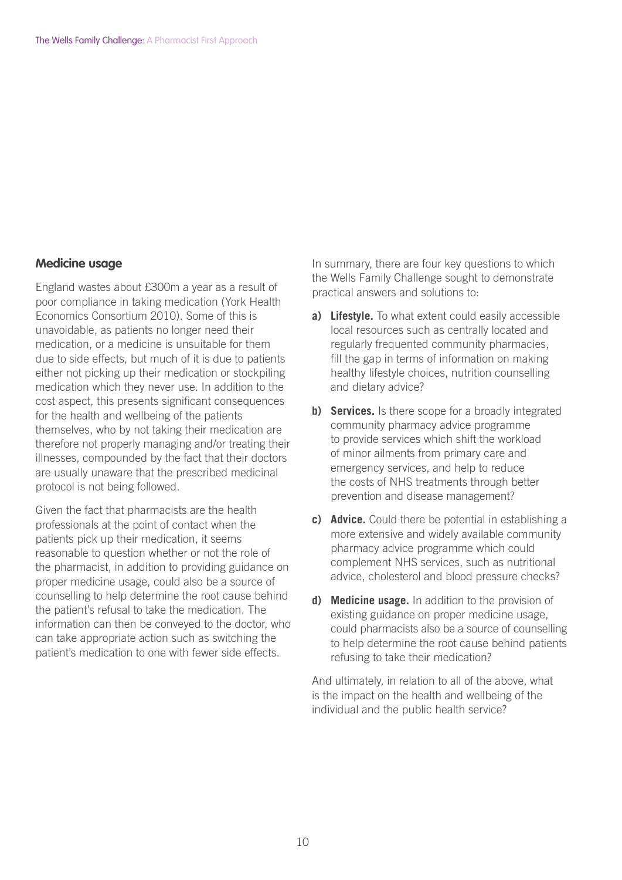## Medicine usage

England wastes about £300m a year as a result of poor compliance in taking medication (York Health Economics Consortium 2010). Some of this is unavoidable, as patients no longer need their medication, or a medicine is unsuitable for them due to side effects, but much of it is due to patients either not picking up their medication or stockpiling medication which they never use. In addition to the cost aspect, this presents significant consequences for the health and wellbeing of the patients themselves, who by not taking their medication are therefore not properly managing and/or treating their illnesses, compounded by the fact that their doctors are usually unaware that the prescribed medicinal protocol is not being followed.

Given the fact that pharmacists are the health professionals at the point of contact when the patients pick up their medication, it seems reasonable to question whether or not the role of the pharmacist, in addition to providing guidance on proper medicine usage, could also be a source of counselling to help determine the root cause behind the patient's refusal to take the medication. The information can then be conveyed to the doctor, who can take appropriate action such as switching the patient's medication to one with fewer side effects.

In summary, there are four key questions to which the Wells Family Challenge sought to demonstrate practical answers and solutions to:

a) **Lifestyle.** To what extent could easily accessible local resources such as centrally located and regularly frequented community pharmacies, fill the gap in terms of information on making healthy lifestyle choices, nutrition counselling and dietary advice?

b) **Services.** Is there scope for a broadly integrated community pharmacy advice programme to provide services which shift the workload of minor ailments from primary care and emergency services, and help to reduce the costs of NHS treatments through better prevention and disease management?

c) **Advice.** Could there be potential in establishing a more extensive and widely available community pharmacy advice programme which could complement NHS services, such as nutritional advice, cholesterol and blood pressure checks?

d) **Medicine usage.** In addition to the provision of existing guidance on proper medicine usage, could pharmacists also be a source of counselling to help determine the root cause behind patients refusing to take their medication?

And ultimately, in relation to all of the above, what is the impact on the health and wellbeing of the individual and the public health service?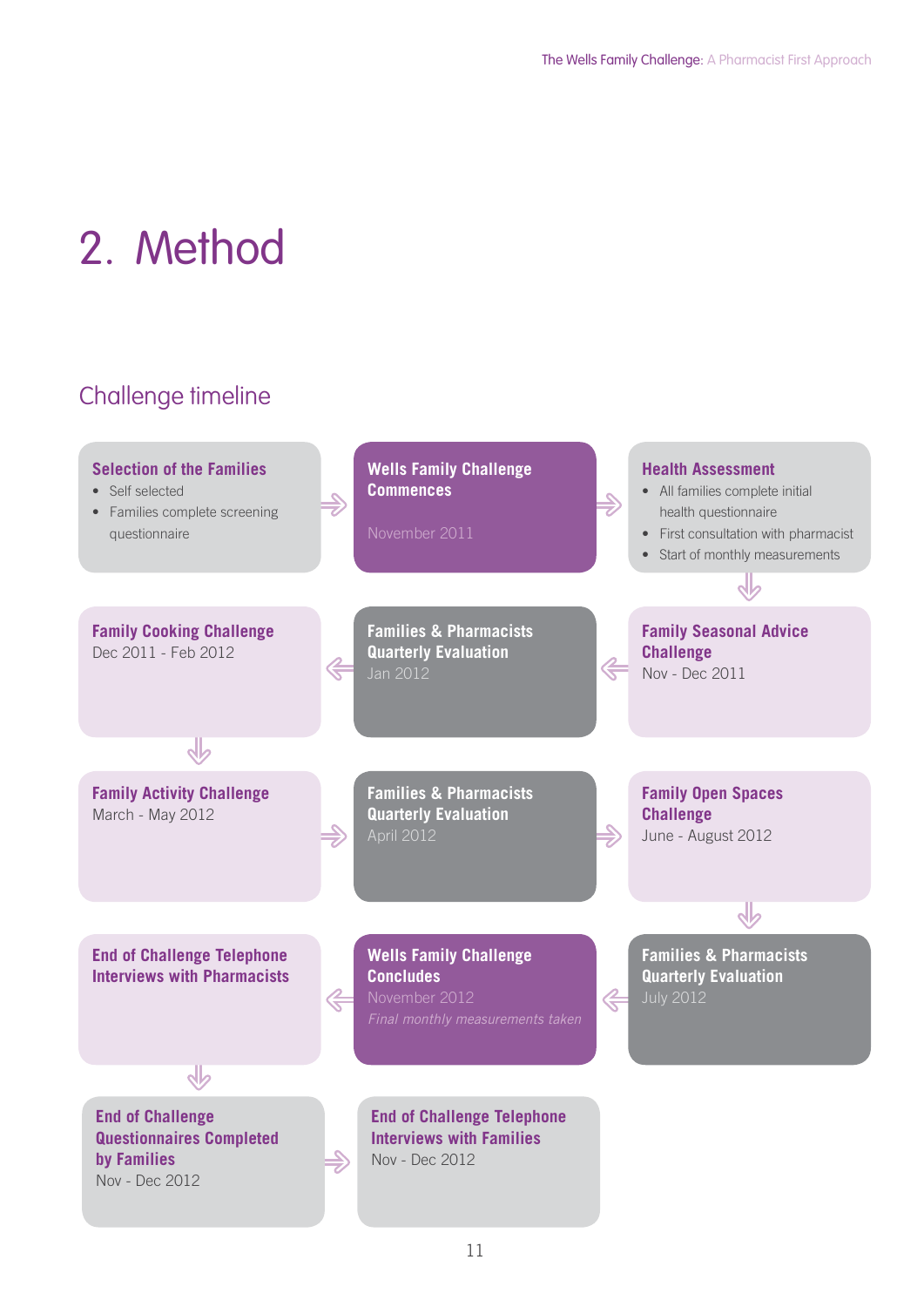# 2. Method

## Challenge timeline

**Selection of the Families**
- Self selected
- Families complete screening questionnaire

**Wells Family Challenge Commences**
November 2011

**Health Assessment**
- All families complete initial health questionnaire
- First consultation with pharmacist
- Start of monthly measurements

**Family Seasonal Advice Challenge**
Nov - Dec 2011

**Families & Pharmacists Quarterly Evaluation**
Jan 2012

**Family Cooking Challenge**
Dec 2011 - Feb 2012

**Family Activity Challenge**
March - May 2012

**Families & Pharmacists Quarterly Evaluation**
April 2012

**Family Open Spaces Challenge**
June - August 2012

**Families & Pharmacists Quarterly Evaluation**
July 2012

**Wells Family Challenge Concludes**
November 2012
*Final monthly measurements taken*

**End of Challenge Telephone Interviews with Pharmacists**

**End of Challenge Questionnaires Completed by Families**
Nov - Dec 2012

**End of Challenge Telephone Interviews with Families**
Nov - Dec 2012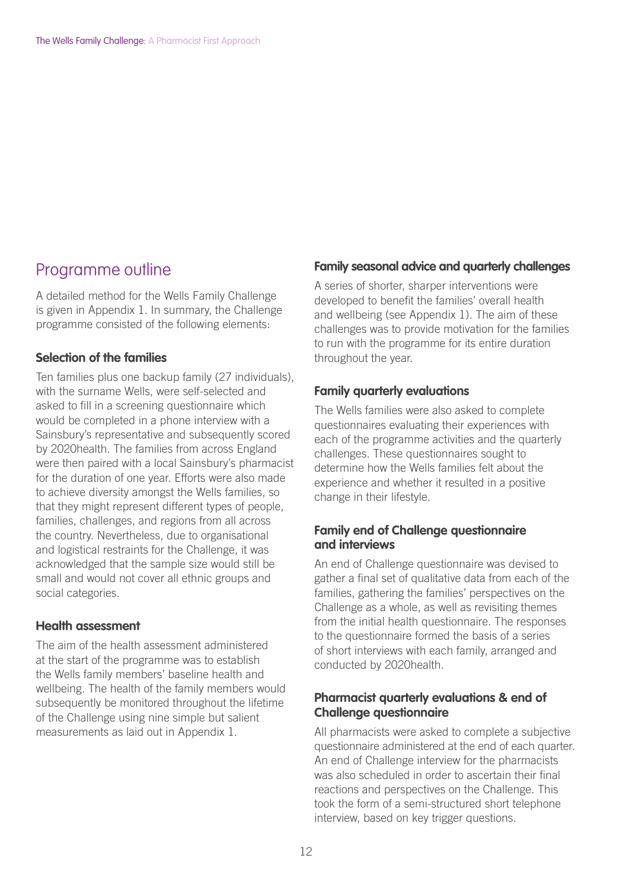## Programme outline

A detailed method for the Wells Family Challenge is given in Appendix 1. In summary, the Challenge programme consisted of the following elements:

### Selection of the families

Ten families plus one backup family (27 individuals), with the surname Wells, were self-selected and asked to fill in a screening questionnaire which would be completed in a phone interview with a Sainsbury's representative and subsequently scored by 2020health. The families from across England were then paired with a local Sainsbury's pharmacist for the duration of one year. Efforts were also made to achieve diversity amongst the Wells families, so that they might represent different types of people, families, challenges, and regions from all across the country. Nevertheless, due to organisational and logistical restraints for the Challenge, it was acknowledged that the sample size would still be small and would not cover all ethnic groups and social categories.

### Health assessment

The aim of the health assessment administered at the start of the programme was to establish the Wells family members' baseline health and wellbeing. The health of the family members would subsequently be monitored throughout the lifetime of the Challenge using nine simple but salient measurements as laid out in Appendix 1.

### Family seasonal advice and quarterly challenges

A series of shorter, sharper interventions were developed to benefit the families' overall health and wellbeing (see Appendix 1). The aim of these challenges was to provide motivation for the families to run with the programme for its entire duration throughout the year.

### Family quarterly evaluations

The Wells families were also asked to complete questionnaires evaluating their experiences with each of the programme activities and the quarterly challenges. These questionnaires sought to determine how the Wells families felt about the experience and whether it resulted in a positive change in their lifestyle.

### Family end of Challenge questionnaire and interviews

An end of Challenge questionnaire was devised to gather a final set of qualitative data from each of the families, gathering the families' perspectives on the Challenge as a whole, as well as revisiting themes from the initial health questionnaire. The responses to the questionnaire formed the basis of a series of short interviews with each family, arranged and conducted by 2020health.

### Pharmacist quarterly evaluations & end of Challenge questionnaire

All pharmacists were asked to complete a subjective questionnaire administered at the end of each quarter. An end of Challenge interview for the pharmacists was also scheduled in order to ascertain their final reactions and perspectives on the Challenge. This took the form of a semi-structured short telephone interview, based on key trigger questions.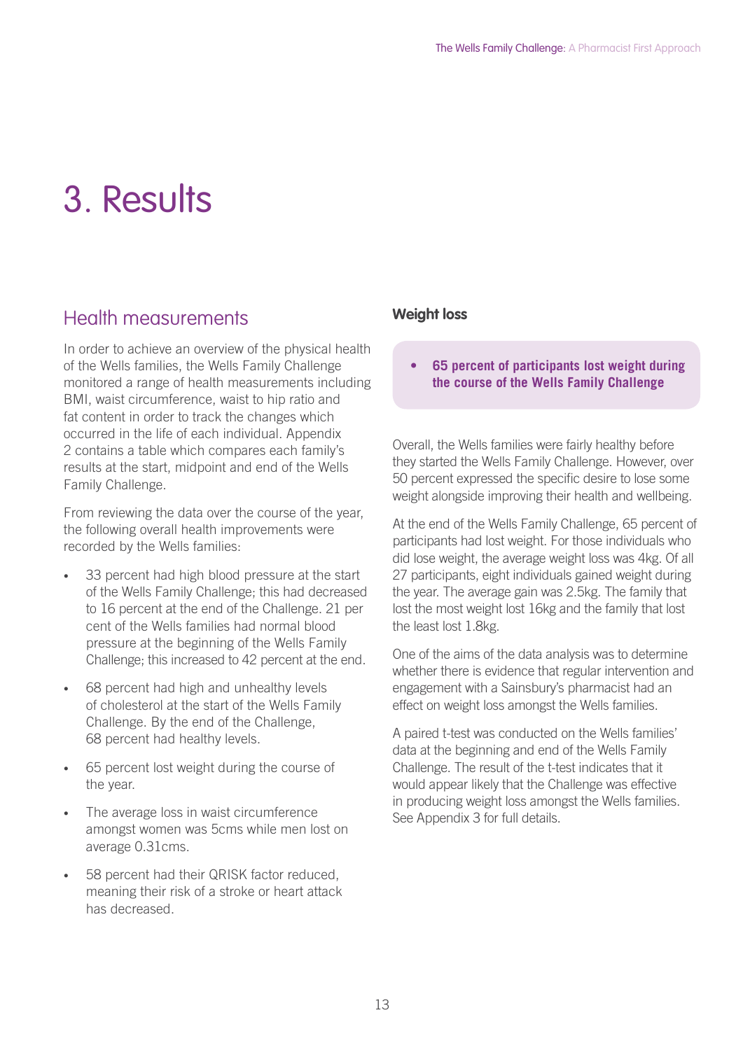# 3. Results

## Health measurements

In order to achieve an overview of the physical health of the Wells families, the Wells Family Challenge monitored a range of health measurements including BMI, waist circumference, waist to hip ratio and fat content in order to track the changes which occurred in the life of each individual. Appendix 2 contains a table which compares each family's results at the start, midpoint and end of the Wells Family Challenge.

From reviewing the data over the course of the year, the following overall health improvements were recorded by the Wells families:

- 33 percent had high blood pressure at the start of the Wells Family Challenge; this had decreased to 16 percent at the end of the Challenge. 21 per cent of the Wells families had normal blood pressure at the beginning of the Wells Family Challenge; this increased to 42 percent at the end.
- 68 percent had high and unhealthy levels of cholesterol at the start of the Wells Family Challenge. By the end of the Challenge, 68 percent had healthy levels.
- 65 percent lost weight during the course of the year.
- The average loss in waist circumference amongst women was 5cms while men lost on average 0.31cms.
- 58 percent had their QRISK factor reduced, meaning their risk of a stroke or heart attack has decreased.

### Weight loss

- **65 percent of participants lost weight during the course of the Wells Family Challenge**

Overall, the Wells families were fairly healthy before they started the Wells Family Challenge. However, over 50 percent expressed the specific desire to lose some weight alongside improving their health and wellbeing.

At the end of the Wells Family Challenge, 65 percent of participants had lost weight. For those individuals who did lose weight, the average weight loss was 4kg. Of all 27 participants, eight individuals gained weight during the year. The average gain was 2.5kg. The family that lost the most weight lost 16kg and the family that lost the least lost 1.8kg.

One of the aims of the data analysis was to determine whether there is evidence that regular intervention and engagement with a Sainsbury's pharmacist had an effect on weight loss amongst the Wells families.

A paired t-test was conducted on the Wells families' data at the beginning and end of the Wells Family Challenge. The result of the t-test indicates that it would appear likely that the Challenge was effective in producing weight loss amongst the Wells families. See Appendix 3 for full details.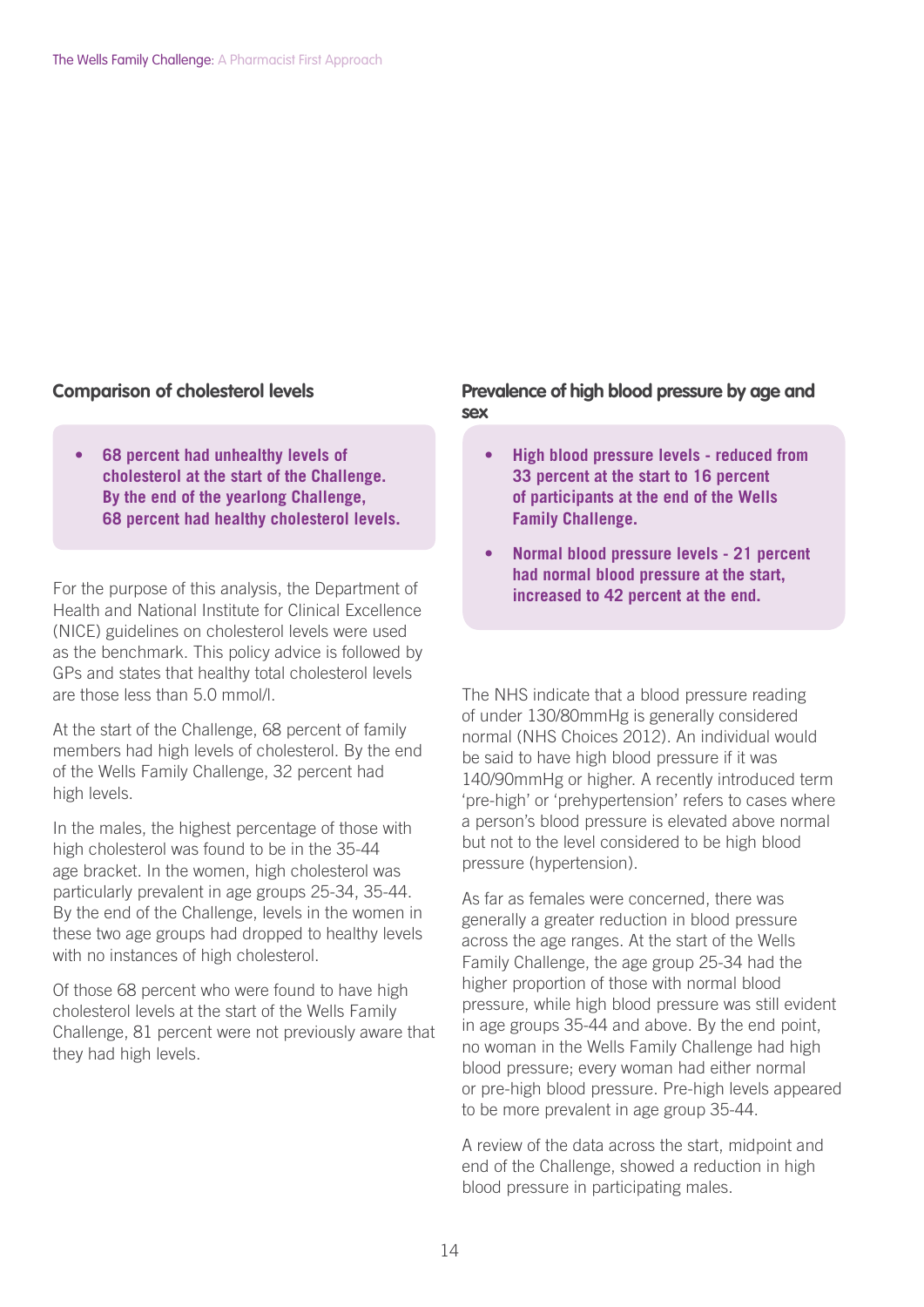## Comparison of cholesterol levels

- **68 percent had unhealthy levels of cholesterol at the start of the Challenge. By the end of the yearlong Challenge, 68 percent had healthy cholesterol levels.**

For the purpose of this analysis, the Department of Health and National Institute for Clinical Excellence (NICE) guidelines on cholesterol levels were used as the benchmark. This policy advice is followed by GPs and states that healthy total cholesterol levels are those less than 5.0 mmol/l.

At the start of the Challenge, 68 percent of family members had high levels of cholesterol. By the end of the Wells Family Challenge, 32 percent had high levels.

In the males, the highest percentage of those with high cholesterol was found to be in the 35-44 age bracket. In the women, high cholesterol was particularly prevalent in age groups 25-34, 35-44. By the end of the Challenge, levels in the women in these two age groups had dropped to healthy levels with no instances of high cholesterol.

Of those 68 percent who were found to have high cholesterol levels at the start of the Wells Family Challenge, 81 percent were not previously aware that they had high levels.

## Prevalence of high blood pressure by age and sex

- **High blood pressure levels - reduced from 33 percent at the start to 16 percent of participants at the end of the Wells Family Challenge.**
- **Normal blood pressure levels - 21 percent had normal blood pressure at the start, increased to 42 percent at the end.**

The NHS indicate that a blood pressure reading of under 130/80mmHg is generally considered normal (NHS Choices 2012). An individual would be said to have high blood pressure if it was 140/90mmHg or higher. A recently introduced term 'pre-high' or 'prehypertension' refers to cases where a person's blood pressure is elevated above normal but not to the level considered to be high blood pressure (hypertension).

As far as females were concerned, there was generally a greater reduction in blood pressure across the age ranges. At the start of the Wells Family Challenge, the age group 25-34 had the higher proportion of those with normal blood pressure, while high blood pressure was still evident in age groups 35-44 and above. By the end point, no woman in the Wells Family Challenge had high blood pressure; every woman had either normal or pre-high blood pressure. Pre-high levels appeared to be more prevalent in age group 35-44.

A review of the data across the start, midpoint and end of the Challenge, showed a reduction in high blood pressure in participating males.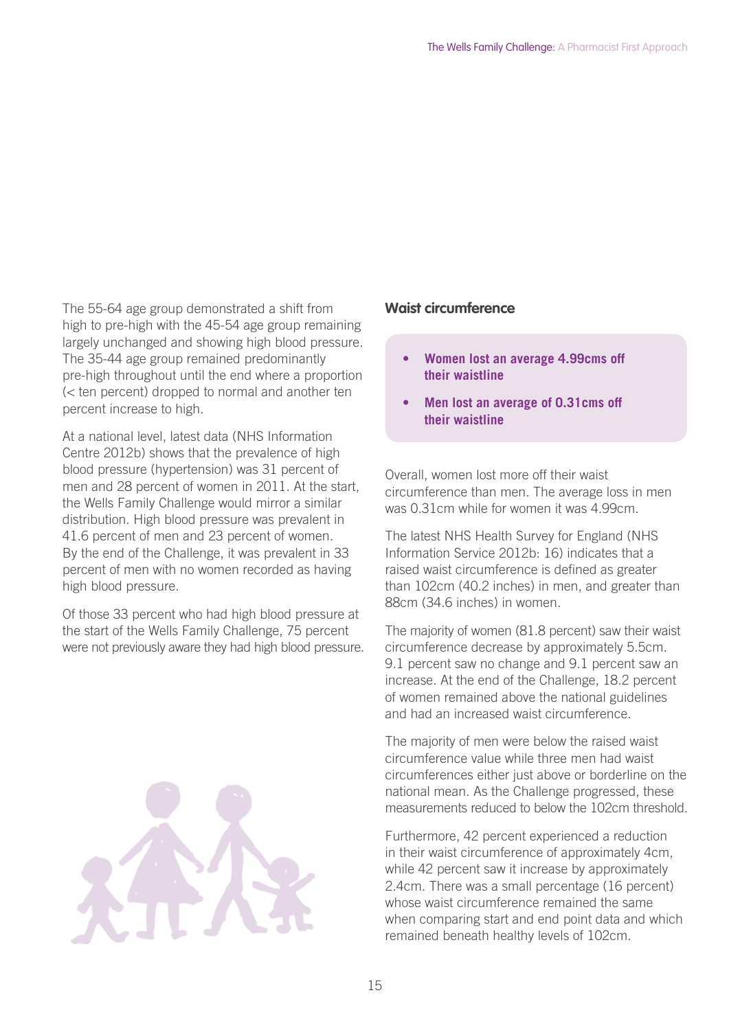The 55-64 age group demonstrated a shift from high to pre-high with the 45-54 age group remaining largely unchanged and showing high blood pressure. The 35-44 age group remained predominantly pre-high throughout until the end where a proportion (< ten percent) dropped to normal and another ten percent increase to high.

At a national level, latest data (NHS Information Centre 2012b) shows that the prevalence of high blood pressure (hypertension) was 31 percent of men and 28 percent of women in 2011. At the start, the Wells Family Challenge would mirror a similar distribution. High blood pressure was prevalent in 41.6 percent of men and 23 percent of women. By the end of the Challenge, it was prevalent in 33 percent of men with no women recorded as having high blood pressure.

Of those 33 percent who had high blood pressure at the start of the Wells Family Challenge, 75 percent were not previously aware they had high blood pressure.

## Waist circumference

- **Women lost an average 4.99cms off their waistline**
- **Men lost an average of 0.31cms off their waistline**

Overall, women lost more off their waist circumference than men. The average loss in men was 0.31cm while for women it was 4.99cm.

The latest NHS Health Survey for England (NHS Information Service 2012b: 16) indicates that a raised waist circumference is defined as greater than 102cm (40.2 inches) in men, and greater than 88cm (34.6 inches) in women.

The majority of women (81.8 percent) saw their waist circumference decrease by approximately 5.5cm. 9.1 percent saw no change and 9.1 percent saw an increase. At the end of the Challenge, 18.2 percent of women remained above the national guidelines and had an increased waist circumference.

The majority of men were below the raised waist circumference value while three men had waist circumferences either just above or borderline on the national mean. As the Challenge progressed, these measurements reduced to below the 102cm threshold.

Furthermore, 42 percent experienced a reduction in their waist circumference of approximately 4cm, while 42 percent saw it increase by approximately 2.4cm. There was a small percentage (16 percent) whose waist circumference remained the same when comparing start and end point data and which remained beneath healthy levels of 102cm.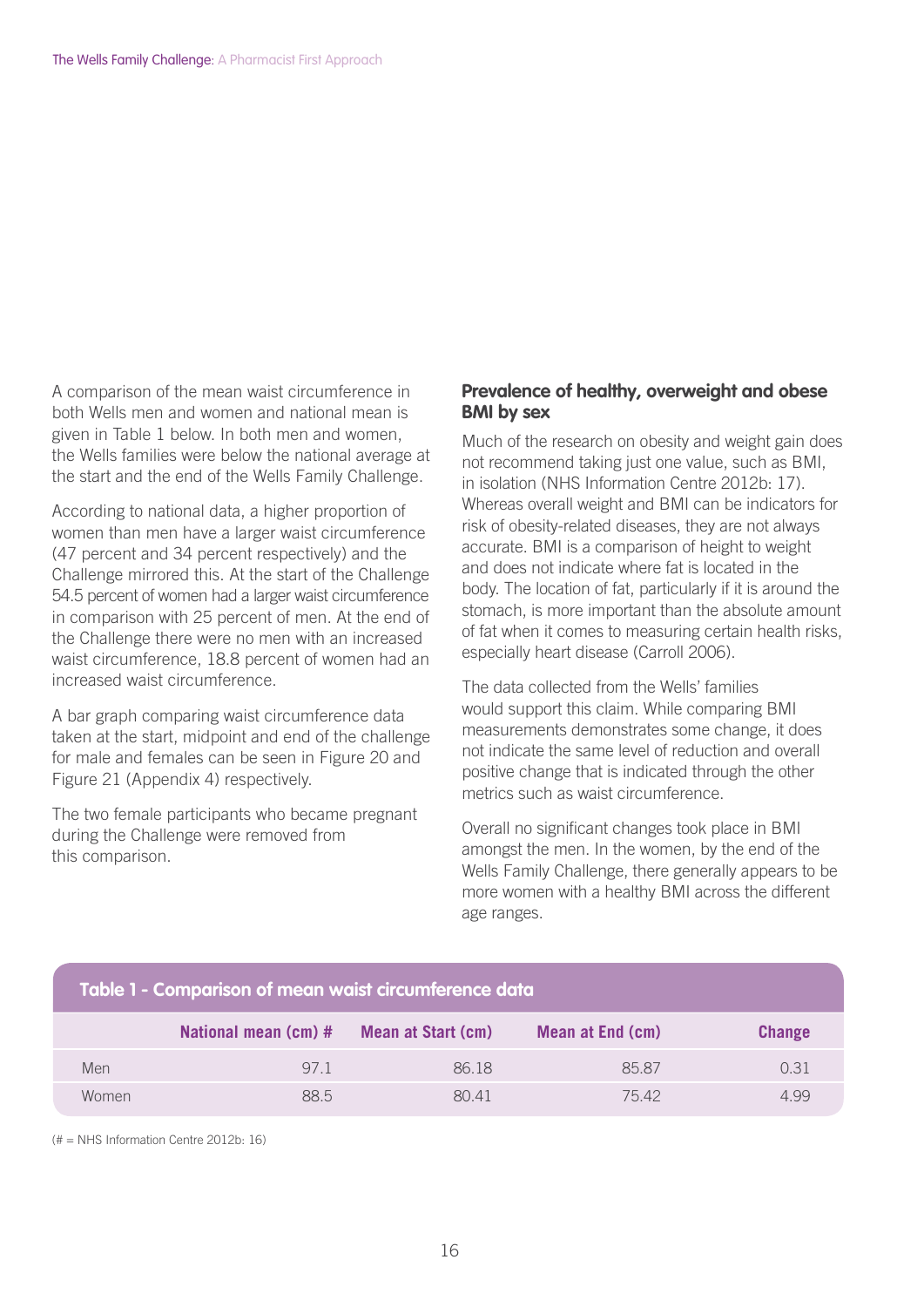A comparison of the mean waist circumference in both Wells men and women and national mean is given in Table 1 below. In both men and women, the Wells families were below the national average at the start and the end of the Wells Family Challenge.

According to national data, a higher proportion of women than men have a larger waist circumference (47 percent and 34 percent respectively) and the Challenge mirrored this. At the start of the Challenge 54.5 percent of women had a larger waist circumference in comparison with 25 percent of men. At the end of the Challenge there were no men with an increased waist circumference, 18.8 percent of women had an increased waist circumference.

A bar graph comparing waist circumference data taken at the start, midpoint and end of the challenge for male and females can be seen in Figure 20 and Figure 21 (Appendix 4) respectively.

The two female participants who became pregnant during the Challenge were removed from this comparison.

### Prevalence of healthy, overweight and obese BMI by sex

Much of the research on obesity and weight gain does not recommend taking just one value, such as BMI, in isolation (NHS Information Centre 2012b: 17). Whereas overall weight and BMI can be indicators for risk of obesity-related diseases, they are not always accurate. BMI is a comparison of height to weight and does not indicate where fat is located in the body. The location of fat, particularly if it is around the stomach, is more important than the absolute amount of fat when it comes to measuring certain health risks, especially heart disease (Carroll 2006).

The data collected from the Wells' families would support this claim. While comparing BMI measurements demonstrates some change, it does not indicate the same level of reduction and overall positive change that is indicated through the other metrics such as waist circumference.

Overall no significant changes took place in BMI amongst the men. In the women, by the end of the Wells Family Challenge, there generally appears to be more women with a healthy BMI across the different age ranges.

**Table 1 - Comparison of mean waist circumference data**

| | National mean (cm) # | Mean at Start (cm) | Mean at End (cm) | Change |
|---|---|---|---|---|
| Men | 97.1 | 86.18 | 85.87 | 0.31 |
| Women | 88.5 | 80.41 | 75.42 | 4.99 |

(# = NHS Information Centre 2012b: 16)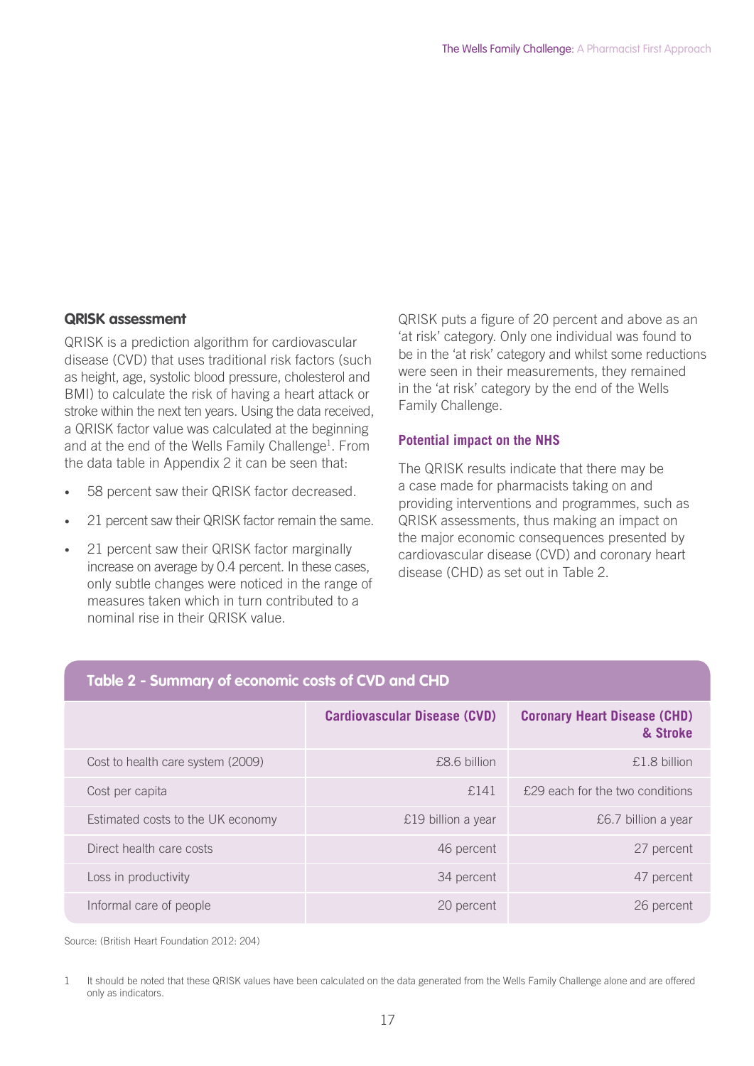## QRISK assessment

QRISK is a prediction algorithm for cardiovascular disease (CVD) that uses traditional risk factors (such as height, age, systolic blood pressure, cholesterol and BMI) to calculate the risk of having a heart attack or stroke within the next ten years. Using the data received, a QRISK factor value was calculated at the beginning and at the end of the Wells Family Challenge[1]. From the data table in Appendix 2 it can be seen that:

- 58 percent saw their QRISK factor decreased.
- 21 percent saw their QRISK factor remain the same.
- 21 percent saw their QRISK factor marginally increase on average by 0.4 percent. In these cases, only subtle changes were noticed in the range of measures taken which in turn contributed to a nominal rise in their QRISK value.

QRISK puts a figure of 20 percent and above as an 'at risk' category. Only one individual was found to be in the 'at risk' category and whilst some reductions were seen in their measurements, they remained in the 'at risk' category by the end of the Wells Family Challenge.

### Potential impact on the NHS

The QRISK results indicate that there may be a case made for pharmacists taking on and providing interventions and programmes, such as QRISK assessments, thus making an impact on the major economic consequences presented by cardiovascular disease (CVD) and coronary heart disease (CHD) as set out in Table 2.

**Table 2 - Summary of economic costs of CVD and CHD**

| | Cardiovascular Disease (CVD) | Coronary Heart Disease (CHD) & Stroke |
|---|---|---|
| Cost to health care system (2009) | £8.6 billion | £1.8 billion |
| Cost per capita | £141 | £29 each for the two conditions |
| Estimated costs to the UK economy | £19 billion a year | £6.7 billion a year |
| Direct health care costs | 46 percent | 27 percent |
| Loss in productivity | 34 percent | 47 percent |
| Informal care of people | 20 percent | 26 percent |

Source: (British Heart Foundation 2012: 204)

1 It should be noted that these QRISK values have been calculated on the data generated from the Wells Family Challenge alone and are offered only as indicators.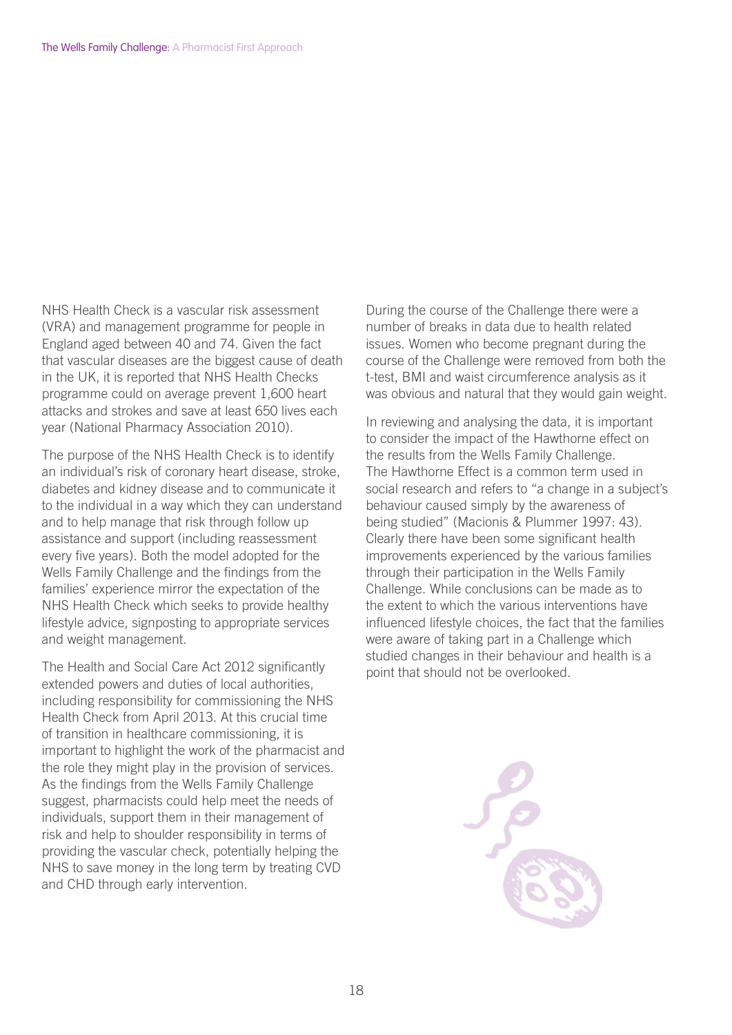NHS Health Check is a vascular risk assessment (VRA) and management programme for people in England aged between 40 and 74. Given the fact that vascular diseases are the biggest cause of death in the UK, it is reported that NHS Health Checks programme could on average prevent 1,600 heart attacks and strokes and save at least 650 lives each year (National Pharmacy Association 2010).

The purpose of the NHS Health Check is to identify an individual's risk of coronary heart disease, stroke, diabetes and kidney disease and to communicate it to the individual in a way which they can understand and to help manage that risk through follow up assistance and support (including reassessment every five years). Both the model adopted for the Wells Family Challenge and the findings from the families' experience mirror the expectation of the NHS Health Check which seeks to provide healthy lifestyle advice, signposting to appropriate services and weight management.

The Health and Social Care Act 2012 significantly extended powers and duties of local authorities, including responsibility for commissioning the NHS Health Check from April 2013. At this crucial time of transition in healthcare commissioning, it is important to highlight the work of the pharmacist and the role they might play in the provision of services. As the findings from the Wells Family Challenge suggest, pharmacists could help meet the needs of individuals, support them in their management of risk and help to shoulder responsibility in terms of providing the vascular check, potentially helping the NHS to save money in the long term by treating CVD and CHD through early intervention.

During the course of the Challenge there were a number of breaks in data due to health related issues. Women who become pregnant during the course of the Challenge were removed from both the t-test, BMI and waist circumference analysis as it was obvious and natural that they would gain weight.

In reviewing and analysing the data, it is important to consider the impact of the Hawthorne effect on the results from the Wells Family Challenge. The Hawthorne Effect is a common term used in social research and refers to "a change in a subject's behaviour caused simply by the awareness of being studied" (Macionis & Plummer 1997: 43). Clearly there have been some significant health improvements experienced by the various families through their participation in the Wells Family Challenge. While conclusions can be made as to the extent to which the various interventions have influenced lifestyle choices, the fact that the families were aware of taking part in a Challenge which studied changes in their behaviour and health is a point that should not be overlooked.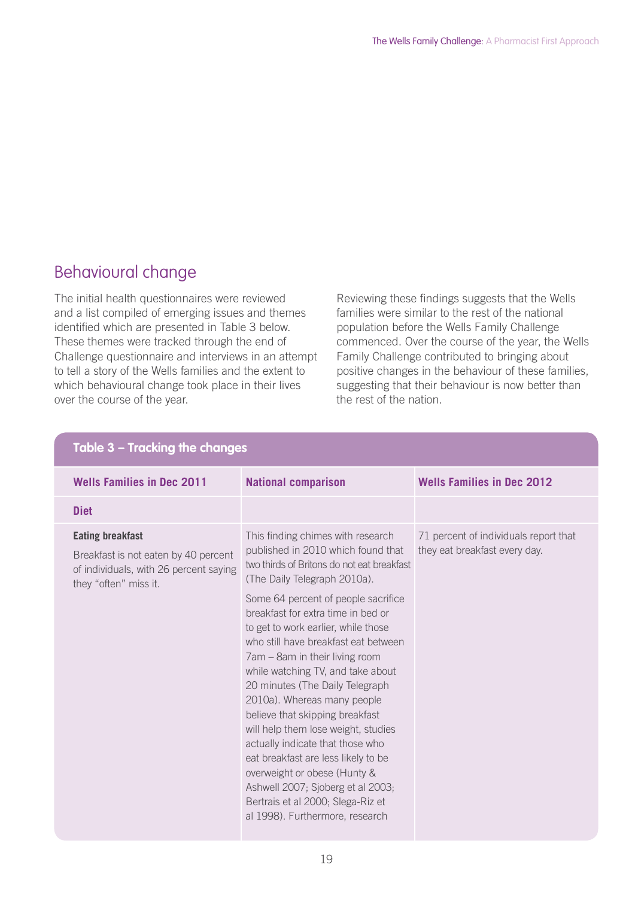## Behavioural change

The initial health questionnaires were reviewed and a list compiled of emerging issues and themes identified which are presented in Table 3 below. These themes were tracked through the end of Challenge questionnaire and interviews in an attempt to tell a story of the Wells families and the extent to which behavioural change took place in their lives over the course of the year.

Reviewing these findings suggests that the Wells families were similar to the rest of the national population before the Wells Family Challenge commenced. Over the course of the year, the Wells Family Challenge contributed to bringing about positive changes in the behaviour of these families, suggesting that their behaviour is now better than the rest of the nation.

**Table 3 – Tracking the changes**

| Wells Families in Dec 2011 | National comparison | Wells Families in Dec 2012 |
|---|---|---|
| **Diet** | | |
| **Eating breakfast**<br>Breakfast is not eaten by 40 percent of individuals, with 26 percent saying they "often" miss it. | This finding chimes with research published in 2010 which found that two thirds of Britons do not eat breakfast (The Daily Telegraph 2010a).<br>Some 64 percent of people sacrifice breakfast for extra time in bed or to get to work earlier, while those who still have breakfast eat between 7am – 8am in their living room while watching TV, and take about 20 minutes (The Daily Telegraph 2010a). Whereas many people believe that skipping breakfast will help them lose weight, studies actually indicate that those who eat breakfast are less likely to be overweight or obese (Hunty & Ashwell 2007; Sjoberg et al 2003; Bertrais et al 2000; Slega-Riz et al 1998). Furthermore, research | 71 percent of individuals report that they eat breakfast every day. |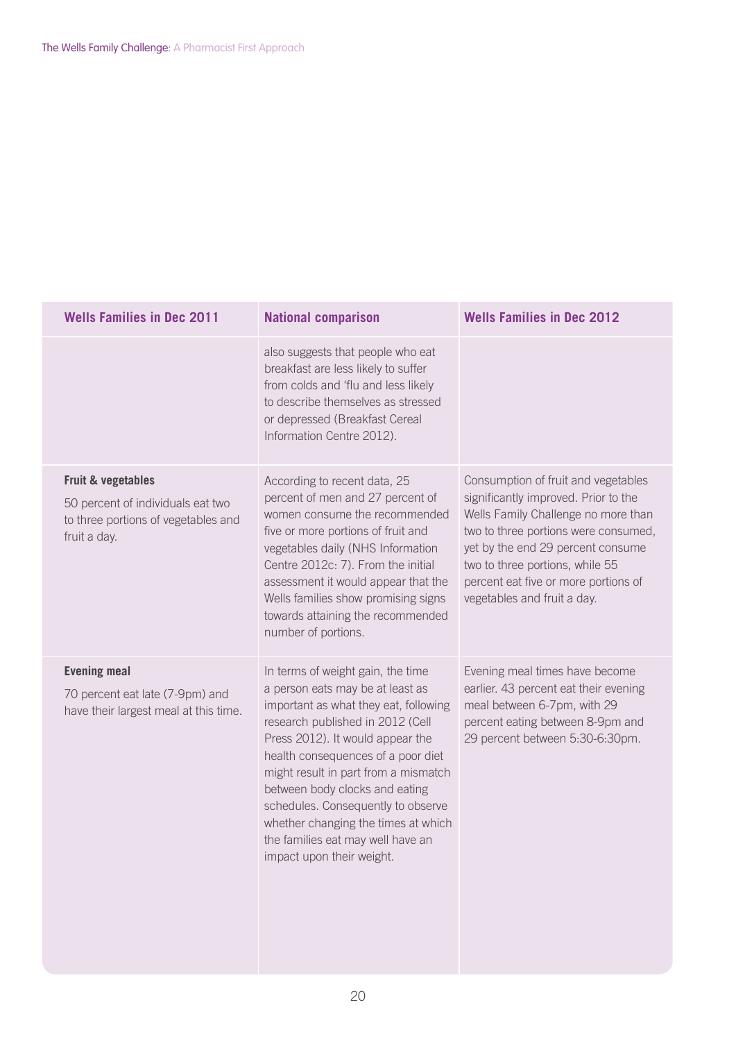| Wells Families in Dec 2011 | National comparison | Wells Families in Dec 2012 |
|---|---|---|
| | also suggests that people who eat breakfast are less likely to suffer from colds and 'flu and less likely to describe themselves as stressed or depressed (Breakfast Cereal Information Centre 2012). | |
| **Fruit & vegetables** 50 percent of individuals eat two to three portions of vegetables and fruit a day. | According to recent data, 25 percent of men and 27 percent of women consume the recommended five or more portions of fruit and vegetables daily (NHS Information Centre 2012c: 7). From the initial assessment it would appear that the Wells families show promising signs towards attaining the recommended number of portions. | Consumption of fruit and vegetables significantly improved. Prior to the Wells Family Challenge no more than two to three portions were consumed, yet by the end 29 percent consume two to three portions, while 55 percent eat five or more portions of vegetables and fruit a day. |
| **Evening meal** 70 percent eat late (7-9pm) and have their largest meal at this time. | In terms of weight gain, the time a person eats may be at least as important as what they eat, following research published in 2012 (Cell Press 2012). It would appear the health consequences of a poor diet might result in part from a mismatch between body clocks and eating schedules. Consequently to observe whether changing the times at which the families eat may well have an impact upon their weight. | Evening meal times have become earlier. 43 percent eat their evening meal between 6-7pm, with 29 percent eating between 8-9pm and 29 percent between 5:30-6:30pm. |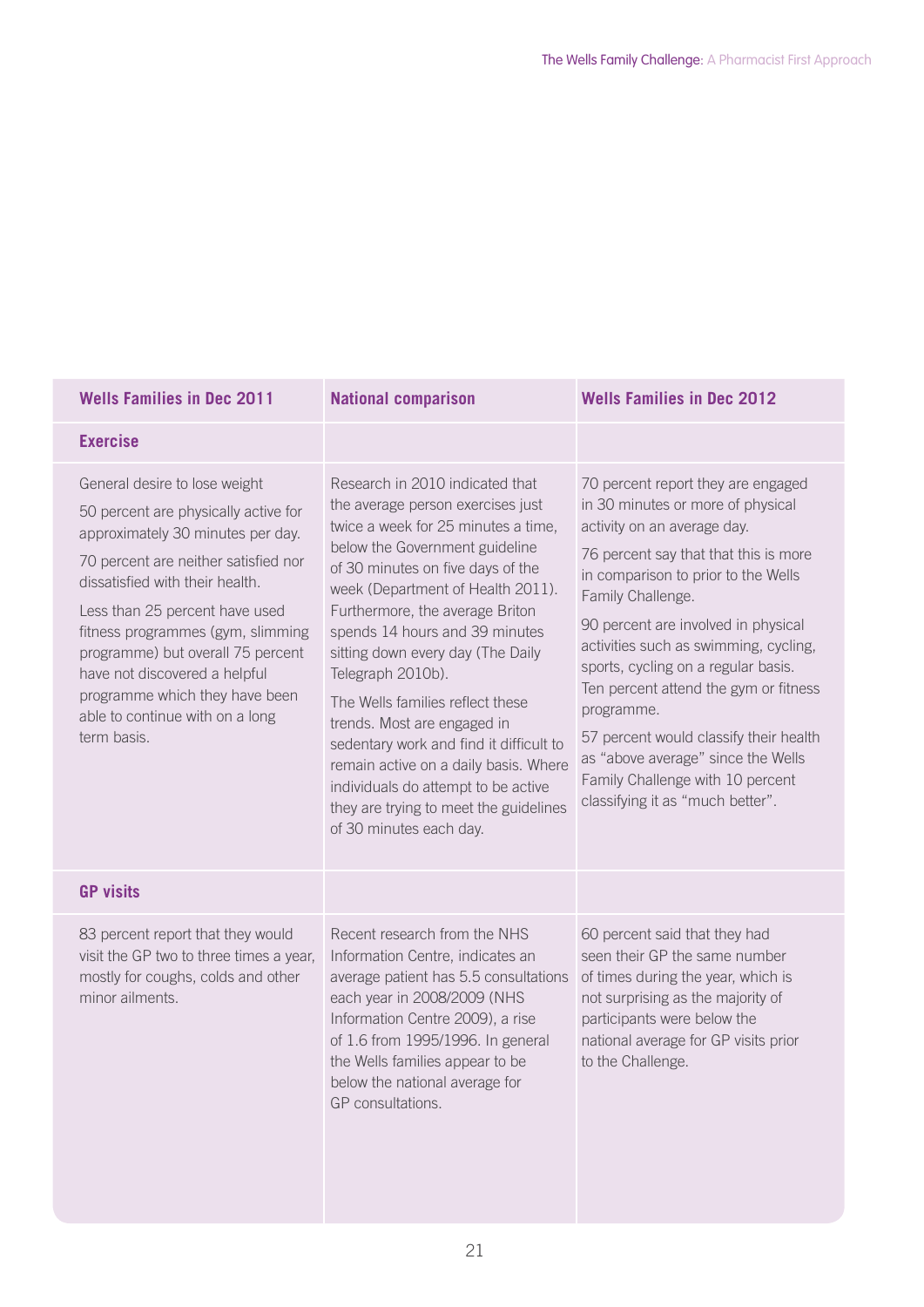| Wells Families in Dec 2011 | National comparison | Wells Families in Dec 2012 |
|---|---|---|
| **Exercise** | | |
| General desire to lose weight<br><br>50 percent are physically active for approximately 30 minutes per day.<br><br>70 percent are neither satisfied nor dissatisfied with their health.<br><br>Less than 25 percent have used fitness programmes (gym, slimming programme) but overall 75 percent have not discovered a helpful programme which they have been able to continue with on a long term basis. | Research in 2010 indicated that the average person exercises just twice a week for 25 minutes a time, below the Government guideline of 30 minutes on five days of the week (Department of Health 2011). Furthermore, the average Briton spends 14 hours and 39 minutes sitting down every day (The Daily Telegraph 2010b).<br><br>The Wells families reflect these trends. Most are engaged in sedentary work and find it difficult to remain active on a daily basis. Where individuals do attempt to be active they are trying to meet the guidelines of 30 minutes each day. | 70 percent report they are engaged in 30 minutes or more of physical activity on an average day.<br><br>76 percent say that this is more in comparison to prior to the Wells Family Challenge.<br><br>90 percent are involved in physical activities such as swimming, cycling, sports, cycling on a regular basis. Ten percent attend the gym or fitness programme.<br><br>57 percent would classify their health as "above average" since the Wells Family Challenge with 10 percent classifying it as "much better". |
| **GP visits** | | |
| 83 percent report that they would visit the GP two to three times a year, mostly for coughs, colds and other minor ailments. | Recent research from the NHS Information Centre, indicates an average patient has 5.5 consultations each year in 2008/2009 (NHS Information Centre 2009), a rise of 1.6 from 1995/1996. In general the Wells families appear to be below the national average for GP consultations. | 60 percent said that they had seen their GP the same number of times during the year, which is not surprising as the majority of participants were below the national average for GP visits prior to the Challenge. |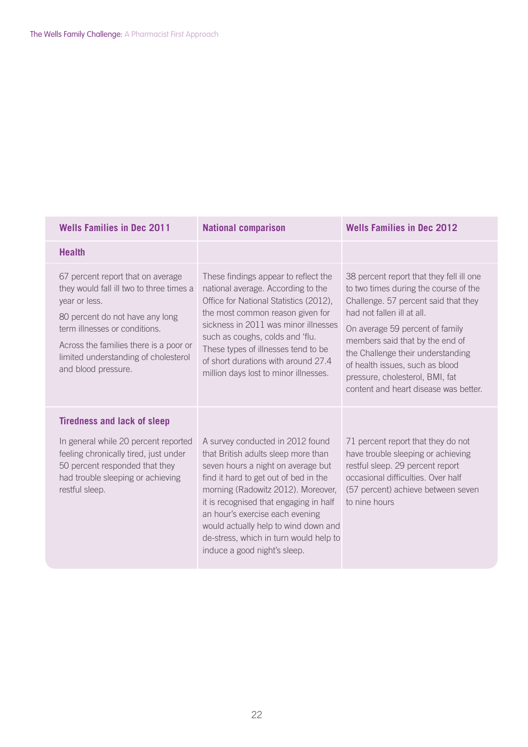| Wells Families in Dec 2011 | National comparison | Wells Families in Dec 2012 |
|---|---|---|
| **Health** | | |
| 67 percent report that on average they would fall ill two to three times a year or less.<br><br>80 percent do not have any long term illnesses or conditions.<br><br>Across the families there is a poor or limited understanding of cholesterol and blood pressure. | These findings appear to reflect the national average. According to the Office for National Statistics (2012), the most common reason given for sickness in 2011 was minor illnesses such as coughs, colds and 'flu. These types of illnesses tend to be of short durations with around 27.4 million days lost to minor illnesses. | 38 percent report that they fell ill one to two times during the course of the Challenge. 57 percent said that they had not fallen ill at all.<br><br>On average 59 percent of family members said that by the end of the Challenge their understanding of health issues, such as blood pressure, cholesterol, BMI, fat content and heart disease was better. |
| **Tiredness and lack of sleep**<br><br>In general while 20 percent reported feeling chronically tired, just under 50 percent responded that they had trouble sleeping or achieving restful sleep. | A survey conducted in 2012 found that British adults sleep more than seven hours a night on average but find it hard to get out of bed in the morning (Radowitz 2012). Moreover, it is recognised that engaging in half an hour's exercise each evening would actually help to wind down and de-stress, which in turn would help to induce a good night's sleep. | 71 percent report that they do not have trouble sleeping or achieving restful sleep. 29 percent report occasional difficulties. Over half (57 percent) achieve between seven to nine hours |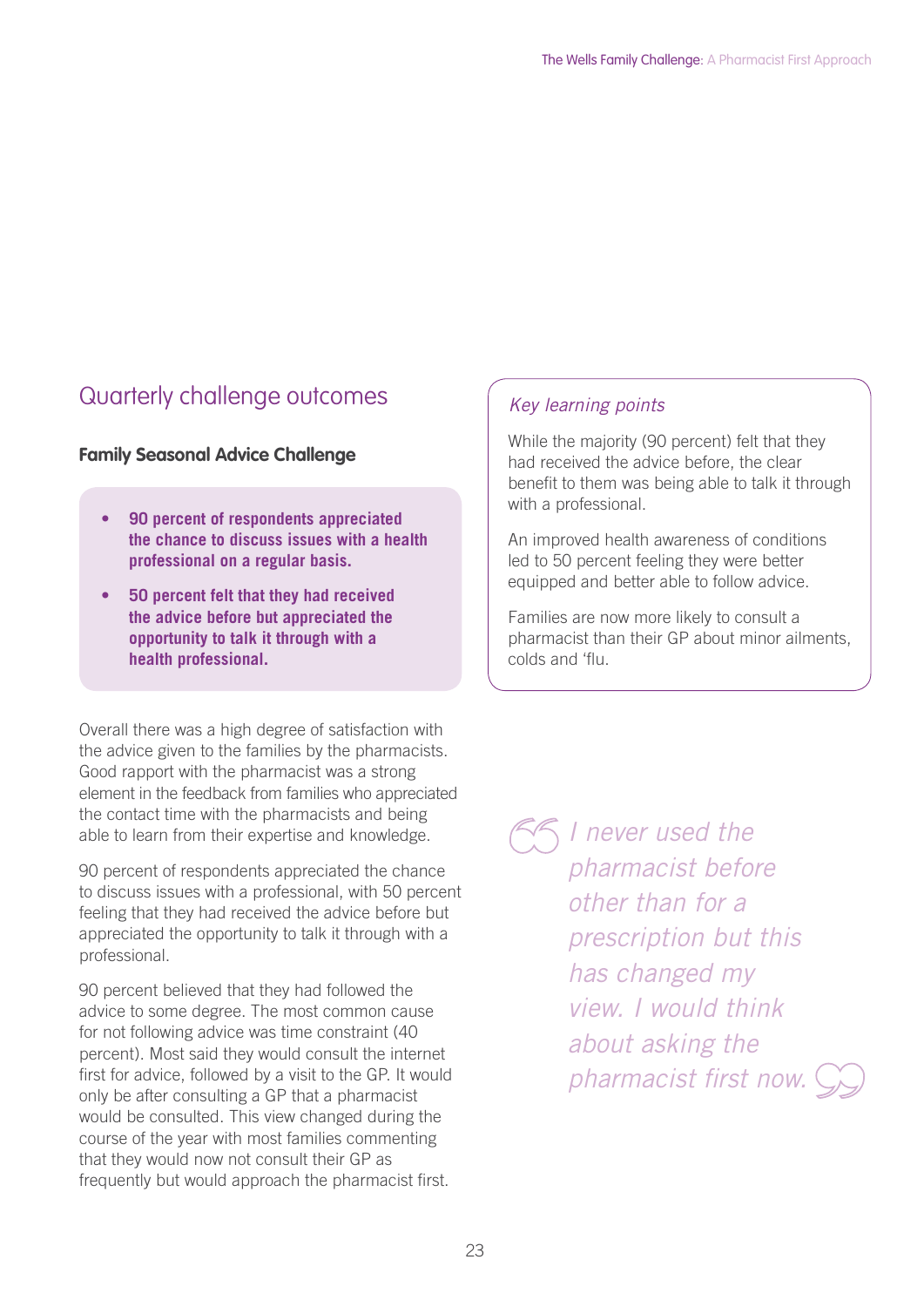## Quarterly challenge outcomes

### Family Seasonal Advice Challenge

- **90 percent of respondents appreciated the chance to discuss issues with a health professional on a regular basis.**
- **50 percent felt that they had received the advice before but appreciated the opportunity to talk it through with a health professional.**

Overall there was a high degree of satisfaction with the advice given to the families by the pharmacists. Good rapport with the pharmacist was a strong element in the feedback from families who appreciated the contact time with the pharmacists and being able to learn from their expertise and knowledge.

90 percent of respondents appreciated the chance to discuss issues with a professional, with 50 percent feeling that they had received the advice before but appreciated the opportunity to talk it through with a professional.

90 percent believed that they had followed the advice to some degree. The most common cause for not following advice was time constraint (40 percent). Most said they would consult the internet first for advice, followed by a visit to the GP. It would only be after consulting a GP that a pharmacist would be consulted. This view changed during the course of the year with most families commenting that they would now not consult their GP as frequently but would approach the pharmacist first.

*Key learning points*

While the majority (90 percent) felt that they had received the advice before, the clear benefit to them was being able to talk it through with a professional.

An improved health awareness of conditions led to 50 percent feeling they were better equipped and better able to follow advice.

Families are now more likely to consult a pharmacist than their GP about minor ailments, colds and 'flu.

> *I never used the pharmacist before other than for a prescription but this has changed my view. I would think about asking the pharmacist first now.*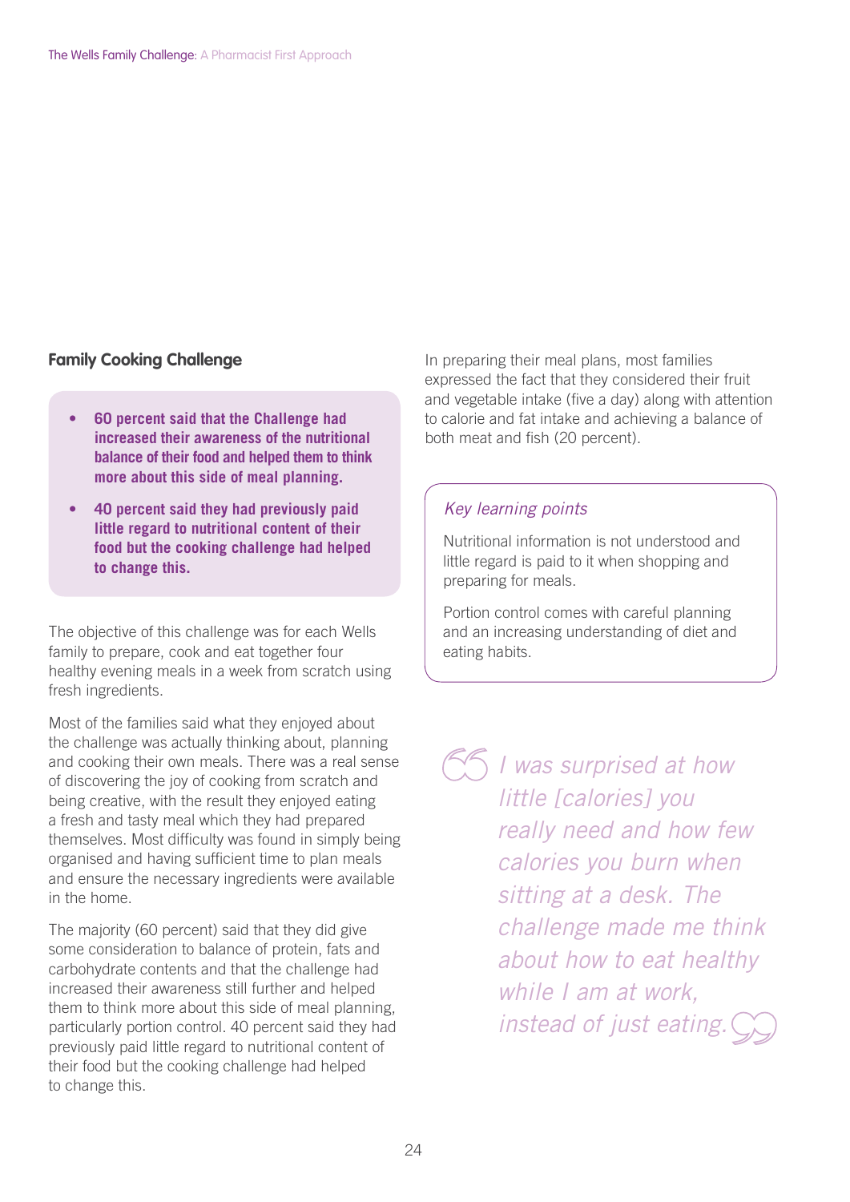## Family Cooking Challenge

- **60 percent said that the Challenge had increased their awareness of the nutritional balance of their food and helped them to think more about this side of meal planning.**
- **40 percent said they had previously paid little regard to nutritional content of their food but the cooking challenge had helped to change this.**

The objective of this challenge was for each Wells family to prepare, cook and eat together four healthy evening meals in a week from scratch using fresh ingredients.

Most of the families said what they enjoyed about the challenge was actually thinking about, planning and cooking their own meals. There was a real sense of discovering the joy of cooking from scratch and being creative, with the result they enjoyed eating a fresh and tasty meal which they had prepared themselves. Most difficulty was found in simply being organised and having sufficient time to plan meals and ensure the necessary ingredients were available in the home.

The majority (60 percent) said that they did give some consideration to balance of protein, fats and carbohydrate contents and that the challenge had increased their awareness still further and helped them to think more about this side of meal planning, particularly portion control. 40 percent said they had previously paid little regard to nutritional content of their food but the cooking challenge had helped to change this.

In preparing their meal plans, most families expressed the fact that they considered their fruit and vegetable intake (five a day) along with attention to calorie and fat intake and achieving a balance of both meat and fish (20 percent).

*Key learning points*

Nutritional information is not understood and little regard is paid to it when shopping and preparing for meals.

Portion control comes with careful planning and an increasing understanding of diet and eating habits.

> *"I was surprised at how little [calories] you really need and how few calories you burn when sitting at a desk. The challenge made me think about how to eat healthy while I am at work, instead of just eating."*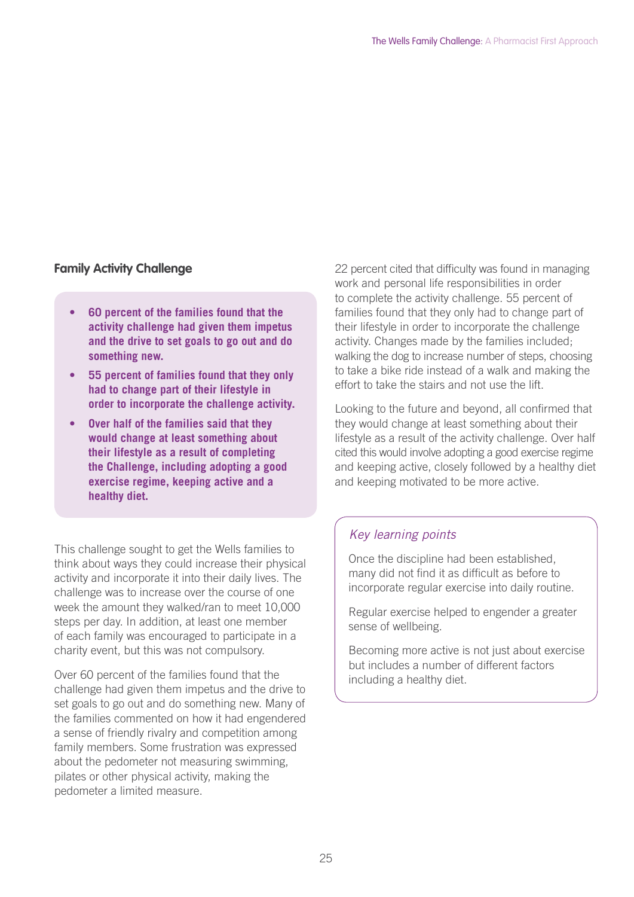## Family Activity Challenge

- **60 percent of the families found that the activity challenge had given them impetus and the drive to set goals to go out and do something new.**
- **55 percent of families found that they only had to change part of their lifestyle in order to incorporate the challenge activity.**
- **Over half of the families said that they would change at least something about their lifestyle as a result of completing the Challenge, including adopting a good exercise regime, keeping active and a healthy diet.**

This challenge sought to get the Wells families to think about ways they could increase their physical activity and incorporate it into their daily lives. The challenge was to increase over the course of one week the amount they walked/ran to meet 10,000 steps per day. In addition, at least one member of each family was encouraged to participate in a charity event, but this was not compulsory.

Over 60 percent of the families found that the challenge had given them impetus and the drive to set goals to go out and do something new. Many of the families commented on how it had engendered a sense of friendly rivalry and competition among family members. Some frustration was expressed about the pedometer not measuring swimming, pilates or other physical activity, making the pedometer a limited measure.

22 percent cited that difficulty was found in managing work and personal life responsibilities in order to complete the activity challenge. 55 percent of families found that they only had to change part of their lifestyle in order to incorporate the challenge activity. Changes made by the families included; walking the dog to increase number of steps, choosing to take a bike ride instead of a walk and making the effort to take the stairs and not use the lift.

Looking to the future and beyond, all confirmed that they would change at least something about their lifestyle as a result of the activity challenge. Over half cited this would involve adopting a good exercise regime and keeping active, closely followed by a healthy diet and keeping motivated to be more active.

*Key learning points*

Once the discipline had been established, many did not find it as difficult as before to incorporate regular exercise into daily routine.

Regular exercise helped to engender a greater sense of wellbeing.

Becoming more active is not just about exercise but includes a number of different factors including a healthy diet.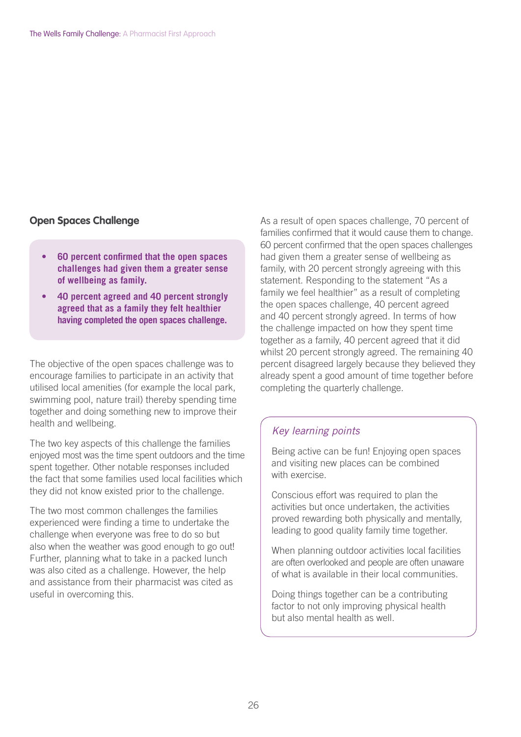## Open Spaces Challenge

- **60 percent confirmed that the open spaces challenges had given them a greater sense of wellbeing as family.**
- **40 percent agreed and 40 percent strongly agreed that as a family they felt healthier having completed the open spaces challenge.**

The objective of the open spaces challenge was to encourage families to participate in an activity that utilised local amenities (for example the local park, swimming pool, nature trail) thereby spending time together and doing something new to improve their health and wellbeing.

The two key aspects of this challenge the families enjoyed most was the time spent outdoors and the time spent together. Other notable responses included the fact that some families used local facilities which they did not know existed prior to the challenge.

The two most common challenges the families experienced were finding a time to undertake the challenge when everyone was free to do so but also when the weather was good enough to go out! Further, planning what to take in a packed lunch was also cited as a challenge. However, the help and assistance from their pharmacist was cited as useful in overcoming this.

As a result of open spaces challenge, 70 percent of families confirmed that it would cause them to change. 60 percent confirmed that the open spaces challenges had given them a greater sense of wellbeing as family, with 20 percent strongly agreeing with this statement. Responding to the statement "As a family we feel healthier" as a result of completing the open spaces challenge, 40 percent agreed and 40 percent strongly agreed. In terms of how the challenge impacted on how they spent time together as a family, 40 percent agreed that it did whilst 20 percent strongly agreed. The remaining 40 percent disagreed largely because they believed they already spent a good amount of time together before completing the quarterly challenge.

### *Key learning points*

Being active can be fun! Enjoying open spaces and visiting new places can be combined with exercise.

Conscious effort was required to plan the activities but once undertaken, the activities proved rewarding both physically and mentally, leading to good quality family time together.

When planning outdoor activities local facilities are often overlooked and people are often unaware of what is available in their local communities.

Doing things together can be a contributing factor to not only improving physical health but also mental health as well.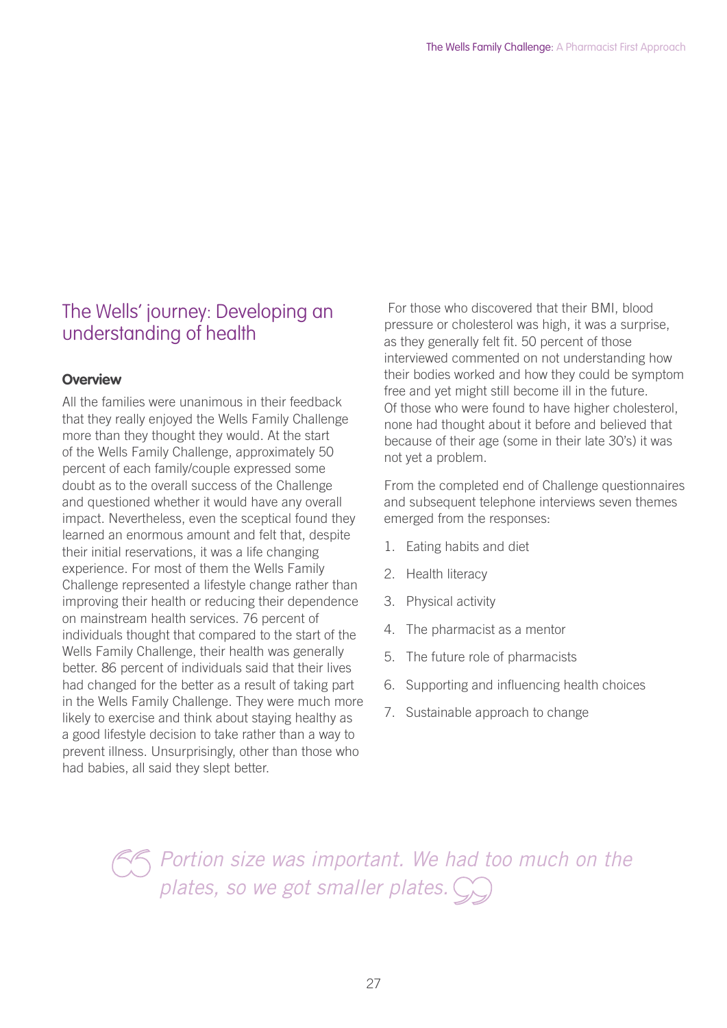## The Wells' journey: Developing an understanding of health

### Overview

All the families were unanimous in their feedback that they really enjoyed the Wells Family Challenge more than they thought they would. At the start of the Wells Family Challenge, approximately 50 percent of each family/couple expressed some doubt as to the overall success of the Challenge and questioned whether it would have any overall impact. Nevertheless, even the sceptical found they learned an enormous amount and felt that, despite their initial reservations, it was a life changing experience. For most of them the Wells Family Challenge represented a lifestyle change rather than improving their health or reducing their dependence on mainstream health services. 76 percent of individuals thought that compared to the start of the Wells Family Challenge, their health was generally better. 86 percent of individuals said that their lives had changed for the better as a result of taking part in the Wells Family Challenge. They were much more likely to exercise and think about staying healthy as a good lifestyle decision to take rather than a way to prevent illness. Unsurprisingly, other than those who had babies, all said they slept better.

For those who discovered that their BMI, blood pressure or cholesterol was high, it was a surprise, as they generally felt fit. 50 percent of those interviewed commented on not understanding how their bodies worked and how they could be symptom free and yet might still become ill in the future. Of those who were found to have higher cholesterol, none had thought about it before and believed that because of their age (some in their late 30's) it was not yet a problem.

From the completed end of Challenge questionnaires and subsequent telephone interviews seven themes emerged from the responses:

1. Eating habits and diet
2. Health literacy
3. Physical activity
4. The pharmacist as a mentor
5. The future role of pharmacists
6. Supporting and influencing health choices
7. Sustainable approach to change

> *"Portion size was important. We had too much on the plates, so we got smaller plates."*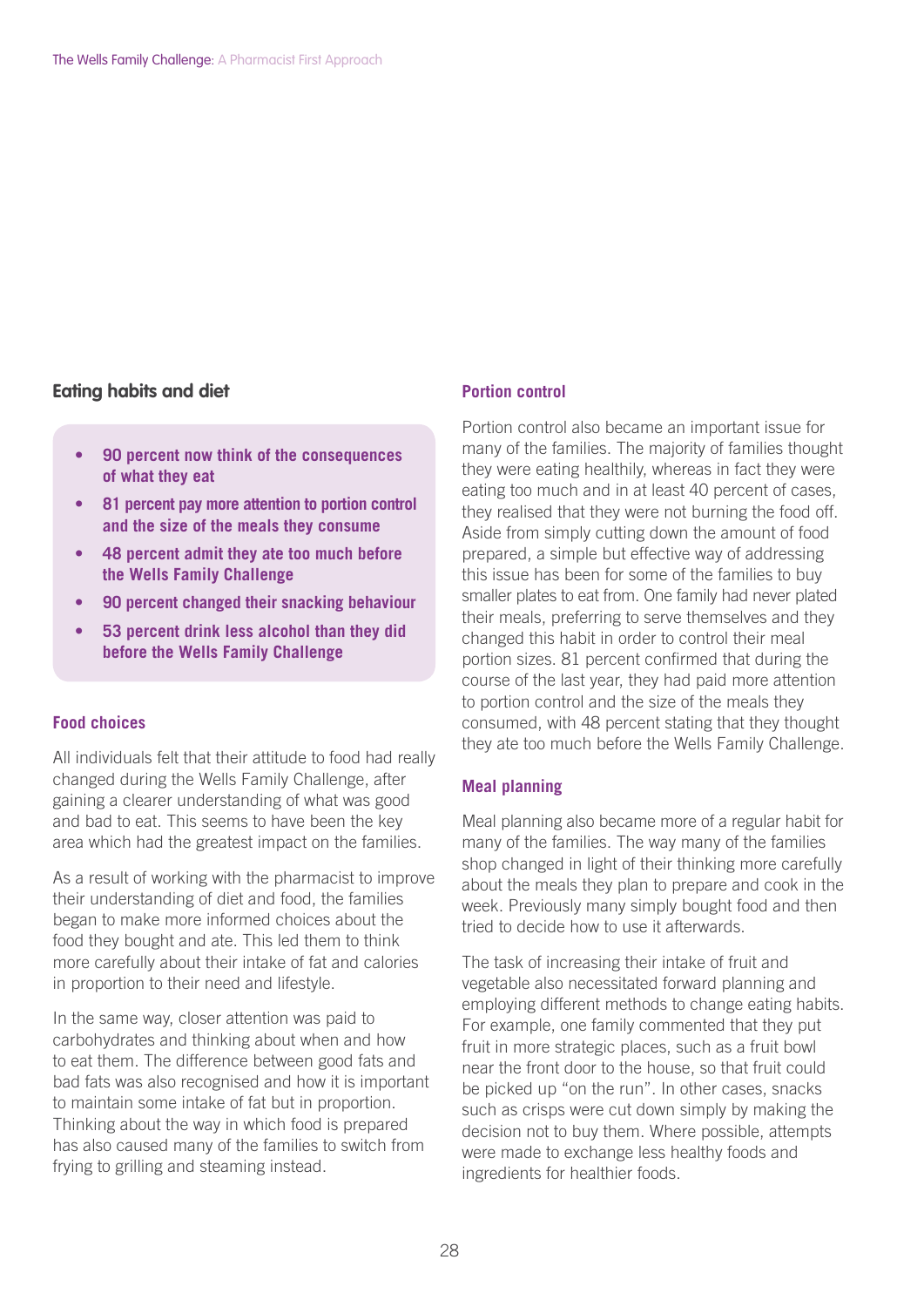## Eating habits and diet

- **90 percent now think of the consequences of what they eat**
- **81 percent pay more attention to portion control and the size of the meals they consume**
- **48 percent admit they ate too much before the Wells Family Challenge**
- **90 percent changed their snacking behaviour**
- **53 percent drink less alcohol than they did before the Wells Family Challenge**

### Food choices

All individuals felt that their attitude to food had really changed during the Wells Family Challenge, after gaining a clearer understanding of what was good and bad to eat. This seems to have been the key area which had the greatest impact on the families.

As a result of working with the pharmacist to improve their understanding of diet and food, the families began to make more informed choices about the food they bought and ate. This led them to think more carefully about their intake of fat and calories in proportion to their need and lifestyle.

In the same way, closer attention was paid to carbohydrates and thinking about when and how to eat them. The difference between good fats and bad fats was also recognised and how it is important to maintain some intake of fat but in proportion. Thinking about the way in which food is prepared has also caused many of the families to switch from frying to grilling and steaming instead.

### Portion control

Portion control also became an important issue for many of the families. The majority of families thought they were eating healthily, whereas in fact they were eating too much and in at least 40 percent of cases, they realised that they were not burning the food off. Aside from simply cutting down the amount of food prepared, a simple but effective way of addressing this issue has been for some of the families to buy smaller plates to eat from. One family had never plated their meals, preferring to serve themselves and they changed this habit in order to control their meal portion sizes. 81 percent confirmed that during the course of the last year, they had paid more attention to portion control and the size of the meals they consumed, with 48 percent stating that they thought they ate too much before the Wells Family Challenge.

### Meal planning

Meal planning also became more of a regular habit for many of the families. The way many of the families shop changed in light of their thinking more carefully about the meals they plan to prepare and cook in the week. Previously many simply bought food and then tried to decide how to use it afterwards.

The task of increasing their intake of fruit and vegetable also necessitated forward planning and employing different methods to change eating habits. For example, one family commented that they put fruit in more strategic places, such as a fruit bowl near the front door to the house, so that fruit could be picked up "on the run". In other cases, snacks such as crisps were cut down simply by making the decision not to buy them. Where possible, attempts were made to exchange less healthy foods and ingredients for healthier foods.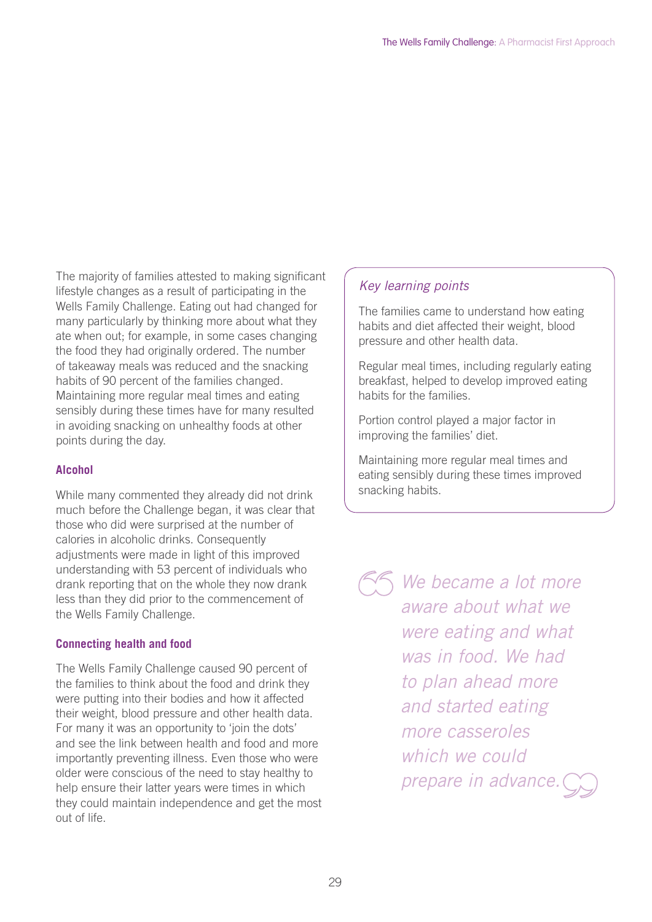The majority of families attested to making significant lifestyle changes as a result of participating in the Wells Family Challenge. Eating out had changed for many particularly by thinking more about what they ate when out; for example, in some cases changing the food they had originally ordered. The number of takeaway meals was reduced and the snacking habits of 90 percent of the families changed. Maintaining more regular meal times and eating sensibly during these times have for many resulted in avoiding snacking on unhealthy foods at other points during the day.

### Alcohol

While many commented they already did not drink much before the Challenge began, it was clear that those who did were surprised at the number of calories in alcoholic drinks. Consequently adjustments were made in light of this improved understanding with 53 percent of individuals who drank reporting that on the whole they now drank less than they did prior to the commencement of the Wells Family Challenge.

### Connecting health and food

The Wells Family Challenge caused 90 percent of the families to think about the food and drink they were putting into their bodies and how it affected their weight, blood pressure and other health data. For many it was an opportunity to 'join the dots' and see the link between health and food and more importantly preventing illness. Even those who were older were conscious of the need to stay healthy to help ensure their latter years were times in which they could maintain independence and get the most out of life.

*Key learning points*

The families came to understand how eating habits and diet affected their weight, blood pressure and other health data.

Regular meal times, including regularly eating breakfast, helped to develop improved eating habits for the families.

Portion control played a major factor in improving the families' diet.

Maintaining more regular meal times and eating sensibly during these times improved snacking habits.

> *We became a lot more aware about what we were eating and what was in food. We had to plan ahead more and started eating more casseroles which we could prepare in advance.*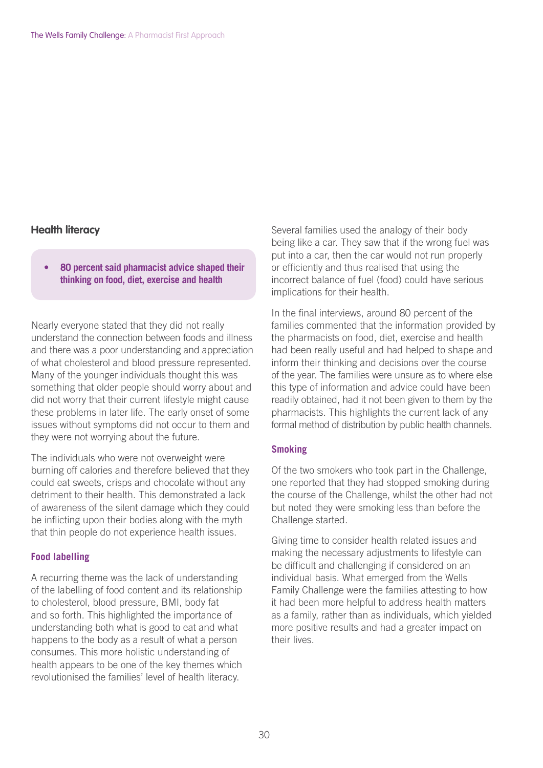## Health literacy

- **80 percent said pharmacist advice shaped their thinking on food, diet, exercise and health**

Nearly everyone stated that they did not really understand the connection between foods and illness and there was a poor understanding and appreciation of what cholesterol and blood pressure represented. Many of the younger individuals thought this was something that older people should worry about and did not worry that their current lifestyle might cause these problems in later life. The early onset of some issues without symptoms did not occur to them and they were not worrying about the future.

The individuals who were not overweight were burning off calories and therefore believed that they could eat sweets, crisps and chocolate without any detriment to their health. This demonstrated a lack of awareness of the silent damage which they could be inflicting upon their bodies along with the myth that thin people do not experience health issues.

### Food labelling

A recurring theme was the lack of understanding of the labelling of food content and its relationship to cholesterol, blood pressure, BMI, body fat and so forth. This highlighted the importance of understanding both what is good to eat and what happens to the body as a result of what a person consumes. This more holistic understanding of health appears to be one of the key themes which revolutionised the families' level of health literacy.

Several families used the analogy of their body being like a car. They saw that if the wrong fuel was put into a car, then the car would not run properly or efficiently and thus realised that using the incorrect balance of fuel (food) could have serious implications for their health.

In the final interviews, around 80 percent of the families commented that the information provided by the pharmacists on food, diet, exercise and health had been really useful and had helped to shape and inform their thinking and decisions over the course of the year. The families were unsure as to where else this type of information and advice could have been readily obtained, had it not been given to them by the pharmacists. This highlights the current lack of any formal method of distribution by public health channels.

### Smoking

Of the two smokers who took part in the Challenge, one reported that they had stopped smoking during the course of the Challenge, whilst the other had not but noted they were smoking less than before the Challenge started.

Giving time to consider health related issues and making the necessary adjustments to lifestyle can be difficult and challenging if considered on an individual basis. What emerged from the Wells Family Challenge were the families attesting to how it had been more helpful to address health matters as a family, rather than as individuals, which yielded more positive results and had a greater impact on their lives.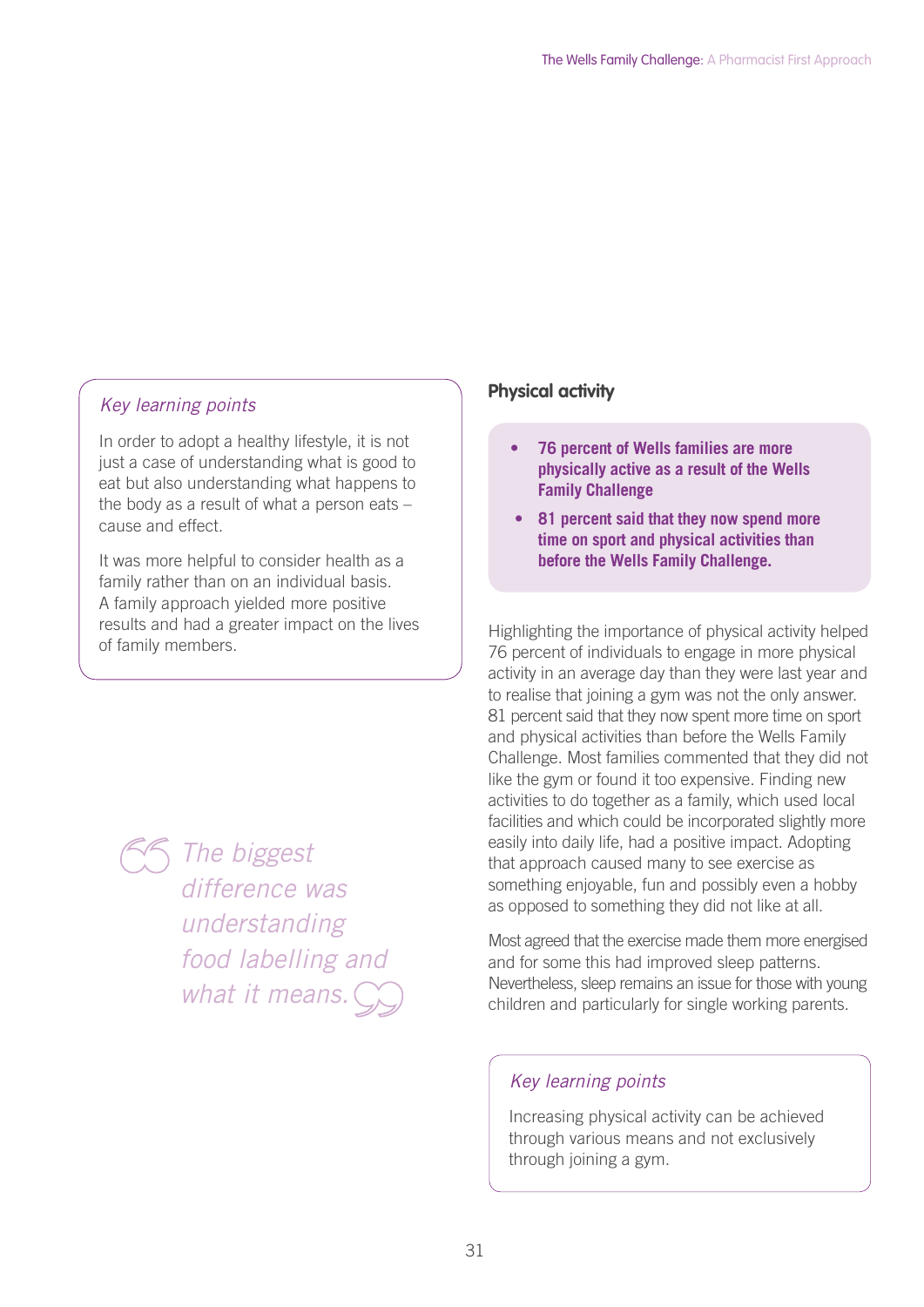*Key learning points*

In order to adopt a healthy lifestyle, it is not just a case of understanding what is good to eat but also understanding what happens to the body as a result of what a person eats – cause and effect.

It was more helpful to consider health as a family rather than on an individual basis. A family approach yielded more positive results and had a greater impact on the lives of family members.

> *The biggest difference was understanding food labelling and what it means.*

## Physical activity

- **76 percent of Wells families are more physically active as a result of the Wells Family Challenge**
- **81 percent said that they now spend more time on sport and physical activities than before the Wells Family Challenge.**

Highlighting the importance of physical activity helped 76 percent of individuals to engage in more physical activity in an average day than they were last year and to realise that joining a gym was not the only answer. 81 percent said that they now spent more time on sport and physical activities than before the Wells Family Challenge. Most families commented that they did not like the gym or found it too expensive. Finding new activities to do together as a family, which used local facilities and which could be incorporated slightly more easily into daily life, had a positive impact. Adopting that approach caused many to see exercise as something enjoyable, fun and possibly even a hobby as opposed to something they did not like at all.

Most agreed that the exercise made them more energised and for some this had improved sleep patterns. Nevertheless, sleep remains an issue for those with young children and particularly for single working parents.

*Key learning points*

Increasing physical activity can be achieved through various means and not exclusively through joining a gym.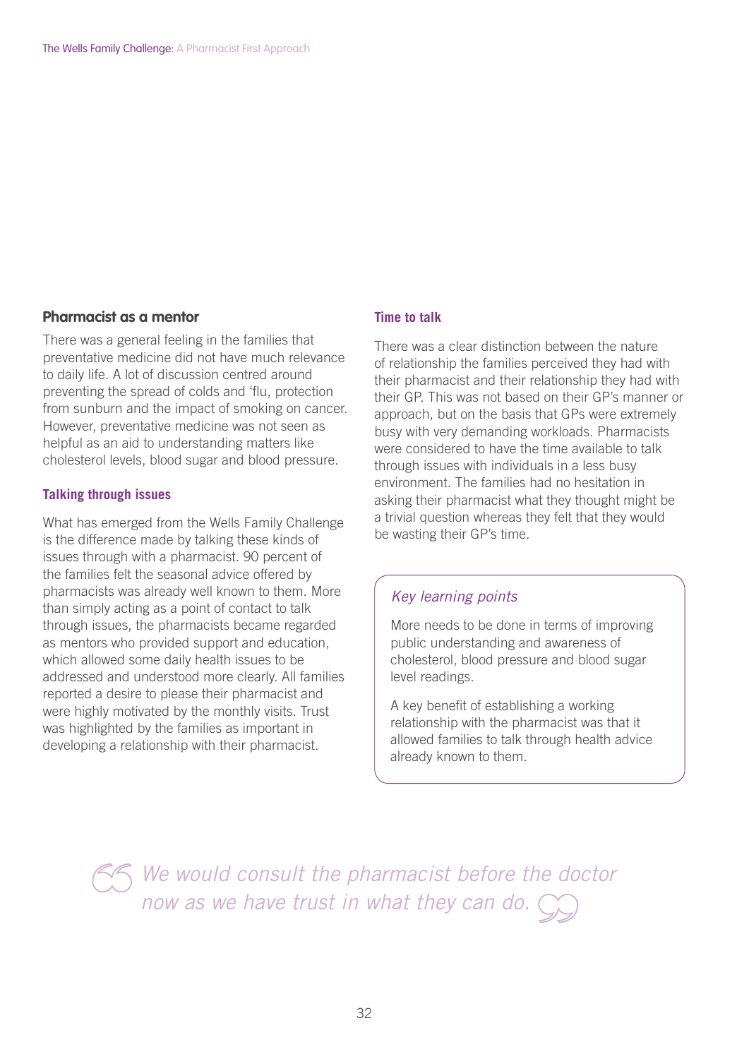## Pharmacist as a mentor

There was a general feeling in the families that preventative medicine did not have much relevance to daily life. A lot of discussion centred around preventing the spread of colds and 'flu, protection from sunburn and the impact of smoking on cancer. However, preventative medicine was not seen as helpful as an aid to understanding matters like cholesterol levels, blood sugar and blood pressure.

### Talking through issues

What has emerged from the Wells Family Challenge is the difference made by talking these kinds of issues through with a pharmacist. 90 percent of the families felt the seasonal advice offered by pharmacists was already well known to them. More than simply acting as a point of contact to talk through issues, the pharmacists became regarded as mentors who provided support and education, which allowed some daily health issues to be addressed and understood more clearly. All families reported a desire to please their pharmacist and were highly motivated by the monthly visits. Trust was highlighted by the families as important in developing a relationship with their pharmacist.

### Time to talk

There was a clear distinction between the nature of relationship the families perceived they had with their pharmacist and their relationship they had with their GP. This was not based on their GP's manner or approach, but on the basis that GPs were extremely busy with very demanding workloads. Pharmacists were considered to have the time available to talk through issues with individuals in a less busy environment. The families had no hesitation in asking their pharmacist what they thought might be a trivial question whereas they felt that they would be wasting their GP's time.

> *Key learning points*
>
> More needs to be done in terms of improving public understanding and awareness of cholesterol, blood pressure and blood sugar level readings.
>
> A key benefit of establishing a working relationship with the pharmacist was that it allowed families to talk through health advice already known to them.

> *"We would consult the pharmacist before the doctor now as we have trust in what they can do."*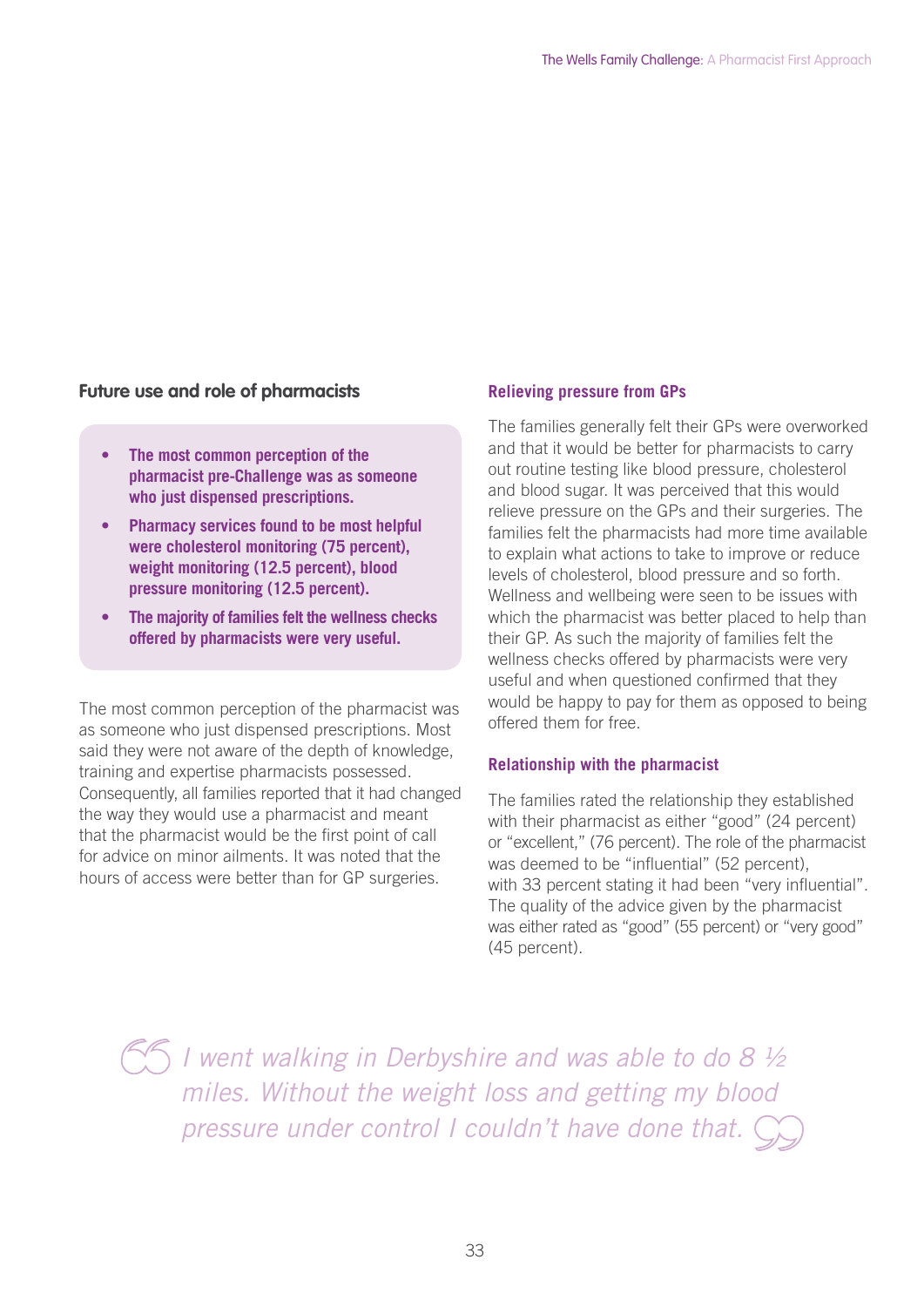## Future use and role of pharmacists

- **The most common perception of the pharmacist pre-Challenge was as someone who just dispensed prescriptions.**
- **Pharmacy services found to be most helpful were cholesterol monitoring (75 percent), weight monitoring (12.5 percent), blood pressure monitoring (12.5 percent).**
- **The majority of families felt the wellness checks offered by pharmacists were very useful.**

The most common perception of the pharmacist was as someone who just dispensed prescriptions. Most said they were not aware of the depth of knowledge, training and expertise pharmacists possessed. Consequently, all families reported that it had changed the way they would use a pharmacist and meant that the pharmacist would be the first point of call for advice on minor ailments. It was noted that the hours of access were better than for GP surgeries.

### Relieving pressure from GPs

The families generally felt their GPs were overworked and that it would be better for pharmacists to carry out routine testing like blood pressure, cholesterol and blood sugar. It was perceived that this would relieve pressure on the GPs and their surgeries. The families felt the pharmacists had more time available to explain what actions to take to improve or reduce levels of cholesterol, blood pressure and so forth. Wellness and wellbeing were seen to be issues with which the pharmacist was better placed to help than their GP. As such the majority of families felt the wellness checks offered by pharmacists were very useful and when questioned confirmed that they would be happy to pay for them as opposed to being offered them for free.

### Relationship with the pharmacist

The families rated the relationship they established with their pharmacist as either "good" (24 percent) or "excellent," (76 percent). The role of the pharmacist was deemed to be "influential" (52 percent), with 33 percent stating it had been "very influential". The quality of the advice given by the pharmacist was either rated as "good" (55 percent) or "very good" (45 percent).

> *I went walking in Derbyshire and was able to do 8 ½ miles. Without the weight loss and getting my blood pressure under control I couldn't have done that.*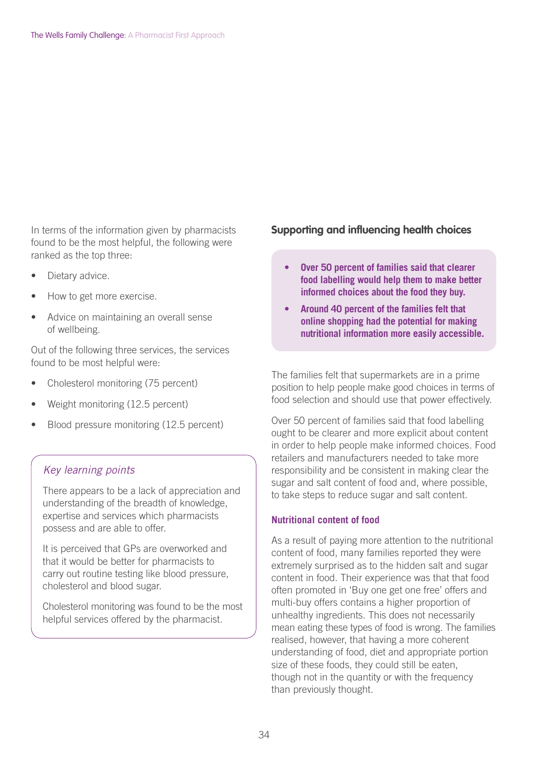In terms of the information given by pharmacists found to be the most helpful, the following were ranked as the top three:

- Dietary advice.
- How to get more exercise.
- Advice on maintaining an overall sense of wellbeing.

Out of the following three services, the services found to be most helpful were:

- Cholesterol monitoring (75 percent)
- Weight monitoring (12.5 percent)
- Blood pressure monitoring (12.5 percent)

> *Key learning points*
>
> There appears to be a lack of appreciation and understanding of the breadth of knowledge, expertise and services which pharmacists possess and are able to offer.
>
> It is perceived that GPs are overworked and that it would be better for pharmacists to carry out routine testing like blood pressure, cholesterol and blood sugar.
>
> Cholesterol monitoring was found to be the most helpful services offered by the pharmacist.

## Supporting and influencing health choices

> - **Over 50 percent of families said that clearer food labelling would help them to make better informed choices about the food they buy.**
> - **Around 40 percent of the families felt that online shopping had the potential for making nutritional information more easily accessible.**

The families felt that supermarkets are in a prime position to help people make good choices in terms of food selection and should use that power effectively.

Over 50 percent of families said that food labelling ought to be clearer and more explicit about content in order to help people make informed choices. Food retailers and manufacturers needed to take more responsibility and be consistent in making clear the sugar and salt content of food and, where possible, to take steps to reduce sugar and salt content.

### Nutritional content of food

As a result of paying more attention to the nutritional content of food, many families reported they were extremely surprised as to the hidden salt and sugar content in food. Their experience was that that food often promoted in 'Buy one get one free' offers and multi-buy offers contains a higher proportion of unhealthy ingredients. This does not necessarily mean eating these types of food is wrong. The families realised, however, that having a more coherent understanding of food, diet and appropriate portion size of these foods, they could still be eaten, though not in the quantity or with the frequency than previously thought.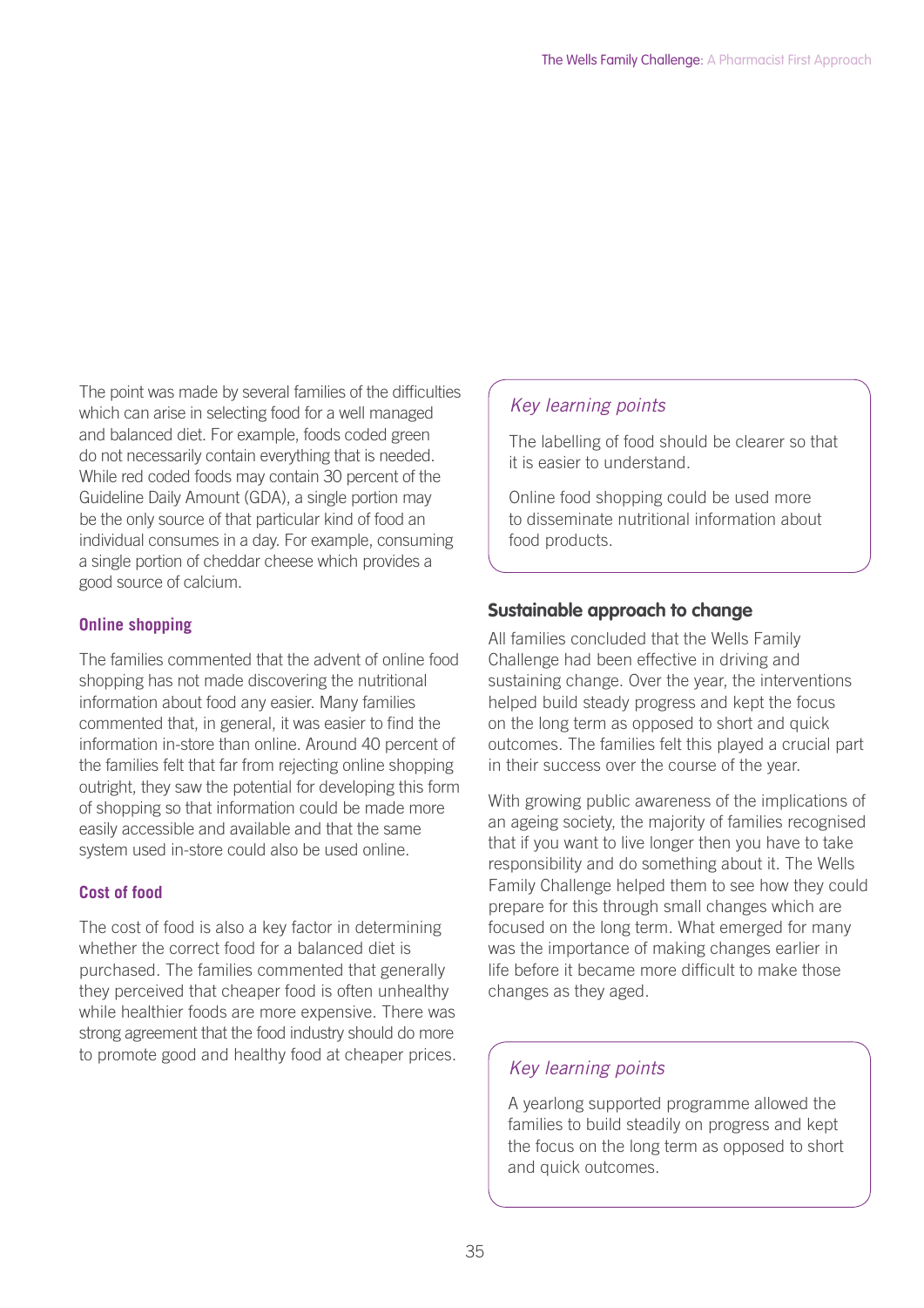The point was made by several families of the difficulties which can arise in selecting food for a well managed and balanced diet. For example, foods coded green do not necessarily contain everything that is needed. While red coded foods may contain 30 percent of the Guideline Daily Amount (GDA), a single portion may be the only source of that particular kind of food an individual consumes in a day. For example, consuming a single portion of cheddar cheese which provides a good source of calcium.

### Online shopping

The families commented that the advent of online food shopping has not made discovering the nutritional information about food any easier. Many families commented that, in general, it was easier to find the information in-store than online. Around 40 percent of the families felt that far from rejecting online shopping outright, they saw the potential for developing this form of shopping so that information could be made more easily accessible and available and that the same system used in-store could also be used online.

### Cost of food

The cost of food is also a key factor in determining whether the correct food for a balanced diet is purchased. The families commented that generally they perceived that cheaper food is often unhealthy while healthier foods are more expensive. There was strong agreement that the food industry should do more to promote good and healthy food at cheaper prices.

> *Key learning points*
>
> The labelling of food should be clearer so that it is easier to understand.
>
> Online food shopping could be used more to disseminate nutritional information about food products.

## Sustainable approach to change

All families concluded that the Wells Family Challenge had been effective in driving and sustaining change. Over the year, the interventions helped build steady progress and kept the focus on the long term as opposed to short and quick outcomes. The families felt this played a crucial part in their success over the course of the year.

With growing public awareness of the implications of an ageing society, the majority of families recognised that if you want to live longer then you have to take responsibility and do something about it. The Wells Family Challenge helped them to see how they could prepare for this through small changes which are focused on the long term. What emerged for many was the importance of making changes earlier in life before it became more difficult to make those changes as they aged.

> *Key learning points*
>
> A yearlong supported programme allowed the families to build steadily on progress and kept the focus on the long term as opposed to short and quick outcomes.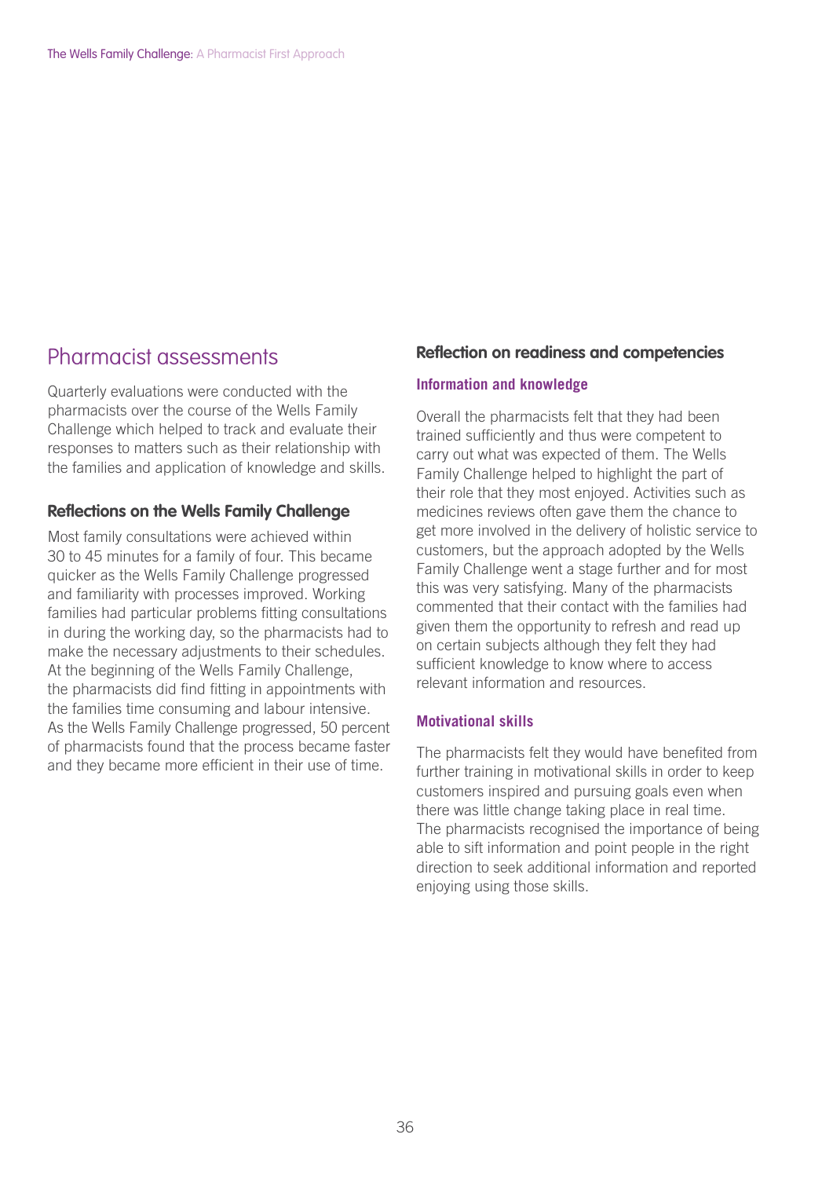## Pharmacist assessments

Quarterly evaluations were conducted with the pharmacists over the course of the Wells Family Challenge which helped to track and evaluate their responses to matters such as their relationship with the families and application of knowledge and skills.

### Reflections on the Wells Family Challenge

Most family consultations were achieved within 30 to 45 minutes for a family of four. This became quicker as the Wells Family Challenge progressed and familiarity with processes improved. Working families had particular problems fitting consultations in during the working day, so the pharmacists had to make the necessary adjustments to their schedules. At the beginning of the Wells Family Challenge, the pharmacists did find fitting in appointments with the families time consuming and labour intensive. As the Wells Family Challenge progressed, 50 percent of pharmacists found that the process became faster and they became more efficient in their use of time.

### Reflection on readiness and competencies

#### Information and knowledge

Overall the pharmacists felt that they had been trained sufficiently and thus were competent to carry out what was expected of them. The Wells Family Challenge helped to highlight the part of their role that they most enjoyed. Activities such as medicines reviews often gave them the chance to get more involved in the delivery of holistic service to customers, but the approach adopted by the Wells Family Challenge went a stage further and for most this was very satisfying. Many of the pharmacists commented that their contact with the families had given them the opportunity to refresh and read up on certain subjects although they felt they had sufficient knowledge to know where to access relevant information and resources.

#### Motivational skills

The pharmacists felt they would have benefited from further training in motivational skills in order to keep customers inspired and pursuing goals even when there was little change taking place in real time. The pharmacists recognised the importance of being able to sift information and point people in the right direction to seek additional information and reported enjoying using those skills.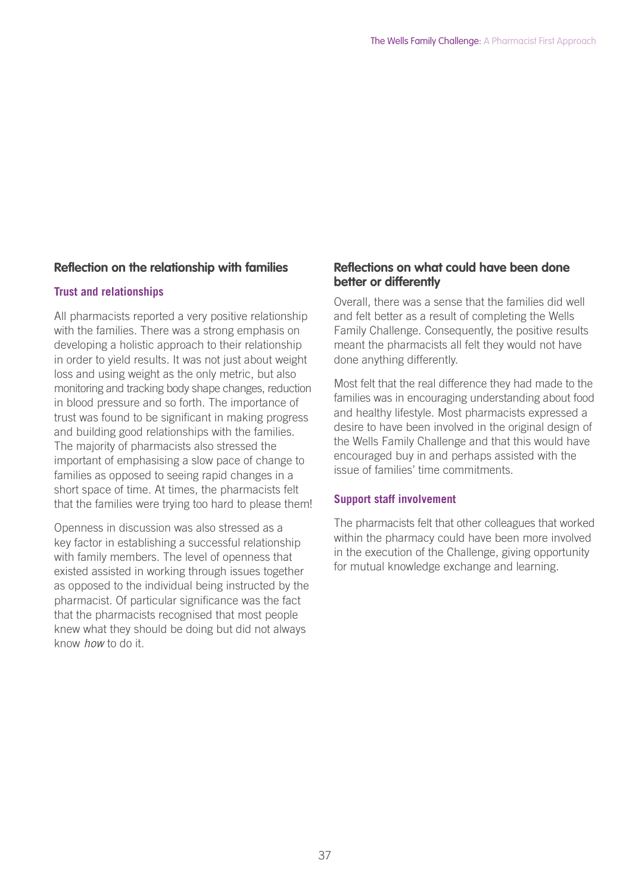## Reflection on the relationship with families

### Trust and relationships

All pharmacists reported a very positive relationship with the families. There was a strong emphasis on developing a holistic approach to their relationship in order to yield results. It was not just about weight loss and using weight as the only metric, but also monitoring and tracking body shape changes, reduction in blood pressure and so forth. The importance of trust was found to be significant in making progress and building good relationships with the families. The majority of pharmacists also stressed the important of emphasising a slow pace of change to families as opposed to seeing rapid changes in a short space of time. At times, the pharmacists felt that the families were trying too hard to please them!

Openness in discussion was also stressed as a key factor in establishing a successful relationship with family members. The level of openness that existed assisted in working through issues together as opposed to the individual being instructed by the pharmacist. Of particular significance was the fact that the pharmacists recognised that most people knew what they should be doing but did not always know *how* to do it.

## Reflections on what could have been done better or differently

Overall, there was a sense that the families did well and felt better as a result of completing the Wells Family Challenge. Consequently, the positive results meant the pharmacists all felt they would not have done anything differently.

Most felt that the real difference they had made to the families was in encouraging understanding about food and healthy lifestyle. Most pharmacists expressed a desire to have been involved in the original design of the Wells Family Challenge and that this would have encouraged buy in and perhaps assisted with the issue of families' time commitments.

### Support staff involvement

The pharmacists felt that other colleagues that worked within the pharmacy could have been more involved in the execution of the Challenge, giving opportunity for mutual knowledge exchange and learning.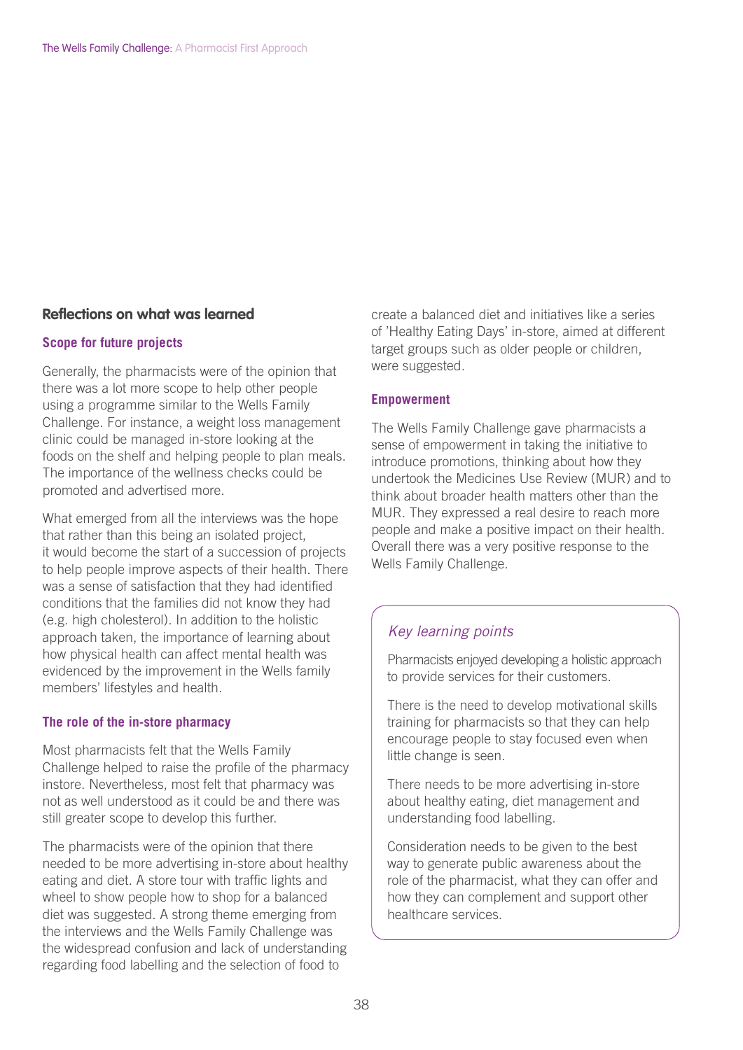## Reflections on what was learned

### Scope for future projects

Generally, the pharmacists were of the opinion that there was a lot more scope to help other people using a programme similar to the Wells Family Challenge. For instance, a weight loss management clinic could be managed in-store looking at the foods on the shelf and helping people to plan meals. The importance of the wellness checks could be promoted and advertised more.

What emerged from all the interviews was the hope that rather than this being an isolated project, it would become the start of a succession of projects to help people improve aspects of their health. There was a sense of satisfaction that they had identified conditions that the families did not know they had (e.g. high cholesterol). In addition to the holistic approach taken, the importance of learning about how physical health can affect mental health was evidenced by the improvement in the Wells family members' lifestyles and health.

### The role of the in-store pharmacy

Most pharmacists felt that the Wells Family Challenge helped to raise the profile of the pharmacy instore. Nevertheless, most felt that pharmacy was not as well understood as it could be and there was still greater scope to develop this further.

The pharmacists were of the opinion that there needed to be more advertising in-store about healthy eating and diet. A store tour with traffic lights and wheel to show people how to shop for a balanced diet was suggested. A strong theme emerging from the interviews and the Wells Family Challenge was the widespread confusion and lack of understanding regarding food labelling and the selection of food to create a balanced diet and initiatives like a series of 'Healthy Eating Days' in-store, aimed at different target groups such as older people or children, were suggested.

### Empowerment

The Wells Family Challenge gave pharmacists a sense of empowerment in taking the initiative to introduce promotions, thinking about how they undertook the Medicines Use Review (MUR) and to think about broader health matters other than the MUR. They expressed a real desire to reach more people and make a positive impact on their health. Overall there was a very positive response to the Wells Family Challenge.

> *Key learning points*
>
> Pharmacists enjoyed developing a holistic approach to provide services for their customers.
>
> There is the need to develop motivational skills training for pharmacists so that they can help encourage people to stay focused even when little change is seen.
>
> There needs to be more advertising in-store about healthy eating, diet management and understanding food labelling.
>
> Consideration needs to be given to the best way to generate public awareness about the role of the pharmacist, what they can offer and how they can complement and support other healthcare services.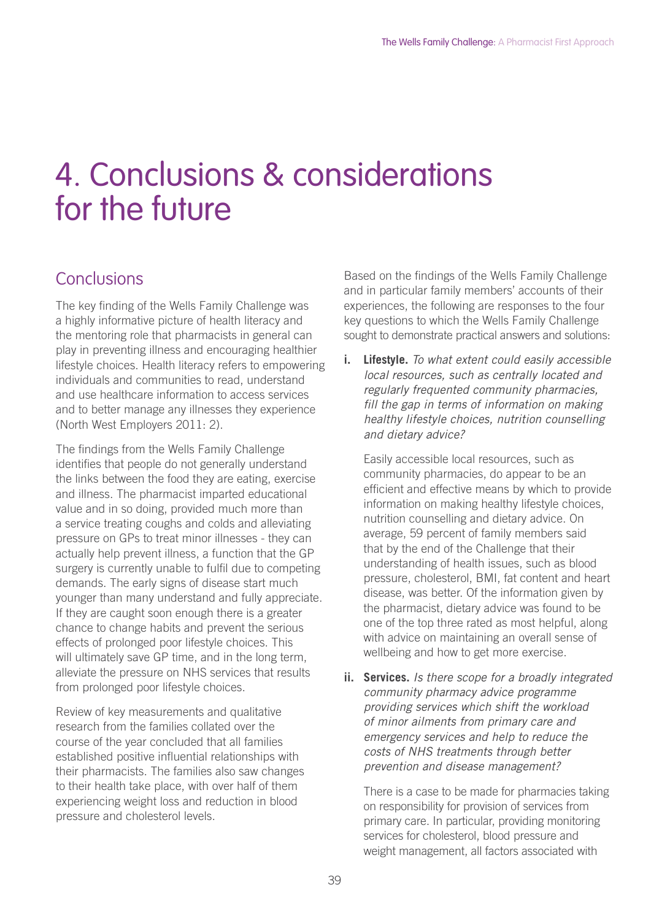# 4. Conclusions & considerations for the future

## Conclusions

The key finding of the Wells Family Challenge was a highly informative picture of health literacy and the mentoring role that pharmacists in general can play in preventing illness and encouraging healthier lifestyle choices. Health literacy refers to empowering individuals and communities to read, understand and use healthcare information to access services and to better manage any illnesses they experience (North West Employers 2011: 2).

The findings from the Wells Family Challenge identifies that people do not generally understand the links between the food they are eating, exercise and illness. The pharmacist imparted educational value and in so doing, provided much more than a service treating coughs and colds and alleviating pressure on GPs to treat minor illnesses - they can actually help prevent illness, a function that the GP surgery is currently unable to fulfil due to competing demands. The early signs of disease start much younger than many understand and fully appreciate. If they are caught soon enough there is a greater chance to change habits and prevent the serious effects of prolonged poor lifestyle choices. This will ultimately save GP time, and in the long term, alleviate the pressure on NHS services that results from prolonged poor lifestyle choices.

Review of key measurements and qualitative research from the families collated over the course of the year concluded that all families established positive influential relationships with their pharmacists. The families also saw changes to their health take place, with over half of them experiencing weight loss and reduction in blood pressure and cholesterol levels.

Based on the findings of the Wells Family Challenge and in particular family members' accounts of their experiences, the following are responses to the four key questions to which the Wells Family Challenge sought to demonstrate practical answers and solutions:

i. **Lifestyle.** *To what extent could easily accessible local resources, such as centrally located and regularly frequented community pharmacies, fill the gap in terms of information on making healthy lifestyle choices, nutrition counselling and dietary advice?*

   Easily accessible local resources, such as community pharmacies, do appear to be an efficient and effective means by which to provide information on making healthy lifestyle choices, nutrition counselling and dietary advice. On average, 59 percent of family members said that by the end of the Challenge that their understanding of health issues, such as blood pressure, cholesterol, BMI, fat content and heart disease, was better. Of the information given by the pharmacist, dietary advice was found to be one of the top three rated as most helpful, along with advice on maintaining an overall sense of wellbeing and how to get more exercise.

ii. **Services.** *Is there scope for a broadly integrated community pharmacy advice programme providing services which shift the workload of minor ailments from primary care and emergency services and help to reduce the costs of NHS treatments through better prevention and disease management?*

   There is a case to be made for pharmacies taking on responsibility for provision of services from primary care. In particular, providing monitoring services for cholesterol, blood pressure and weight management, all factors associated with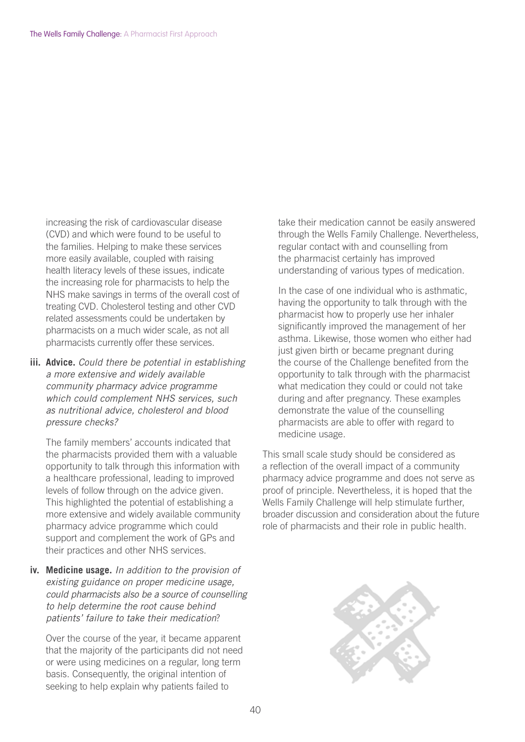increasing the risk of cardiovascular disease (CVD) and which were found to be useful to the families. Helping to make these services more easily available, coupled with raising health literacy levels of these issues, indicate the increasing role for pharmacists to help the NHS make savings in terms of the overall cost of treating CVD. Cholesterol testing and other CVD related assessments could be undertaken by pharmacists on a much wider scale, as not all pharmacists currently offer these services.

**iii. Advice.** *Could there be potential in establishing a more extensive and widely available community pharmacy advice programme which could complement NHS services, such as nutritional advice, cholesterol and blood pressure checks?*

The family members' accounts indicated that the pharmacists provided them with a valuable opportunity to talk through this information with a healthcare professional, leading to improved levels of follow through on the advice given. This highlighted the potential of establishing a more extensive and widely available community pharmacy advice programme which could support and complement the work of GPs and their practices and other NHS services.

**iv. Medicine usage.** *In addition to the provision of existing guidance on proper medicine usage, could pharmacists also be a source of counselling to help determine the root cause behind patients' failure to take their medication*?

Over the course of the year, it became apparent that the majority of the participants did not need or were using medicines on a regular, long term basis. Consequently, the original intention of seeking to help explain why patients failed to take their medication cannot be easily answered through the Wells Family Challenge. Nevertheless, regular contact with and counselling from the pharmacist certainly has improved understanding of various types of medication.

In the case of one individual who is asthmatic, having the opportunity to talk through with the pharmacist how to properly use her inhaler significantly improved the management of her asthma. Likewise, those women who either had just given birth or became pregnant during the course of the Challenge benefited from the opportunity to talk through with the pharmacist what medication they could or could not take during and after pregnancy. These examples demonstrate the value of the counselling pharmacists are able to offer with regard to medicine usage.

This small scale study should be considered as a reflection of the overall impact of a community pharmacy advice programme and does not serve as proof of principle. Nevertheless, it is hoped that the Wells Family Challenge will help stimulate further, broader discussion and consideration about the future role of pharmacists and their role in public health.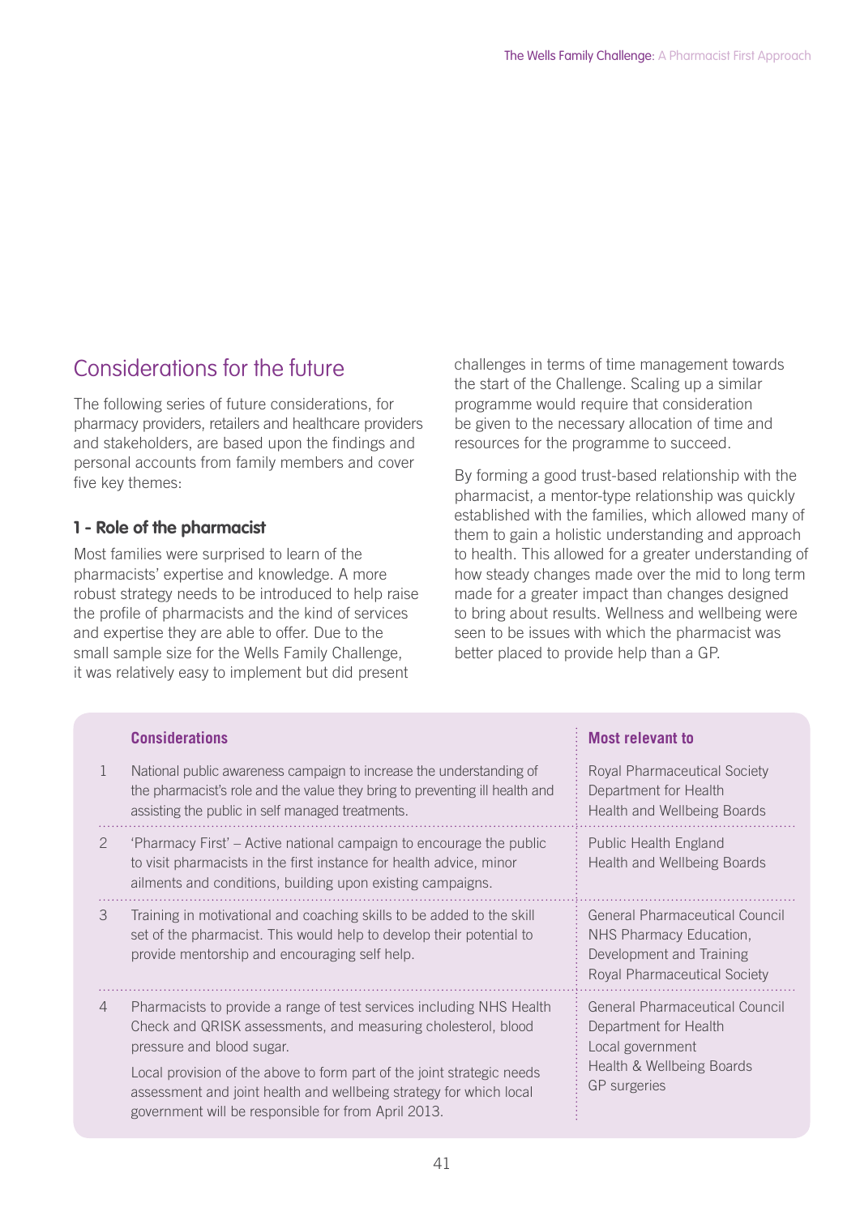## Considerations for the future

The following series of future considerations, for pharmacy providers, retailers and healthcare providers and stakeholders, are based upon the findings and personal accounts from family members and cover five key themes:

### 1 - Role of the pharmacist

Most families were surprised to learn of the pharmacists' expertise and knowledge. A more robust strategy needs to be introduced to help raise the profile of pharmacists and the kind of services and expertise they are able to offer. Due to the small sample size for the Wells Family Challenge, it was relatively easy to implement but did present challenges in terms of time management towards the start of the Challenge. Scaling up a similar programme would require that consideration be given to the necessary allocation of time and resources for the programme to succeed.

By forming a good trust-based relationship with the pharmacist, a mentor-type relationship was quickly established with the families, which allowed many of them to gain a holistic understanding and approach to health. This allowed for a greater understanding of how steady changes made over the mid to long term made for a greater impact than changes designed to bring about results. Wellness and wellbeing were seen to be issues with which the pharmacist was better placed to provide help than a GP.

| | Considerations | Most relevant to |
|---|---|---|
| 1 | National public awareness campaign to increase the understanding of the pharmacist's role and the value they bring to preventing ill health and assisting the public in self managed treatments. | Royal Pharmaceutical Society<br>Department for Health<br>Health and Wellbeing Boards |
| 2 | 'Pharmacy First' – Active national campaign to encourage the public to visit pharmacists in the first instance for health advice, minor ailments and conditions, building upon existing campaigns. | Public Health England<br>Health and Wellbeing Boards |
| 3 | Training in motivational and coaching skills to be added to the skill set of the pharmacist. This would help to develop their potential to provide mentorship and encouraging self help. | General Pharmaceutical Council<br>NHS Pharmacy Education, Development and Training<br>Royal Pharmaceutical Society |
| 4 | Pharmacists to provide a range of test services including NHS Health Check and QRISK assessments, and measuring cholesterol, blood pressure and blood sugar.<br><br>Local provision of the above to form part of the joint strategic needs assessment and joint health and wellbeing strategy for which local government will be responsible for from April 2013. | General Pharmaceutical Council<br>Department for Health<br>Local government<br>Health & Wellbeing Boards<br>GP surgeries |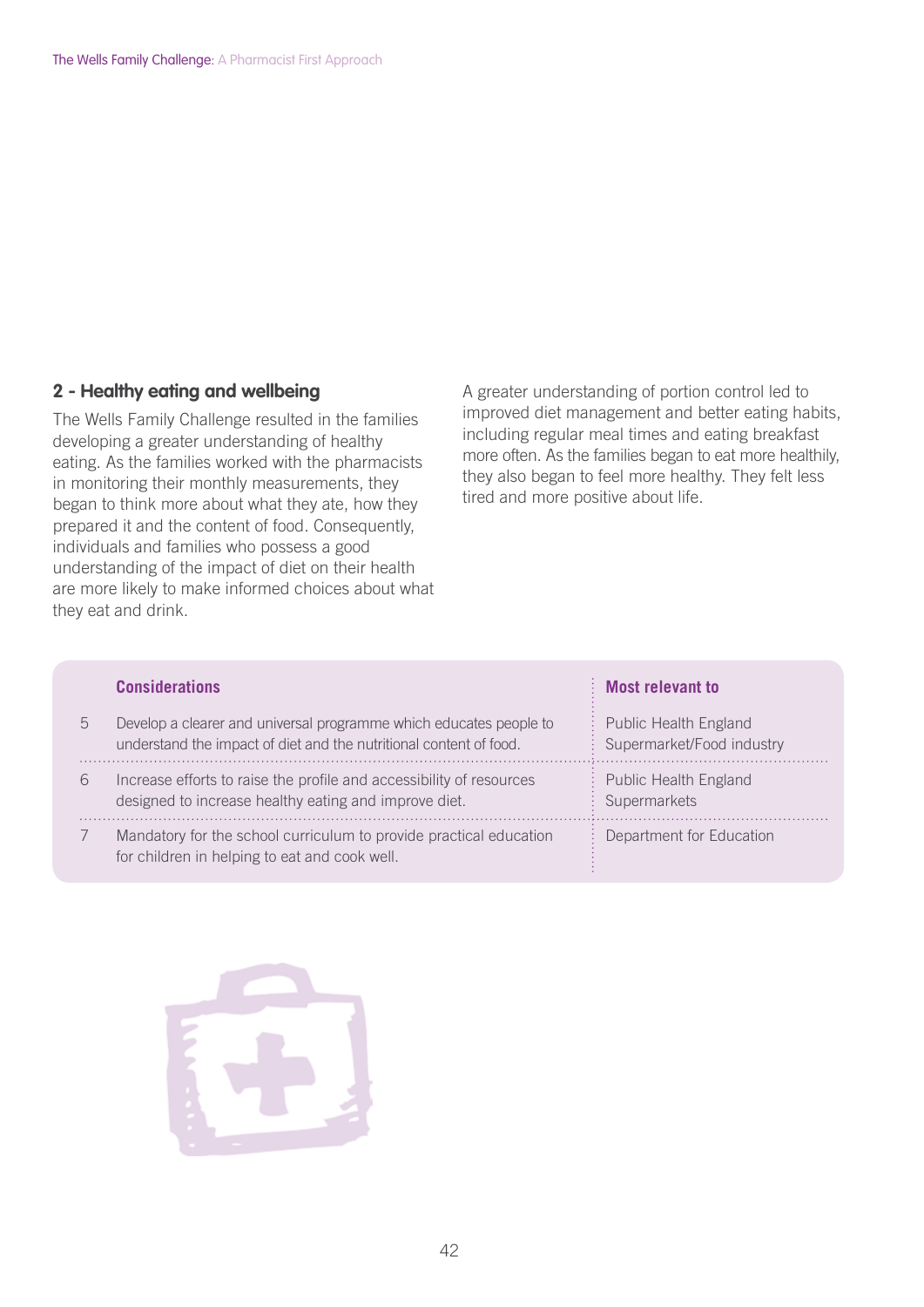## 2 - Healthy eating and wellbeing

The Wells Family Challenge resulted in the families developing a greater understanding of healthy eating. As the families worked with the pharmacists in monitoring their monthly measurements, they began to think more about what they ate, how they prepared it and the content of food. Consequently, individuals and families who possess a good understanding of the impact of diet on their health are more likely to make informed choices about what they eat and drink.

A greater understanding of portion control led to improved diet management and better eating habits, including regular meal times and eating breakfast more often. As the families began to eat more healthily, they also began to feel more healthy. They felt less tired and more positive about life.

| | Considerations | Most relevant to |
|---|---|---|
| 5 | Develop a clearer and universal programme which educates people to understand the impact of diet and the nutritional content of food. | Public Health England<br>Supermarket/Food industry |
| 6 | Increase efforts to raise the profile and accessibility of resources designed to increase healthy eating and improve diet. | Public Health England<br>Supermarkets |
| 7 | Mandatory for the school curriculum to provide practical education for children in helping to eat and cook well. | Department for Education |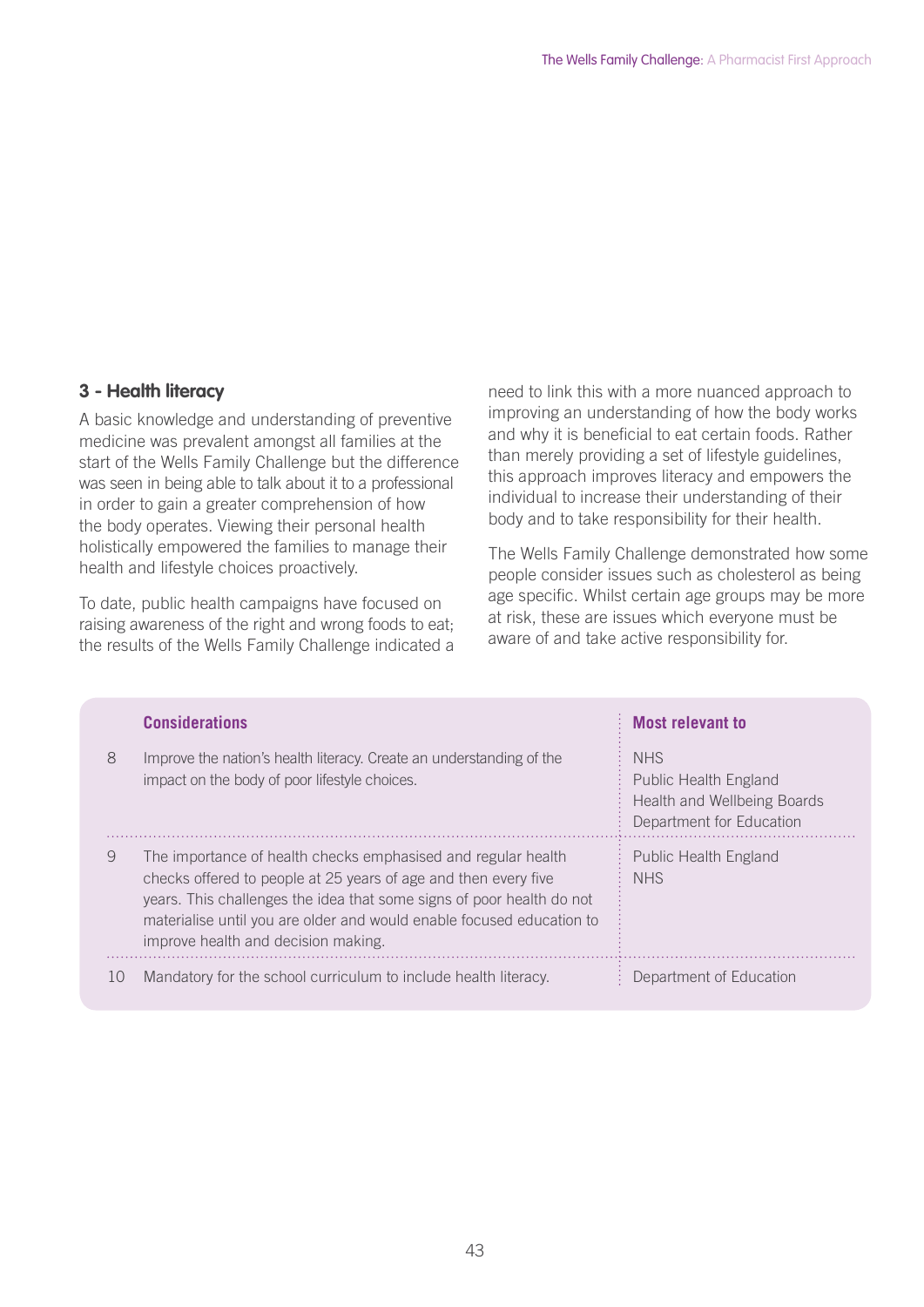### 3 - Health literacy

A basic knowledge and understanding of preventive medicine was prevalent amongst all families at the start of the Wells Family Challenge but the difference was seen in being able to talk about it to a professional in order to gain a greater comprehension of how the body operates. Viewing their personal health holistically empowered the families to manage their health and lifestyle choices proactively.

To date, public health campaigns have focused on raising awareness of the right and wrong foods to eat; the results of the Wells Family Challenge indicated a need to link this with a more nuanced approach to improving an understanding of how the body works and why it is beneficial to eat certain foods. Rather than merely providing a set of lifestyle guidelines, this approach improves literacy and empowers the individual to increase their understanding of their body and to take responsibility for their health.

The Wells Family Challenge demonstrated how some people consider issues such as cholesterol as being age specific. Whilst certain age groups may be more at risk, these are issues which everyone must be aware of and take active responsibility for.

| | Considerations | Most relevant to |
|---|---|---|
| 8 | Improve the nation's health literacy. Create an understanding of the impact on the body of poor lifestyle choices. | NHS<br>Public Health England<br>Health and Wellbeing Boards<br>Department for Education |
| 9 | The importance of health checks emphasised and regular health checks offered to people at 25 years of age and then every five years. This challenges the idea that some signs of poor health do not materialise until you are older and would enable focused education to improve health and decision making. | Public Health England<br>NHS |
| 10 | Mandatory for the school curriculum to include health literacy. | Department of Education |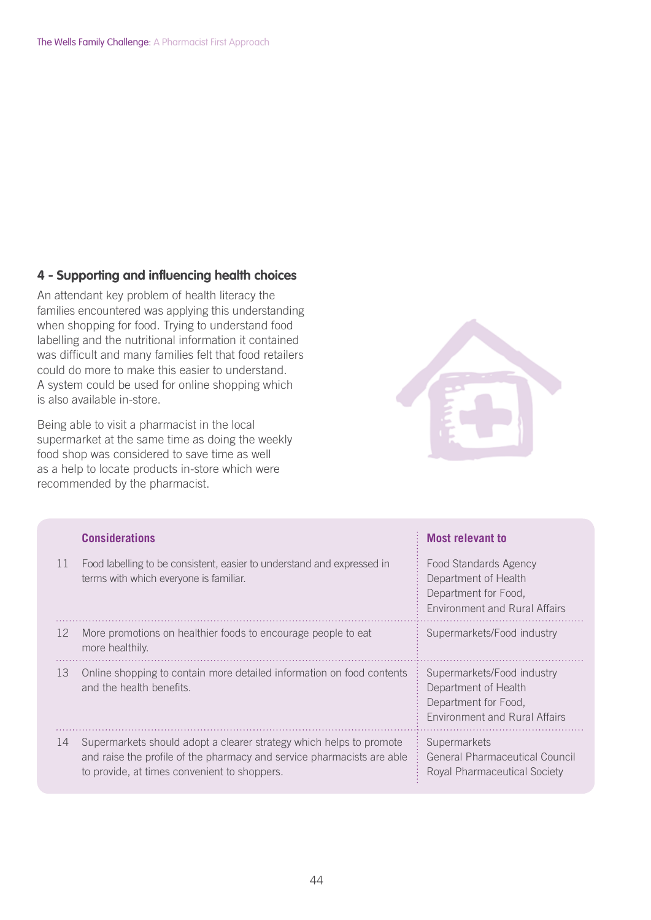### 4 - Supporting and influencing health choices

An attendant key problem of health literacy the families encountered was applying this understanding when shopping for food. Trying to understand food labelling and the nutritional information it contained was difficult and many families felt that food retailers could do more to make this easier to understand. A system could be used for online shopping which is also available in-store.

Being able to visit a pharmacist in the local supermarket at the same time as doing the weekly food shop was considered to save time as well as a help to locate products in-store which were recommended by the pharmacist.

| | Considerations | Most relevant to |
|---|---|---|
| 11 | Food labelling to be consistent, easier to understand and expressed in terms with which everyone is familiar. | Food Standards Agency<br>Department of Health<br>Department for Food, Environment and Rural Affairs |
| 12 | More promotions on healthier foods to encourage people to eat more healthily. | Supermarkets/Food industry |
| 13 | Online shopping to contain more detailed information on food contents and the health benefits. | Supermarkets/Food industry<br>Department of Health<br>Department for Food, Environment and Rural Affairs |
| 14 | Supermarkets should adopt a clearer strategy which helps to promote and raise the profile of the pharmacy and service pharmacists are able to provide, at times convenient to shoppers. | Supermarkets<br>General Pharmaceutical Council<br>Royal Pharmaceutical Society |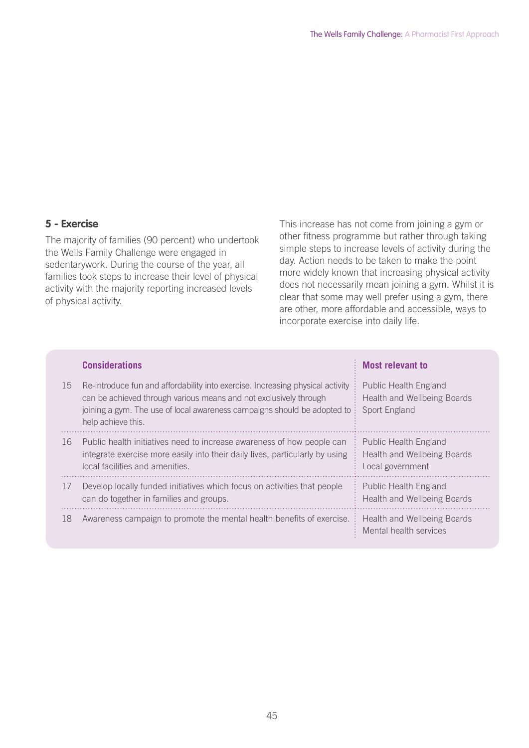## 5 - Exercise

The majority of families (90 percent) who undertook the Wells Family Challenge were engaged in sedentarywork. During the course of the year, all families took steps to increase their level of physical activity with the majority reporting increased levels of physical activity.

This increase has not come from joining a gym or other fitness programme but rather through taking simple steps to increase levels of activity during the day. Action needs to be taken to make the point more widely known that increasing physical activity does not necessarily mean joining a gym. Whilst it is clear that some may well prefer using a gym, there are other, more affordable and accessible, ways to incorporate exercise into daily life.

| | Considerations | Most relevant to |
|---|---|---|
| 15 | Re-introduce fun and affordability into exercise. Increasing physical activity can be achieved through various means and not exclusively through joining a gym. The use of local awareness campaigns should be adopted to help achieve this. | Public Health England<br>Health and Wellbeing Boards<br>Sport England |
| 16 | Public health initiatives need to increase awareness of how people can integrate exercise more easily into their daily lives, particularly by using local facilities and amenities. | Public Health England<br>Health and Wellbeing Boards<br>Local government |
| 17 | Develop locally funded initiatives which focus on activities that people can do together in families and groups. | Public Health England<br>Health and Wellbeing Boards |
| 18 | Awareness campaign to promote the mental health benefits of exercise. | Health and Wellbeing Boards<br>Mental health services |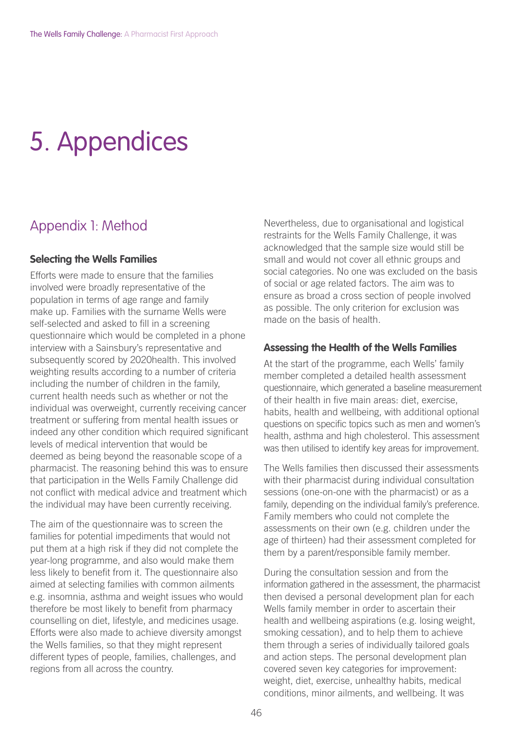# 5. Appendices

## Appendix 1: Method

### Selecting the Wells Families

Efforts were made to ensure that the families involved were broadly representative of the population in terms of age range and family make up. Families with the surname Wells were self-selected and asked to fill in a screening questionnaire which would be completed in a phone interview with a Sainsbury's representative and subsequently scored by 2020health. This involved weighting results according to a number of criteria including the number of children in the family, current health needs such as whether or not the individual was overweight, currently receiving cancer treatment or suffering from mental health issues or indeed any other condition which required significant levels of medical intervention that would be deemed as being beyond the reasonable scope of a pharmacist. The reasoning behind this was to ensure that participation in the Wells Family Challenge did not conflict with medical advice and treatment which the individual may have been currently receiving.

The aim of the questionnaire was to screen the families for potential impediments that would not put them at a high risk if they did not complete the year-long programme, and also would make them less likely to benefit from it. The questionnaire also aimed at selecting families with common ailments e.g. insomnia, asthma and weight issues who would therefore be most likely to benefit from pharmacy counselling on diet, lifestyle, and medicines usage. Efforts were also made to achieve diversity amongst the Wells families, so that they might represent different types of people, families, challenges, and regions from all across the country.

Nevertheless, due to organisational and logistical restraints for the Wells Family Challenge, it was acknowledged that the sample size would still be small and would not cover all ethnic groups and social categories. No one was excluded on the basis of social or age related factors. The aim was to ensure as broad a cross section of people involved as possible. The only criterion for exclusion was made on the basis of health.

### Assessing the Health of the Wells Families

At the start of the programme, each Wells' family member completed a detailed health assessment questionnaire, which generated a baseline measurement of their health in five main areas: diet, exercise, habits, health and wellbeing, with additional optional questions on specific topics such as men and women's health, asthma and high cholesterol. This assessment was then utilised to identify key areas for improvement.

The Wells families then discussed their assessments with their pharmacist during individual consultation sessions (one-on-one with the pharmacist) or as a family, depending on the individual family's preference. Family members who could not complete the assessments on their own (e.g. children under the age of thirteen) had their assessment completed for them by a parent/responsible family member.

During the consultation session and from the information gathered in the assessment, the pharmacist then devised a personal development plan for each Wells family member in order to ascertain their health and wellbeing aspirations (e.g. losing weight, smoking cessation), and to help them to achieve them through a series of individually tailored goals and action steps. The personal development plan covered seven key categories for improvement: weight, diet, exercise, unhealthy habits, medical conditions, minor ailments, and wellbeing. It was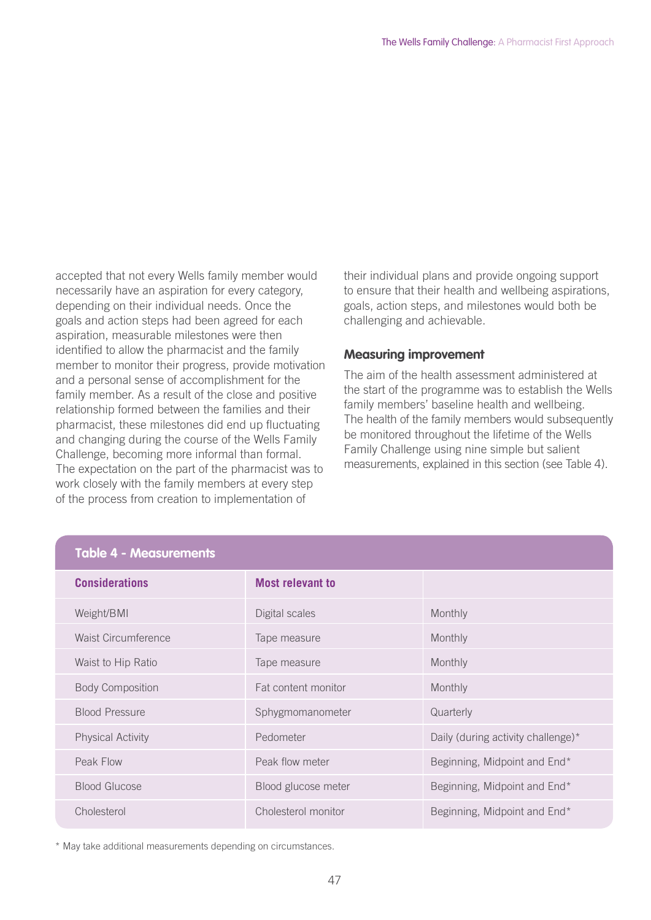accepted that not every Wells family member would necessarily have an aspiration for every category, depending on their individual needs. Once the goals and action steps had been agreed for each aspiration, measurable milestones were then identified to allow the pharmacist and the family member to monitor their progress, provide motivation and a personal sense of accomplishment for the family member. As a result of the close and positive relationship formed between the families and their pharmacist, these milestones did end up fluctuating and changing during the course of the Wells Family Challenge, becoming more informal than formal. The expectation on the part of the pharmacist was to work closely with the family members at every step of the process from creation to implementation of their individual plans and provide ongoing support to ensure that their health and wellbeing aspirations, goals, action steps, and milestones would both be challenging and achievable.

### Measuring improvement

The aim of the health assessment administered at the start of the programme was to establish the Wells family members' baseline health and wellbeing. The health of the family members would subsequently be monitored throughout the lifetime of the Wells Family Challenge using nine simple but salient measurements, explained in this section (see Table 4).

**Table 4 - Measurements**

| Considerations | Most relevant to | |
|---|---|---|
| Weight/BMI | Digital scales | Monthly |
| Waist Circumference | Tape measure | Monthly |
| Waist to Hip Ratio | Tape measure | Monthly |
| Body Composition | Fat content monitor | Monthly |
| Blood Pressure | Sphygmomanometer | Quarterly |
| Physical Activity | Pedometer | Daily (during activity challenge)* |
| Peak Flow | Peak flow meter | Beginning, Midpoint and End* |
| Blood Glucose | Blood glucose meter | Beginning, Midpoint and End* |
| Cholesterol | Cholesterol monitor | Beginning, Midpoint and End* |

* May take additional measurements depending on circumstances.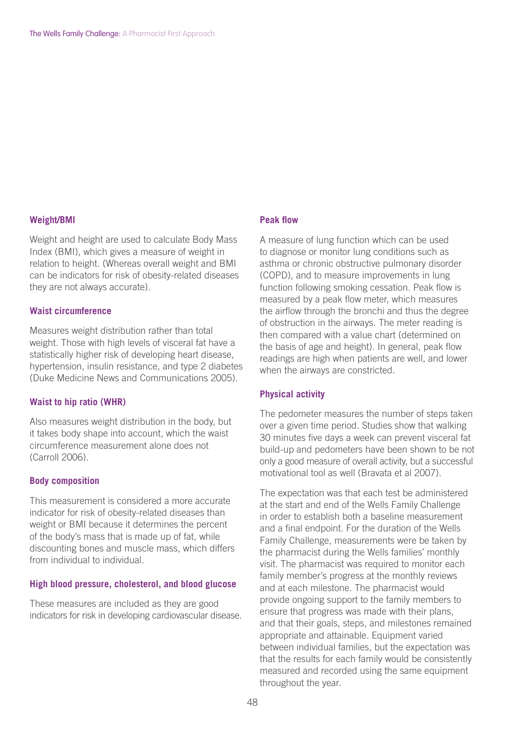### Weight/BMI

Weight and height are used to calculate Body Mass Index (BMI), which gives a measure of weight in relation to height. (Whereas overall weight and BMI can be indicators for risk of obesity-related diseases they are not always accurate).

### Waist circumference

Measures weight distribution rather than total weight. Those with high levels of visceral fat have a statistically higher risk of developing heart disease, hypertension, insulin resistance, and type 2 diabetes (Duke Medicine News and Communications 2005).

### Waist to hip ratio (WHR)

Also measures weight distribution in the body, but it takes body shape into account, which the waist circumference measurement alone does not (Carroll 2006).

### Body composition

This measurement is considered a more accurate indicator for risk of obesity-related diseases than weight or BMI because it determines the percent of the body's mass that is made up of fat, while discounting bones and muscle mass, which differs from individual to individual.

### High blood pressure, cholesterol, and blood glucose

These measures are included as they are good indicators for risk in developing cardiovascular disease.

### Peak flow

A measure of lung function which can be used to diagnose or monitor lung conditions such as asthma or chronic obstructive pulmonary disorder (COPD), and to measure improvements in lung function following smoking cessation. Peak flow is measured by a peak flow meter, which measures the airflow through the bronchi and thus the degree of obstruction in the airways. The meter reading is then compared with a value chart (determined on the basis of age and height). In general, peak flow readings are high when patients are well, and lower when the airways are constricted.

### Physical activity

The pedometer measures the number of steps taken over a given time period. Studies show that walking 30 minutes five days a week can prevent visceral fat build-up and pedometers have been shown to be not only a good measure of overall activity, but a successful motivational tool as well (Bravata et al 2007).

The expectation was that each test be administered at the start and end of the Wells Family Challenge in order to establish both a baseline measurement and a final endpoint. For the duration of the Wells Family Challenge, measurements were be taken by the pharmacist during the Wells families' monthly visit. The pharmacist was required to monitor each family member's progress at the monthly reviews and at each milestone. The pharmacist would provide ongoing support to the family members to ensure that progress was made with their plans, and that their goals, steps, and milestones remained appropriate and attainable. Equipment varied between individual families, but the expectation was that the results for each family would be consistently measured and recorded using the same equipment throughout the year.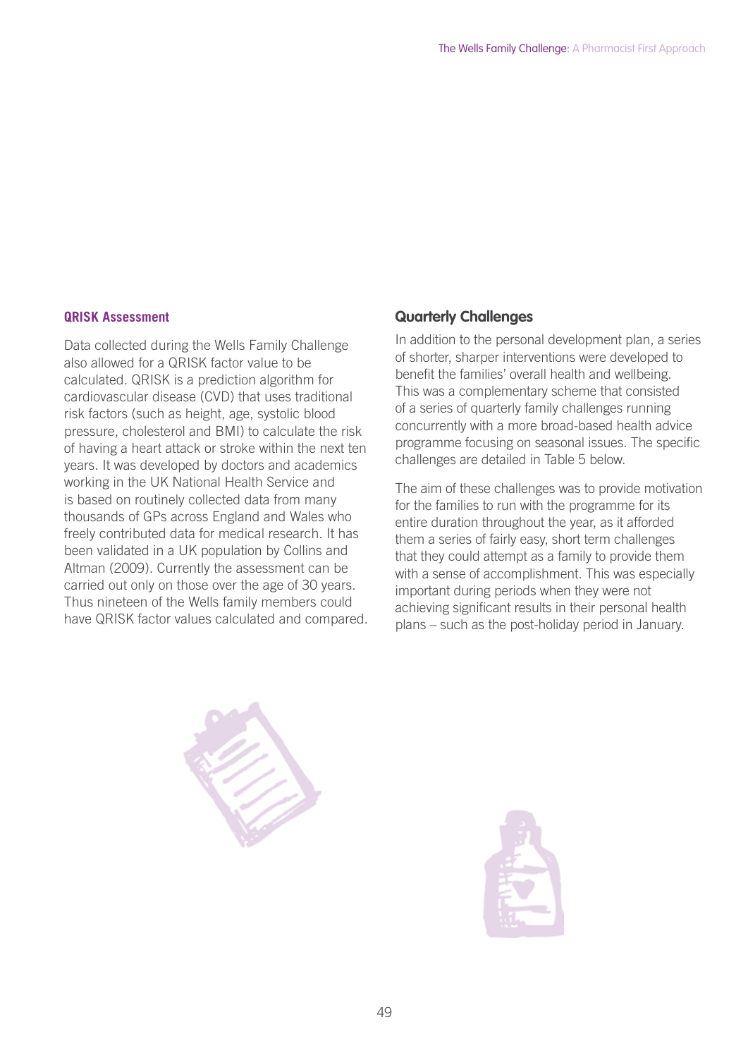### QRISK Assessment

Data collected during the Wells Family Challenge also allowed for a QRISK factor value to be calculated. QRISK is a prediction algorithm for cardiovascular disease (CVD) that uses traditional risk factors (such as height, age, systolic blood pressure, cholesterol and BMI) to calculate the risk of having a heart attack or stroke within the next ten years. It was developed by doctors and academics working in the UK National Health Service and is based on routinely collected data from many thousands of GPs across England and Wales who freely contributed data for medical research. It has been validated in a UK population by Collins and Altman (2009). Currently the assessment can be carried out only on those over the age of 30 years. Thus nineteen of the Wells family members could have QRISK factor values calculated and compared.

## Quarterly Challenges

In addition to the personal development plan, a series of shorter, sharper interventions were developed to benefit the families' overall health and wellbeing. This was a complementary scheme that consisted of a series of quarterly family challenges running concurrently with a more broad-based health advice programme focusing on seasonal issues. The specific challenges are detailed in Table 5 below.

The aim of these challenges was to provide motivation for the families to run with the programme for its entire duration throughout the year, as it afforded them a series of fairly easy, short term challenges that they could attempt as a family to provide them with a sense of accomplishment. This was especially important during periods when they were not achieving significant results in their personal health plans – such as the post-holiday period in January.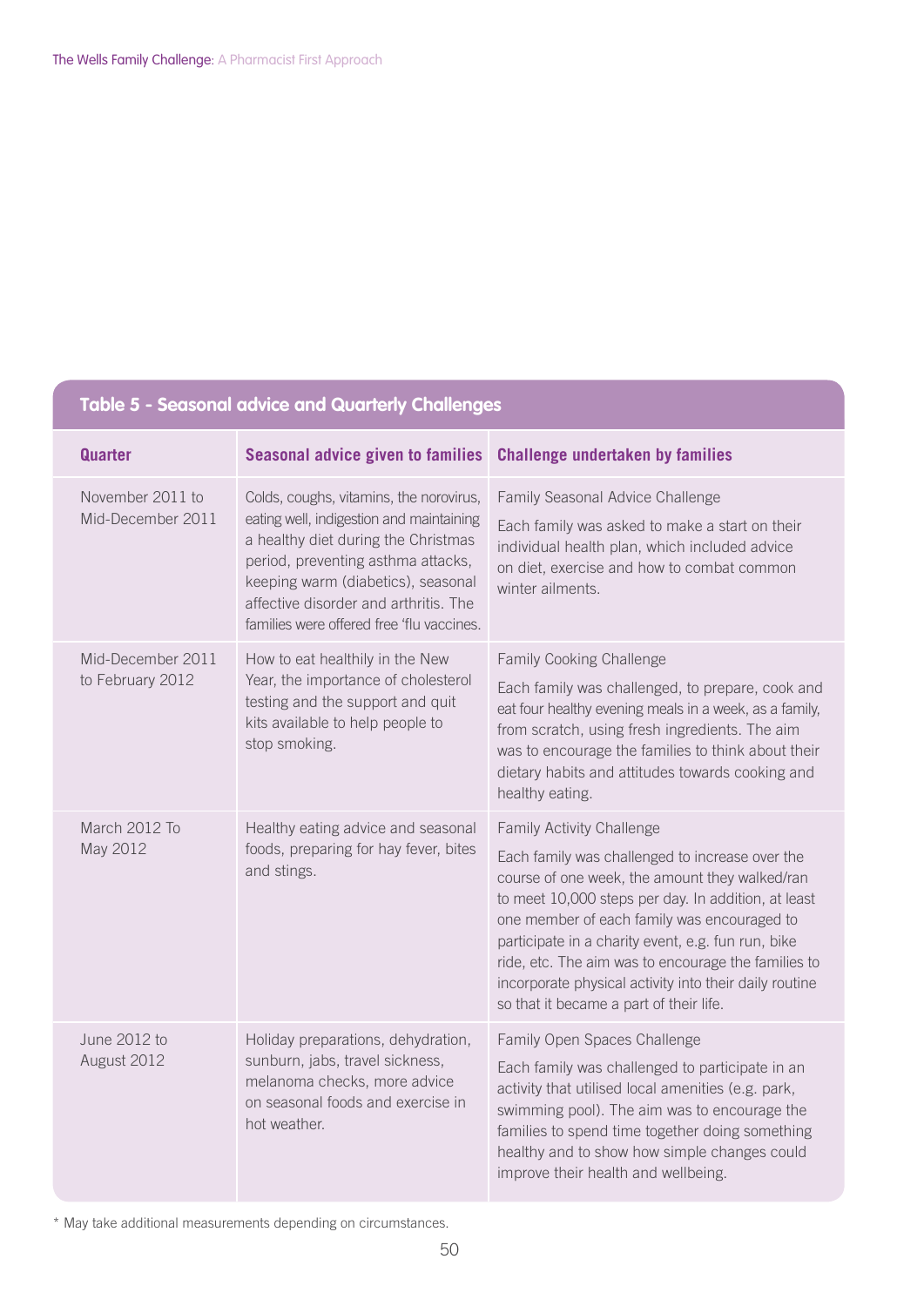**Table 5 - Seasonal advice and Quarterly Challenges**

| Quarter | Seasonal advice given to families | Challenge undertaken by families |
|---|---|---|
| November 2011 to Mid-December 2011 | Colds, coughs, vitamins, the norovirus, eating well, indigestion and maintaining a healthy diet during the Christmas period, preventing asthma attacks, keeping warm (diabetics), seasonal affective disorder and arthritis. The families were offered free 'flu vaccines. | Family Seasonal Advice Challenge<br><br>Each family was asked to make a start on their individual health plan, which included advice on diet, exercise and how to combat common winter ailments. |
| Mid-December 2011 to February 2012 | How to eat healthily in the New Year, the importance of cholesterol testing and the support and quit kits available to help people to stop smoking. | Family Cooking Challenge<br><br>Each family was challenged, to prepare, cook and eat four healthy evening meals in a week, as a family, from scratch, using fresh ingredients. The aim was to encourage the families to think about their dietary habits and attitudes towards cooking and healthy eating. |
| March 2012 To May 2012 | Healthy eating advice and seasonal foods, preparing for hay fever, bites and stings. | Family Activity Challenge<br><br>Each family was challenged to increase over the course of one week, the amount they walked/ran to meet 10,000 steps per day. In addition, at least one member of each family was encouraged to participate in a charity event, e.g. fun run, bike ride, etc. The aim was to encourage the families to incorporate physical activity into their daily routine so that it became a part of their life. |
| June 2012 to August 2012 | Holiday preparations, dehydration, sunburn, jabs, travel sickness, melanoma checks, more advice on seasonal foods and exercise in hot weather. | Family Open Spaces Challenge<br><br>Each family was challenged to participate in an activity that utilised local amenities (e.g. park, swimming pool). The aim was to encourage the families to spend time together doing something healthy and to show how simple changes could improve their health and wellbeing. |

\* May take additional measurements depending on circumstances.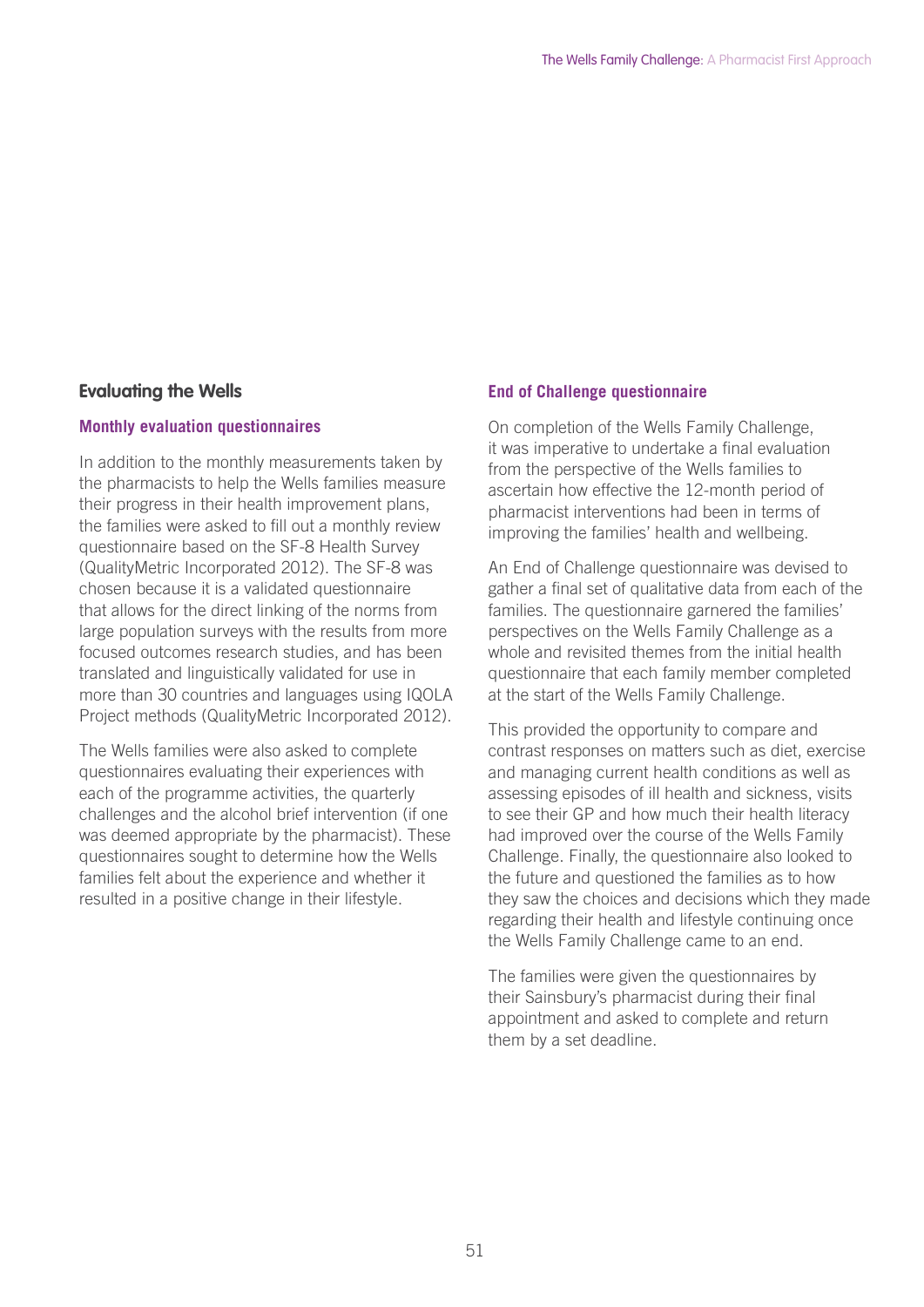## Evaluating the Wells

### Monthly evaluation questionnaires

In addition to the monthly measurements taken by the pharmacists to help the Wells families measure their progress in their health improvement plans, the families were asked to fill out a monthly review questionnaire based on the SF-8 Health Survey (QualityMetric Incorporated 2012). The SF-8 was chosen because it is a validated questionnaire that allows for the direct linking of the norms from large population surveys with the results from more focused outcomes research studies, and has been translated and linguistically validated for use in more than 30 countries and languages using IQOLA Project methods (QualityMetric Incorporated 2012).

The Wells families were also asked to complete questionnaires evaluating their experiences with each of the programme activities, the quarterly challenges and the alcohol brief intervention (if one was deemed appropriate by the pharmacist). These questionnaires sought to determine how the Wells families felt about the experience and whether it resulted in a positive change in their lifestyle.

### End of Challenge questionnaire

On completion of the Wells Family Challenge, it was imperative to undertake a final evaluation from the perspective of the Wells families to ascertain how effective the 12-month period of pharmacist interventions had been in terms of improving the families' health and wellbeing.

An End of Challenge questionnaire was devised to gather a final set of qualitative data from each of the families. The questionnaire garnered the families' perspectives on the Wells Family Challenge as a whole and revisited themes from the initial health questionnaire that each family member completed at the start of the Wells Family Challenge.

This provided the opportunity to compare and contrast responses on matters such as diet, exercise and managing current health conditions as well as assessing episodes of ill health and sickness, visits to see their GP and how much their health literacy had improved over the course of the Wells Family Challenge. Finally, the questionnaire also looked to the future and questioned the families as to how they saw the choices and decisions which they made regarding their health and lifestyle continuing once the Wells Family Challenge came to an end.

The families were given the questionnaires by their Sainsbury's pharmacist during their final appointment and asked to complete and return them by a set deadline.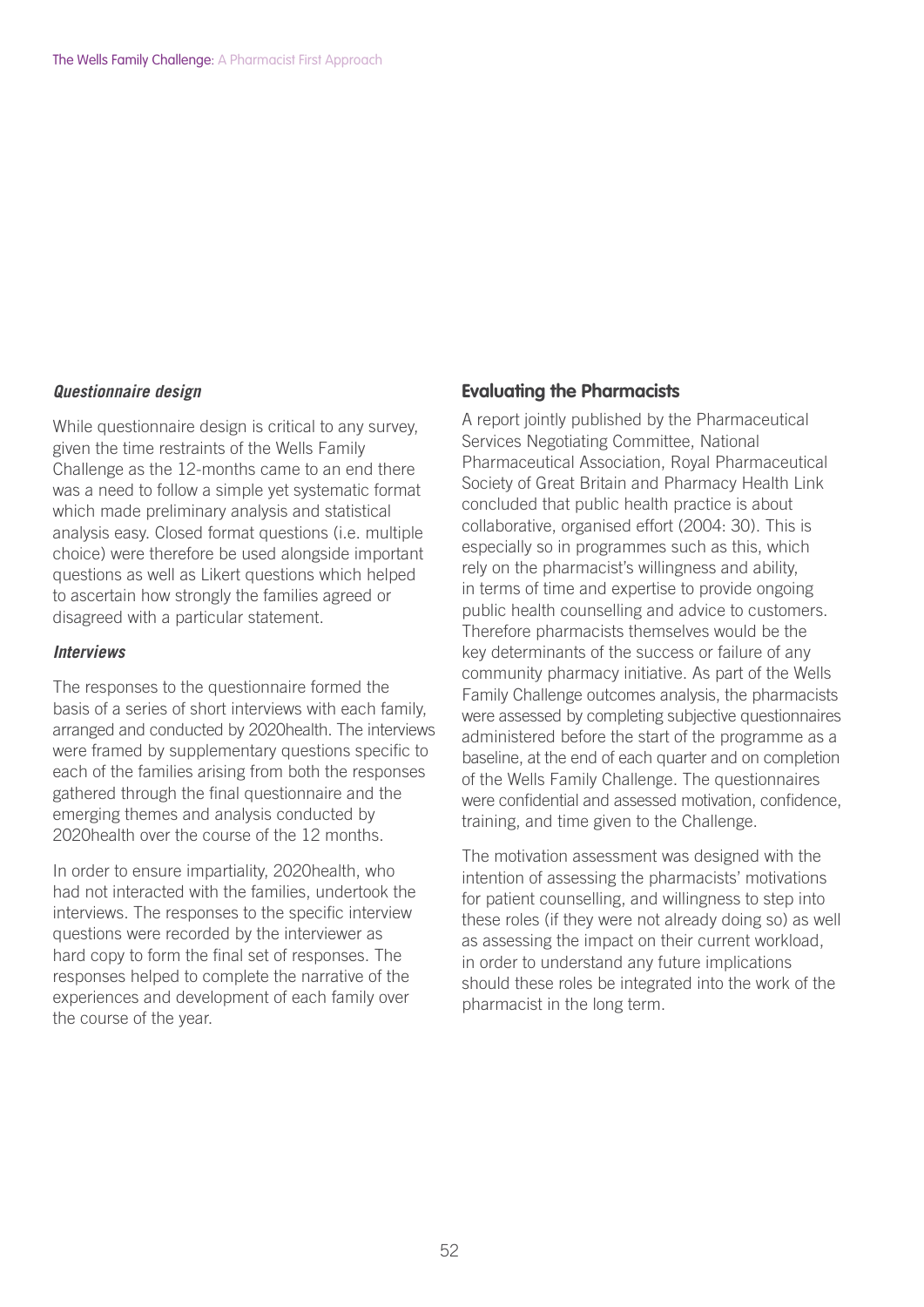*Questionnaire design*

While questionnaire design is critical to any survey, given the time restraints of the Wells Family Challenge as the 12-months came to an end there was a need to follow a simple yet systematic format which made preliminary analysis and statistical analysis easy. Closed format questions (i.e. multiple choice) were therefore be used alongside important questions as well as Likert questions which helped to ascertain how strongly the families agreed or disagreed with a particular statement.

*Interviews*

The responses to the questionnaire formed the basis of a series of short interviews with each family, arranged and conducted by 2020health. The interviews were framed by supplementary questions specific to each of the families arising from both the responses gathered through the final questionnaire and the emerging themes and analysis conducted by 2020health over the course of the 12 months.

In order to ensure impartiality, 2020health, who had not interacted with the families, undertook the interviews. The responses to the specific interview questions were recorded by the interviewer as hard copy to form the final set of responses. The responses helped to complete the narrative of the experiences and development of each family over the course of the year.

## Evaluating the Pharmacists

A report jointly published by the Pharmaceutical Services Negotiating Committee, National Pharmaceutical Association, Royal Pharmaceutical Society of Great Britain and Pharmacy Health Link concluded that public health practice is about collaborative, organised effort (2004: 30). This is especially so in programmes such as this, which rely on the pharmacist's willingness and ability, in terms of time and expertise to provide ongoing public health counselling and advice to customers. Therefore pharmacists themselves would be the key determinants of the success or failure of any community pharmacy initiative. As part of the Wells Family Challenge outcomes analysis, the pharmacists were assessed by completing subjective questionnaires administered before the start of the programme as a baseline, at the end of each quarter and on completion of the Wells Family Challenge. The questionnaires were confidential and assessed motivation, confidence, training, and time given to the Challenge.

The motivation assessment was designed with the intention of assessing the pharmacists' motivations for patient counselling, and willingness to step into these roles (if they were not already doing so) as well as assessing the impact on their current workload, in order to understand any future implications should these roles be integrated into the work of the pharmacist in the long term.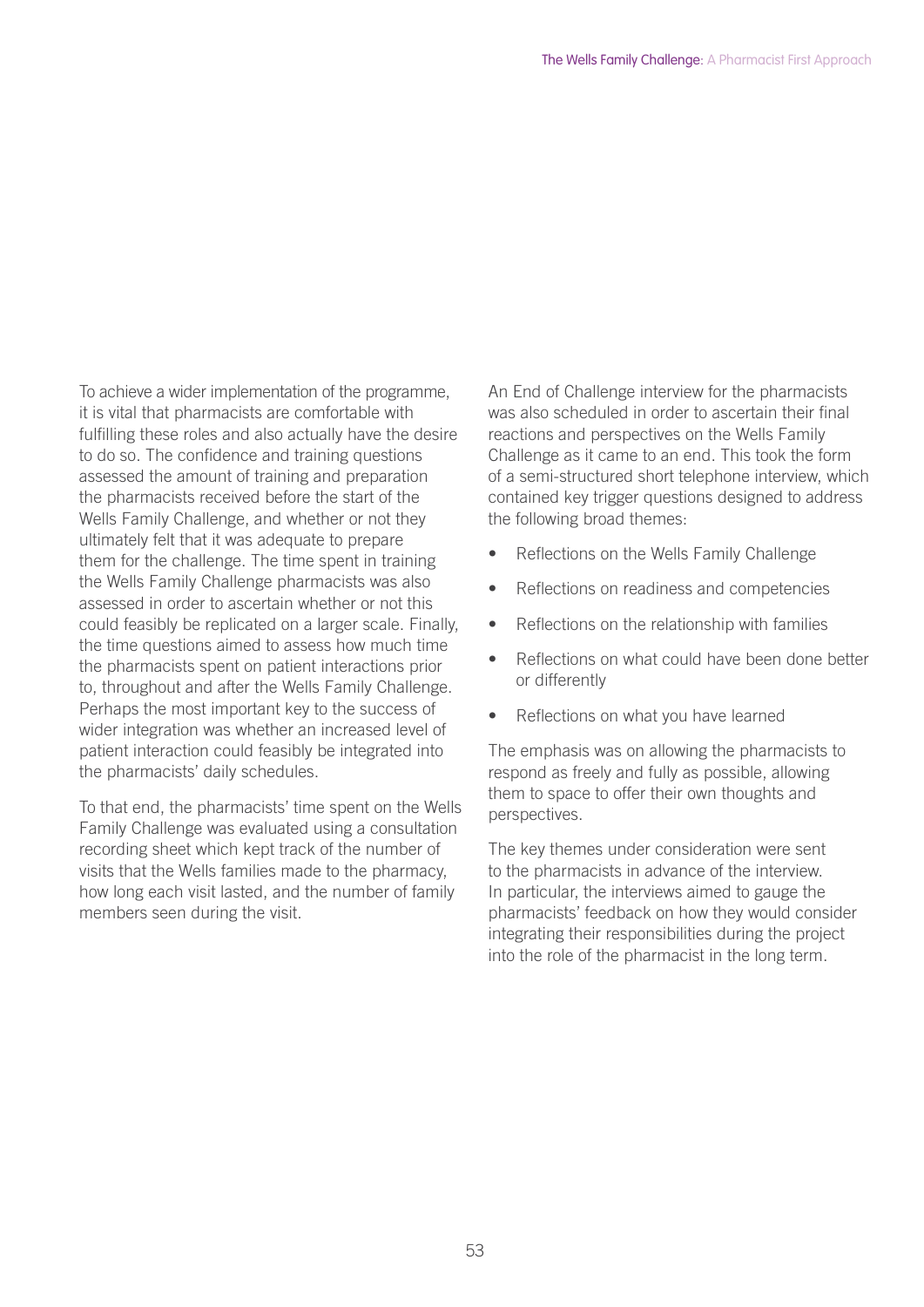To achieve a wider implementation of the programme, it is vital that pharmacists are comfortable with fulfilling these roles and also actually have the desire to do so. The confidence and training questions assessed the amount of training and preparation the pharmacists received before the start of the Wells Family Challenge, and whether or not they ultimately felt that it was adequate to prepare them for the challenge. The time spent in training the Wells Family Challenge pharmacists was also assessed in order to ascertain whether or not this could feasibly be replicated on a larger scale. Finally, the time questions aimed to assess how much time the pharmacists spent on patient interactions prior to, throughout and after the Wells Family Challenge. Perhaps the most important key to the success of wider integration was whether an increased level of patient interaction could feasibly be integrated into the pharmacists' daily schedules.

To that end, the pharmacists' time spent on the Wells Family Challenge was evaluated using a consultation recording sheet which kept track of the number of visits that the Wells families made to the pharmacy, how long each visit lasted, and the number of family members seen during the visit.

An End of Challenge interview for the pharmacists was also scheduled in order to ascertain their final reactions and perspectives on the Wells Family Challenge as it came to an end. This took the form of a semi-structured short telephone interview, which contained key trigger questions designed to address the following broad themes:

- Reflections on the Wells Family Challenge
- Reflections on readiness and competencies
- Reflections on the relationship with families
- Reflections on what could have been done better or differently
- Reflections on what you have learned

The emphasis was on allowing the pharmacists to respond as freely and fully as possible, allowing them to space to offer their own thoughts and perspectives.

The key themes under consideration were sent to the pharmacists in advance of the interview. In particular, the interviews aimed to gauge the pharmacists' feedback on how they would consider integrating their responsibilities during the project into the role of the pharmacist in the long term.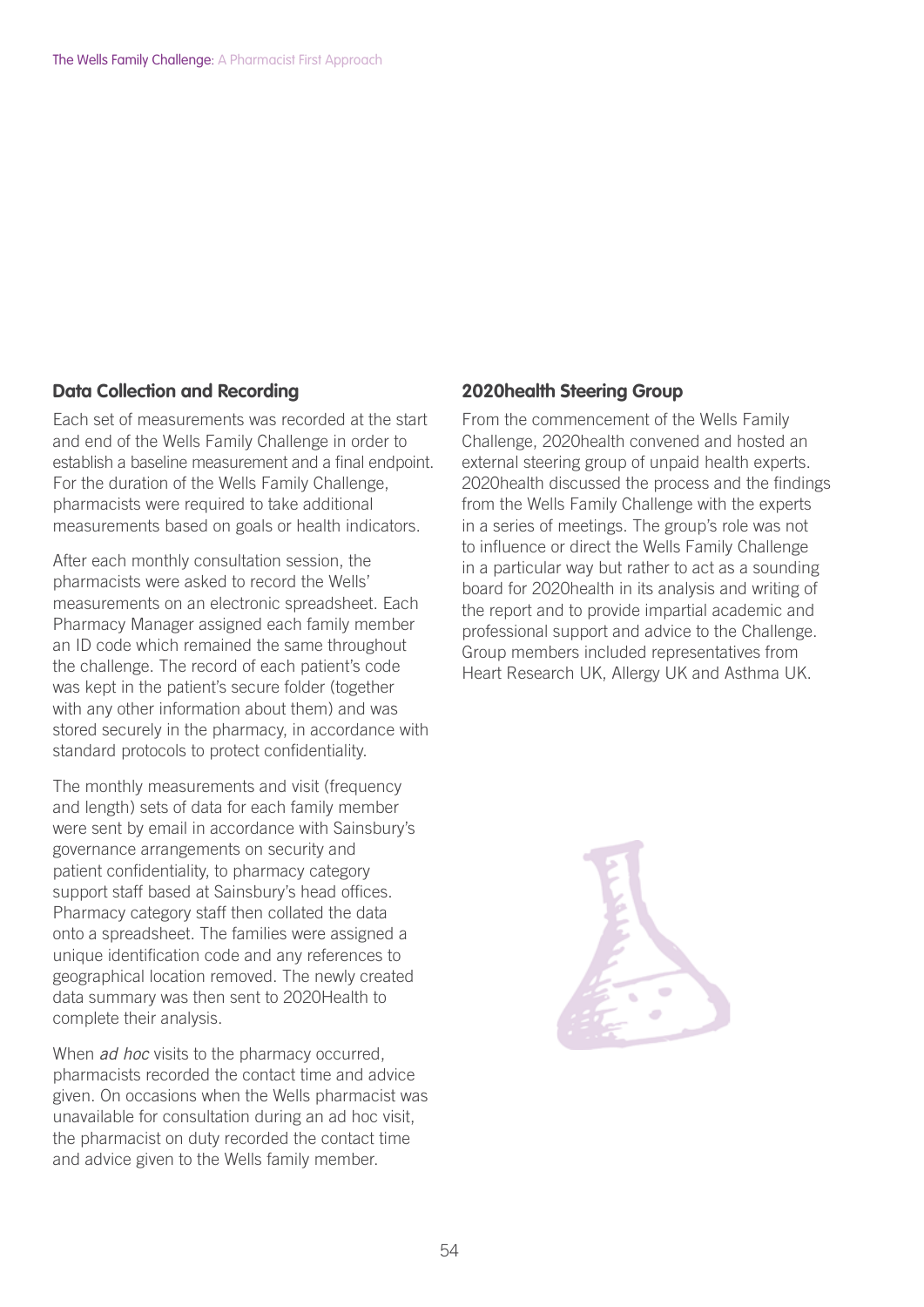## Data Collection and Recording

Each set of measurements was recorded at the start and end of the Wells Family Challenge in order to establish a baseline measurement and a final endpoint. For the duration of the Wells Family Challenge, pharmacists were required to take additional measurements based on goals or health indicators.

After each monthly consultation session, the pharmacists were asked to record the Wells' measurements on an electronic spreadsheet. Each Pharmacy Manager assigned each family member an ID code which remained the same throughout the challenge. The record of each patient's code was kept in the patient's secure folder (together with any other information about them) and was stored securely in the pharmacy, in accordance with standard protocols to protect confidentiality.

The monthly measurements and visit (frequency and length) sets of data for each family member were sent by email in accordance with Sainsbury's governance arrangements on security and patient confidentiality, to pharmacy category support staff based at Sainsbury's head offices. Pharmacy category staff then collated the data onto a spreadsheet. The families were assigned a unique identification code and any references to geographical location removed. The newly created data summary was then sent to 2020Health to complete their analysis.

When *ad hoc* visits to the pharmacy occurred, pharmacists recorded the contact time and advice given. On occasions when the Wells pharmacist was unavailable for consultation during an ad hoc visit, the pharmacist on duty recorded the contact time and advice given to the Wells family member.

## 2020health Steering Group

From the commencement of the Wells Family Challenge, 2020health convened and hosted an external steering group of unpaid health experts. 2020health discussed the process and the findings from the Wells Family Challenge with the experts in a series of meetings. The group's role was not to influence or direct the Wells Family Challenge in a particular way but rather to act as a sounding board for 2020health in its analysis and writing of the report and to provide impartial academic and professional support and advice to the Challenge. Group members included representatives from Heart Research UK, Allergy UK and Asthma UK.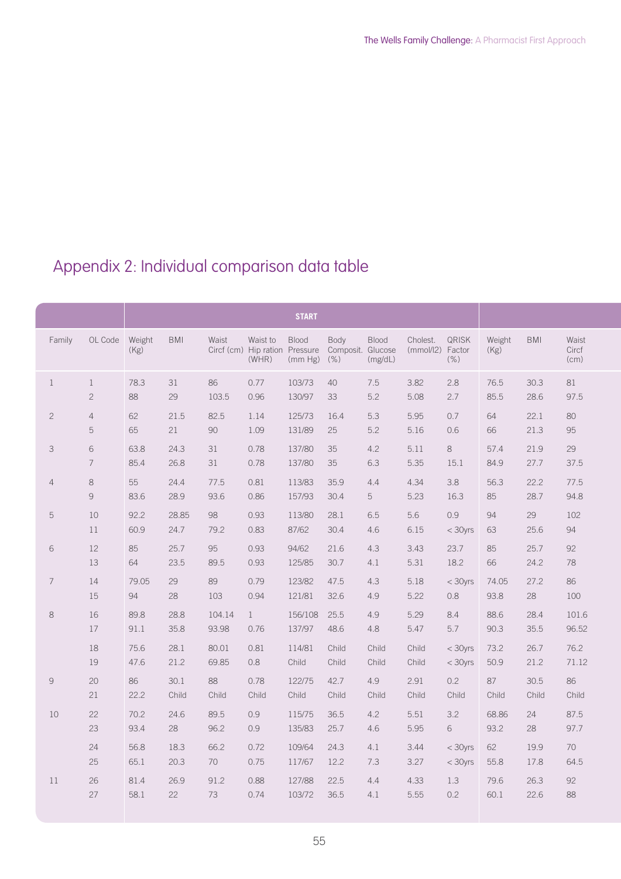## Appendix 2: Individual comparison data table

| | | START | | | | | | | | | | | | |
|---|---|---|---|---|---|---|---|---|---|---|---|---|---|---|
| Family | OL Code | Weight (Kg) | BMI | Waist Circf (cm) | Waist to Hip ration (WHR) | Blood Pressure (mm Hg) | Body Composit. (%) | Blood Glucose (mg/dL) | Cholest. (mmol/l2) | QRISK Factor (%) | Weight (Kg) | BMI | Waist Circf (cm) |
| 1 | 1 | 78.3 | 31 | 86 | 0.77 | 103/73 | 40 | 7.5 | 3.82 | 2.8 | 76.5 | 30.3 | 81 |
| | 2 | 88 | 29 | 103.5 | 0.96 | 130/97 | 33 | 5.2 | 5.08 | 2.7 | 85.5 | 28.6 | 97.5 |
| 2 | 4 | 62 | 21.5 | 82.5 | 1.14 | 125/73 | 16.4 | 5.3 | 5.95 | 0.7 | 64 | 22.1 | 80 |
| | 5 | 65 | 21 | 90 | 1.09 | 131/89 | 25 | 5.2 | 5.16 | 0.6 | 66 | 21.3 | 95 |
| 3 | 6 | 63.8 | 24.3 | 31 | 0.78 | 137/80 | 35 | 4.2 | 5.11 | 8 | 57.4 | 21.9 | 29 |
| | 7 | 85.4 | 26.8 | 31 | 0.78 | 137/80 | 35 | 6.3 | 5.35 | 15.1 | 84.9 | 27.7 | 37.5 |
| 4 | 8 | 55 | 24.4 | 77.5 | 0.81 | 113/83 | 35.9 | 4.4 | 4.34 | 3.8 | 56.3 | 22.2 | 77.5 |
| | 9 | 83.6 | 28.9 | 93.6 | 0.86 | 157/93 | 30.4 | 5 | 5.23 | 16.3 | 85 | 28.7 | 94.8 |
| 5 | 10 | 92.2 | 28.85 | 98 | 0.93 | 113/80 | 28.1 | 6.5 | 5.6 | 0.9 | 94 | 29 | 102 |
| | 11 | 60.9 | 24.7 | 79.2 | 0.83 | 87/62 | 30.4 | 4.6 | 6.15 | < 30yrs | 63 | 25.6 | 94 |
| 6 | 12 | 85 | 25.7 | 95 | 0.93 | 94/62 | 21.6 | 4.3 | 3.43 | 23.7 | 85 | 25.7 | 92 |
| | 13 | 64 | 23.5 | 89.5 | 0.93 | 125/85 | 30.7 | 4.1 | 5.31 | 18.2 | 66 | 24.2 | 78 |
| 7 | 14 | 79.05 | 29 | 89 | 0.79 | 123/82 | 47.5 | 4.3 | 5.18 | < 30yrs | 74.05 | 27.2 | 86 |
| | 15 | 94 | 28 | 103 | 0.94 | 121/81 | 32.6 | 4.9 | 5.22 | 0.8 | 93.8 | 28 | 100 |
| 8 | 16 | 89.8 | 28.8 | 104.14 | 1 | 156/108 | 25.5 | 4.9 | 5.29 | 8.4 | 88.6 | 28.4 | 101.6 |
| | 17 | 91.1 | 35.8 | 93.98 | 0.76 | 137/97 | 48.6 | 4.8 | 5.47 | 5.7 | 90.3 | 35.5 | 96.52 |
| | 18 | 75.6 | 28.1 | 80.01 | 0.81 | 114/81 | Child | Child | Child | < 30yrs | 73.2 | 26.7 | 76.2 |
| | 19 | 47.6 | 21.2 | 69.85 | 0.8 | Child | Child | Child | Child | < 30yrs | 50.9 | 21.2 | 71.12 |
| 9 | 20 | 86 | 30.1 | 88 | 0.78 | 122/75 | 42.7 | 4.9 | 2.91 | 0.2 | 87 | 30.5 | 86 |
| | 21 | 22.2 | Child | Child | Child | Child | Child | Child | Child | Child | Child | Child | Child |
| 10 | 22 | 70.2 | 24.6 | 89.5 | 0.9 | 115/75 | 36.5 | 4.2 | 5.51 | 3.2 | 68.86 | 24 | 87.5 |
| | 23 | 93.4 | 28 | 96.2 | 0.9 | 135/83 | 25.7 | 4.6 | 5.95 | 6 | 93.2 | 28 | 97.7 |
| | 24 | 56.8 | 18.3 | 66.2 | 0.72 | 109/64 | 24.3 | 4.1 | 3.44 | < 30yrs | 62 | 19.9 | 70 |
| | 25 | 65.1 | 20.3 | 70 | 0.75 | 117/67 | 12.2 | 7.3 | 3.27 | < 30yrs | 55.8 | 17.8 | 64.5 |
| 11 | 26 | 81.4 | 26.9 | 91.2 | 0.88 | 127/88 | 22.5 | 4.4 | 4.33 | 1.3 | 79.6 | 26.3 | 92 |
| | 27 | 58.1 | 22 | 73 | 0.74 | 103/72 | 36.5 | 4.1 | 5.55 | 0.2 | 60.1 | 22.6 | 88 |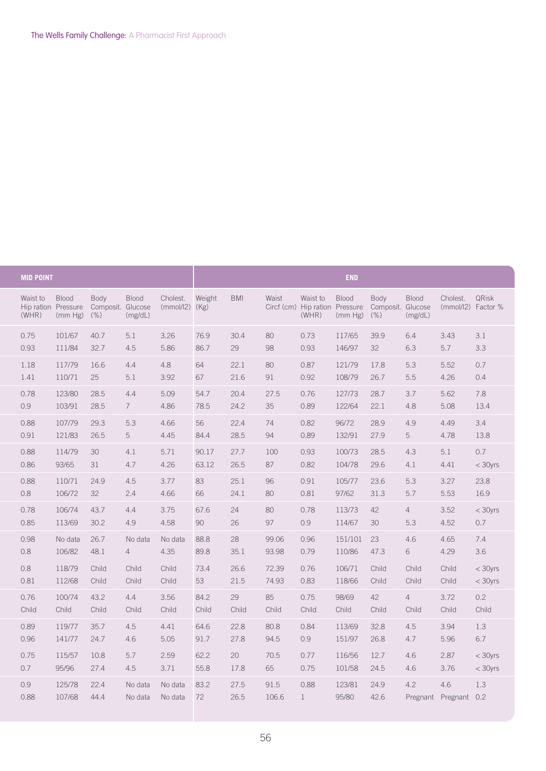| MID POINT | | | | | END | | | | | | | | |
|---|---|---|---|---|---|---|---|---|---|---|---|---|---|
| Waist to Hip ration (WHR) | Blood Pressure (mm Hg) | Body Composit. (%) | Blood Glucose (mg/dL) | Cholest. (mmol/l2) | Weight (Kg) | BMI | Waist Circf (cm) | Waist to Hip ration (WHR) | Blood Pressure (mm Hg) | Body Composit. (%) | Blood Glucose (mg/dL) | Cholest. (mmol/l2) | QRisk Factor % |
| 0.75 | 101/67 | 40.7 | 5.1 | 3.26 | 76.9 | 30.4 | 80 | 0.73 | 117/65 | 39.9 | 6.4 | 3.43 | 3.1 |
| 0.93 | 111/84 | 32.7 | 4.5 | 5.86 | 86.7 | 29 | 98 | 0.93 | 146/97 | 32 | 6.3 | 5.7 | 3.3 |
| 1.18 | 117/79 | 16.6 | 4.4 | 4.8 | 64 | 22.1 | 80 | 0.87 | 121/79 | 17.8 | 5.3 | 5.52 | 0.7 |
| 1.41 | 110/71 | 25 | 5.1 | 3.92 | 67 | 21.6 | 91 | 0.92 | 108/79 | 26.7 | 5.5 | 4.26 | 0.4 |
| 0.78 | 123/80 | 28.5 | 4.4 | 5.09 | 54.7 | 20.4 | 27.5 | 0.76 | 127/73 | 28.7 | 3.7 | 5.62 | 7.8 |
| 0.9 | 103/91 | 28.5 | 7 | 4.86 | 78.5 | 24.2 | 35 | 0.89 | 122/64 | 22.1 | 4.8 | 5.08 | 13.4 |
| 0.88 | 107/79 | 29.3 | 5.3 | 4.66 | 56 | 22.4 | 74 | 0.82 | 96/72 | 28.9 | 4.9 | 4.49 | 3.4 |
| 0.91 | 121/83 | 26.5 | 5 | 4.45 | 84.4 | 28.5 | 94 | 0.89 | 132/91 | 27.9 | 5 | 4.78 | 13.8 |
| 0.88 | 114/79 | 30 | 4.1 | 5.71 | 90.17 | 27.7 | 100 | 0.93 | 100/73 | 28.5 | 4.3 | 5.1 | 0.7 |
| 0.86 | 93/65 | 31 | 4.7 | 4.26 | 63.12 | 26.5 | 87 | 0.82 | 104/78 | 29.6 | 4.1 | 4.41 | < 30yrs |
| 0.88 | 110/71 | 24.9 | 4.5 | 3.77 | 83 | 25.1 | 96 | 0.91 | 105/77 | 23.6 | 5.3 | 3.27 | 23.8 |
| 0.8 | 106/72 | 32 | 2.4 | 4.66 | 66 | 24.1 | 80 | 0.81 | 97/62 | 31.3 | 5.7 | 5.53 | 16.9 |
| 0.78 | 106/74 | 43.7 | 4.4 | 3.75 | 67.6 | 24 | 80 | 0.78 | 113/73 | 42 | 4 | 3.52 | < 30yrs |
| 0.85 | 113/69 | 30.2 | 4.9 | 4.58 | 90 | 26 | 97 | 0.9 | 114/67 | 30 | 5.3 | 4.52 | 0.7 |
| 0.98 | No data | 26.7 | No data | No data | 88.8 | 28 | 99.06 | 0.96 | 151/101 | 23 | 4.6 | 4.65 | 7.4 |
| 0.8 | 106/82 | 48.1 | 4 | 4.35 | 89.8 | 35.1 | 93.98 | 0.79 | 110/86 | 47.3 | 6 | 4.29 | 3.6 |
| 0.8 | 118/79 | Child | Child | Child | 73.4 | 26.6 | 72.39 | 0.76 | 106/71 | Child | Child | Child | < 30yrs |
| 0.81 | 112/68 | Child | Child | Child | 53 | 21.5 | 74.93 | 0.83 | 118/66 | Child | Child | Child | < 30yrs |
| 0.76 | 100/74 | 43.2 | 4.4 | 3.56 | 84.2 | 29 | 85 | 0.75 | 98/69 | 42 | 4 | 3.72 | 0.2 |
| Child | Child | Child | Child | Child | Child | Child | Child | Child | Child | Child | Child | Child | Child |
| 0.89 | 119/77 | 35.7 | 4.5 | 4.41 | 64.6 | 22.8 | 80.8 | 0.84 | 113/69 | 32.8 | 4.5 | 3.94 | 1.3 |
| 0.96 | 141/77 | 24.7 | 4.6 | 5.05 | 91.7 | 27.8 | 94.5 | 0.9 | 151/97 | 26.8 | 4.7 | 5.96 | 6.7 |
| 0.75 | 115/57 | 10.8 | 5.7 | 2.59 | 62.2 | 20 | 70.5 | 0.77 | 116/56 | 12.7 | 4.6 | 2.87 | < 30yrs |
| 0.7 | 95/96 | 27.4 | 4.5 | 3.71 | 55.8 | 17.8 | 65 | 0.75 | 101/58 | 24.5 | 4.6 | 3.76 | < 30yrs |
| 0.9 | 125/78 | 22.4 | No data | No data | 83.2 | 27.5 | 91.5 | 0.88 | 123/81 | 24.9 | 4.2 | 4.6 | 1.3 |
| 0.88 | 107/68 | 44.4 | No data | No data | 72 | 26.5 | 106.6 | 1 | 95/80 | 42.6 | Pregnant | Pregnant | 0.2 |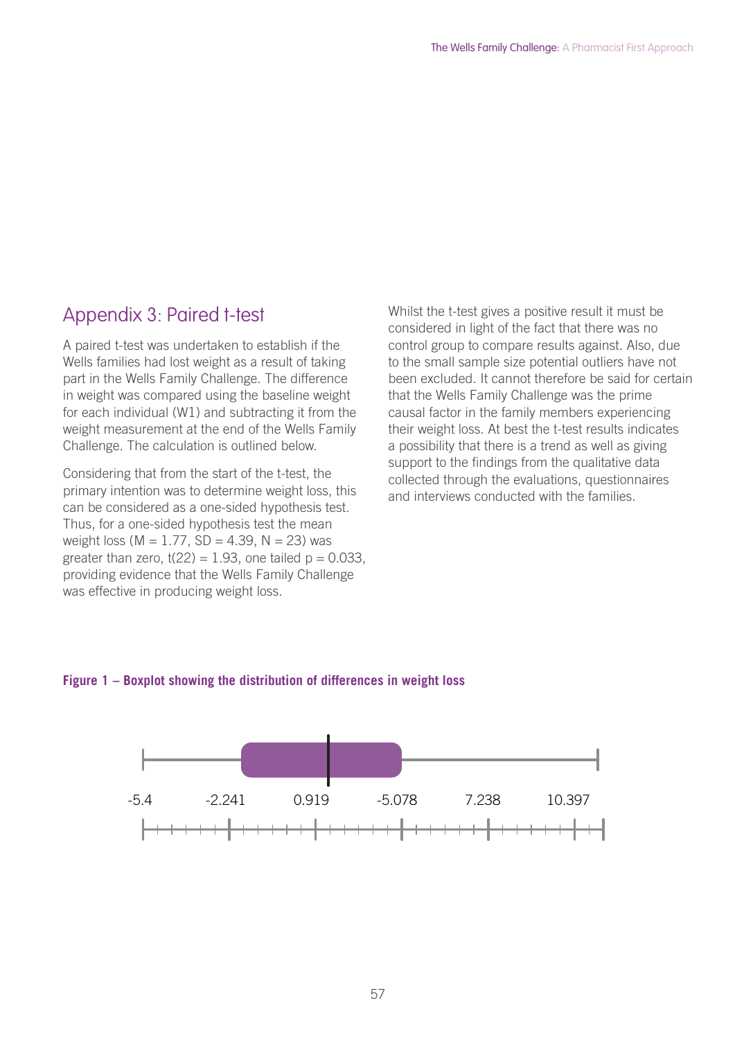## Appendix 3: Paired t-test

A paired t-test was undertaken to establish if the Wells families had lost weight as a result of taking part in the Wells Family Challenge. The difference in weight was compared using the baseline weight for each individual (W1) and subtracting it from the weight measurement at the end of the Wells Family Challenge. The calculation is outlined below.

Considering that from the start of the t-test, the primary intention was to determine weight loss, this can be considered as a one-sided hypothesis test. Thus, for a one-sided hypothesis test the mean weight loss ($M = 1.77$, $SD = 4.39$, $N = 23$) was greater than zero, $t(22) = 1.93$, one tailed $p = 0.033$, providing evidence that the Wells Family Challenge was effective in producing weight loss.

Whilst the t-test gives a positive result it must be considered in light of the fact that there was no control group to compare results against. Also, due to the small sample size potential outliers have not been excluded. It cannot therefore be said for certain that the Wells Family Challenge was the prime causal factor in the family members experiencing their weight loss. At best the t-test results indicates a possibility that there is a trend as well as giving support to the findings from the qualitative data collected through the evaluations, questionnaires and interviews conducted with the families.

**Figure 1 – Boxplot showing the distribution of differences in weight loss**

-5.4 -2.241 0.919 -5.078 7.238 10.397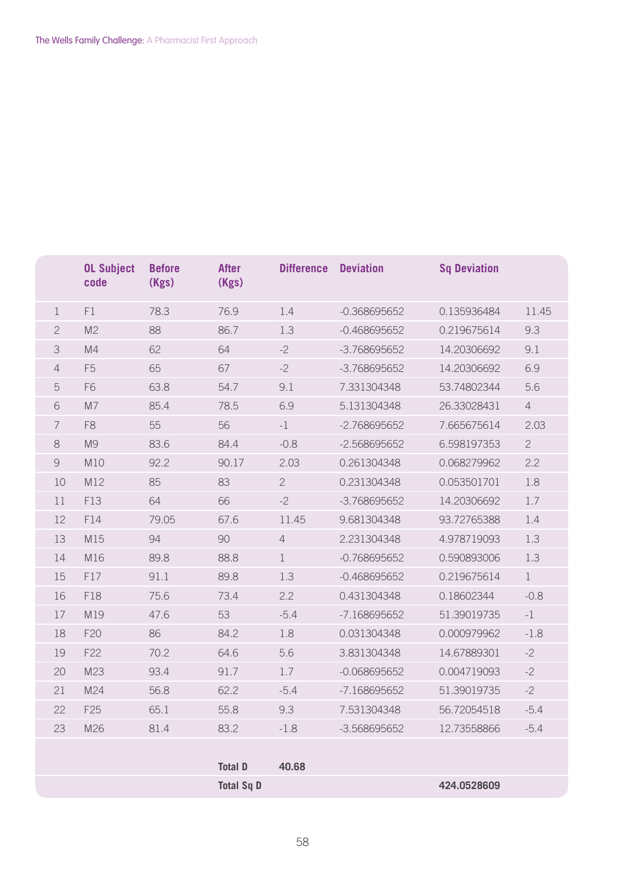| | OL Subject code | Before (Kgs) | After (Kgs) | Difference | Deviation | Sq Deviation | |
|---|---|---|---|---|---|---|---|
| 1 | F1 | 78.3 | 76.9 | 1.4 | -0.368695652 | 0.135936484 | 11.45 |
| 2 | M2 | 88 | 86.7 | 1.3 | -0.468695652 | 0.219675614 | 9.3 |
| 3 | M4 | 62 | 64 | -2 | -3.768695652 | 14.20306692 | 9.1 |
| 4 | F5 | 65 | 67 | -2 | -3.768695652 | 14.20306692 | 6.9 |
| 5 | F6 | 63.8 | 54.7 | 9.1 | 7.331304348 | 53.74802344 | 5.6 |
| 6 | M7 | 85.4 | 78.5 | 6.9 | 5.131304348 | 26.33028431 | 4 |
| 7 | F8 | 55 | 56 | -1 | -2.768695652 | 7.665675614 | 2.03 |
| 8 | M9 | 83.6 | 84.4 | -0.8 | -2.568695652 | 6.598197353 | 2 |
| 9 | M10 | 92.2 | 90.17 | 2.03 | 0.261304348 | 0.068279962 | 2.2 |
| 10 | M12 | 85 | 83 | 2 | 0.231304348 | 0.053501701 | 1.8 |
| 11 | F13 | 64 | 66 | -2 | -3.768695652 | 14.20306692 | 1.7 |
| 12 | F14 | 79.05 | 67.6 | 11.45 | 9.681304348 | 93.72765388 | 1.4 |
| 13 | M15 | 94 | 90 | 4 | 2.231304348 | 4.978719093 | 1.3 |
| 14 | M16 | 89.8 | 88.8 | 1 | -0.768695652 | 0.590893006 | 1.3 |
| 15 | F17 | 91.1 | 89.8 | 1.3 | -0.468695652 | 0.219675614 | 1 |
| 16 | F18 | 75.6 | 73.4 | 2.2 | 0.431304348 | 0.18602344 | -0.8 |
| 17 | M19 | 47.6 | 53 | -5.4 | -7.168695652 | 51.39019735 | -1 |
| 18 | F20 | 86 | 84.2 | 1.8 | 0.031304348 | 0.000979962 | -1.8 |
| 19 | F22 | 70.2 | 64.6 | 5.6 | 3.831304348 | 14.67889301 | -2 |
| 20 | M23 | 93.4 | 91.7 | 1.7 | -0.068695652 | 0.004719093 | -2 |
| 21 | M24 | 56.8 | 62.2 | -5.4 | -7.168695652 | 51.39019735 | -2 |
| 22 | F25 | 65.1 | 55.8 | 9.3 | 7.531304348 | 56.72054518 | -5.4 |
| 23 | M26 | 81.4 | 83.2 | -1.8 | -3.568695652 | 12.73558866 | -5.4 |
| | | | | | | | |
| | | | **Total D** | **40.68** | | | |
| | | | **Total Sq D** | | | **424.0528609** | |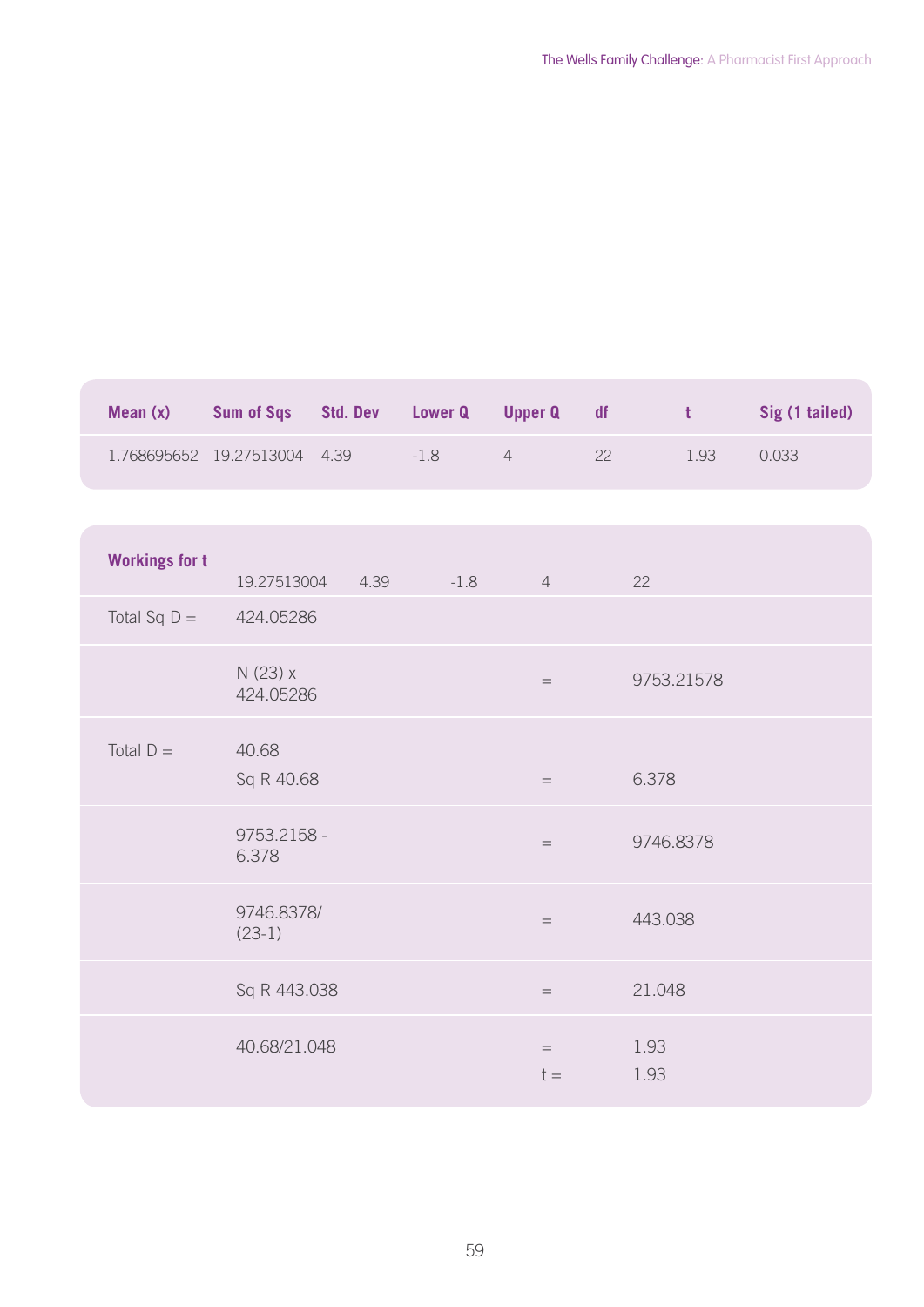| Mean (x) | Sum of Sqs | Std. Dev | Lower Q | Upper Q | df | t | Sig (1 tailed) |
|---|---|---|---|---|---|---|---|
| 1.768695652 | 19.27513004 | 4.39 | -1.8 | 4 | 22 | 1.93 | 0.033 |

| Workings for t | 19.27513004 | 4.39 | -1.8 | 4 | 22 |
|---|---|---|---|---|---|
| Total Sq D = | 424.05286 | | | | |
| | N (23) x 424.05286 | | | = | 9753.21578 |
| Total D = | 40.68<br>Sq R 40.68 | | | = | 6.378 |
| | 9753.2158 - 6.378 | | | = | 9746.8378 |
| | 9746.8378/ (23-1) | | | = | 443.038 |
| | Sq R 443.038 | | | = | 21.048 |
| | 40.68/21.048 | | | =<br>t = | 1.93<br>1.93 |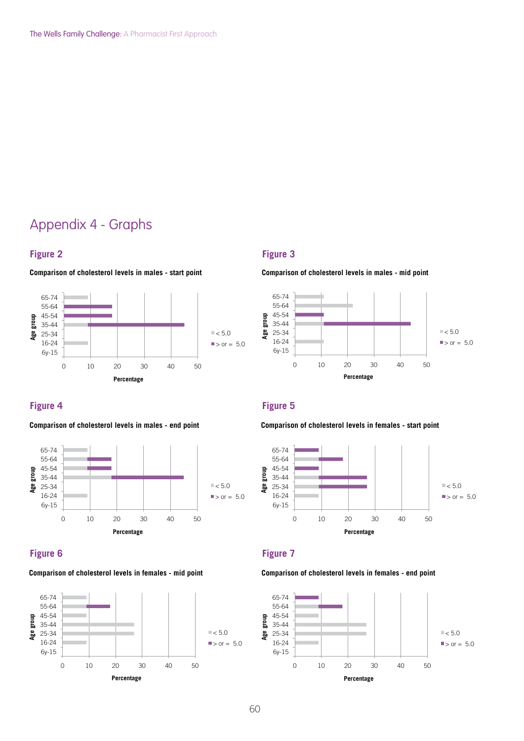# Appendix 4 - Graphs

## Figure 2

**Comparison of cholesterol levels in males - start point**

## Figure 3

**Comparison of cholesterol levels in males - mid point**

## Figure 4

**Comparison of cholesterol levels in males - end point**

## Figure 5

**Comparison of cholesterol levels in females - start point**

## Figure 6

**Comparison of cholesterol levels in females - mid point**

## Figure 7

**Comparison of cholesterol levels in females - end point**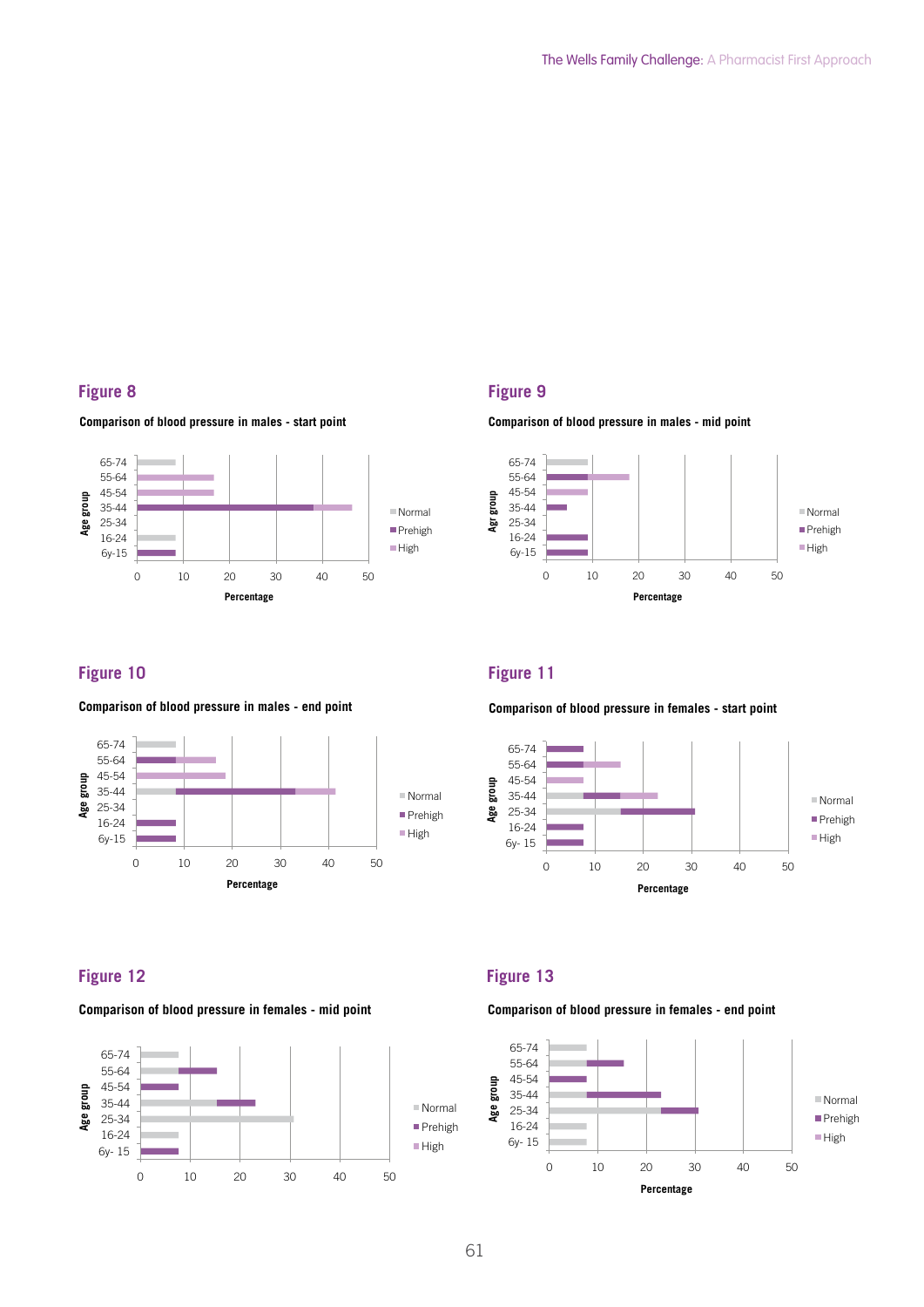## Figure 8

**Comparison of blood pressure in males - start point**

| Age group | Normal | Prehigh | High |
|---|---|---|---|
| 65-74 | 8.3 | | |
| 55-64 | | | 16.7 |
| 45-54 | | | 16.7 |
| 35-44 | | 38 | 8.3 |
| 25-34 | | | |
| 16-24 | 8.3 | | |
| 6y-15 | | 8.3 | |

Percentage (0–50)

## Figure 9

**Comparison of blood pressure in males - mid point**

| Age group | Normal | Prehigh | High |
|---|---|---|---|
| 65-74 | 9 | | |
| 55-64 | | 9 | 9 |
| 45-54 | | | 9 |
| 35-44 | | 4.5 | |
| 25-34 | | | |
| 16-24 | | 9 | |
| 6y-15 | | 9 | |

Percentage (0–50)

## Figure 10

**Comparison of blood pressure in males - end point**

| Age group | Normal | Prehigh | High |
|---|---|---|---|
| 65-74 | 8.3 | | |
| 55-64 | | 8.3 | 8.3 |
| 45-54 | | | 18.5 |
| 35-44 | 8.3 | 25 | 8.3 |
| 25-34 | | | |
| 16-24 | | 8.3 | |
| 6y-15 | | 8.3 | |

Percentage (0–50)

## Figure 11

**Comparison of blood pressure in females - start point**

| Age group | Normal | Prehigh | High |
|---|---|---|---|
| 65-74 | | 7.7 | |
| 55-64 | | 7.7 | 7.7 |
| 45-54 | | | 7.7 |
| 35-44 | 7.7 | 7.7 | 7.7 |
| 25-34 | 15.4 | 15.4 | |
| 16-24 | | 7.7 | |
| 6y- 15 | | 7.7 | |

Percentage (0–50)

## Figure 12

**Comparison of blood pressure in females - mid point**

| Age group | Normal | Prehigh | High |
|---|---|---|---|
| 65-74 | 7.7 | | |
| 55-64 | 7.7 | 7.7 | |
| 45-54 | | 7.7 | |
| 35-44 | 15.4 | 7.7 | |
| 25-34 | 30.8 | | |
| 16-24 | 7.7 | | |
| 6y- 15 | | 7.7 | |

Percentage (0–50)

## Figure 13

**Comparison of blood pressure in females - end point**

| Age group | Normal | Prehigh | High |
|---|---|---|---|
| 65-74 | 7.7 | | |
| 55-64 | 7.7 | 7.7 | |
| 45-54 | | 7.7 | |
| 35-44 | 7.7 | 15.4 | |
| 25-34 | 23 | 7.7 | |
| 16-24 | 7.7 | | |
| 6y- 15 | 7.7 | | |

Percentage (0–50)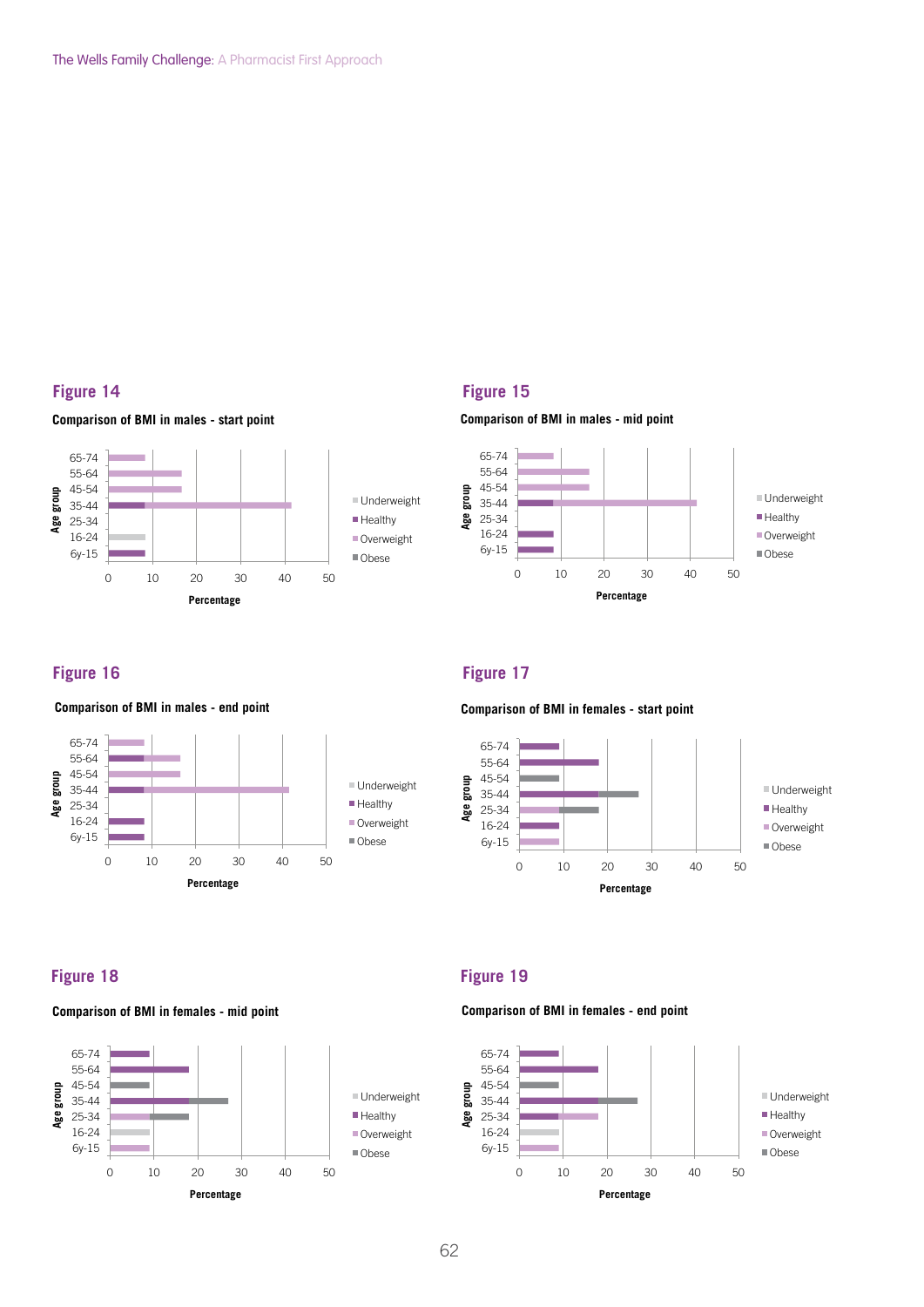## Figure 14

**Comparison of BMI in males - start point**

## Figure 15

**Comparison of BMI in males - mid point**

## Figure 16

**Comparison of BMI in males - end point**

## Figure 17

**Comparison of BMI in females - start point**

## Figure 18

**Comparison of BMI in females - mid point**

## Figure 19

**Comparison of BMI in females - end point**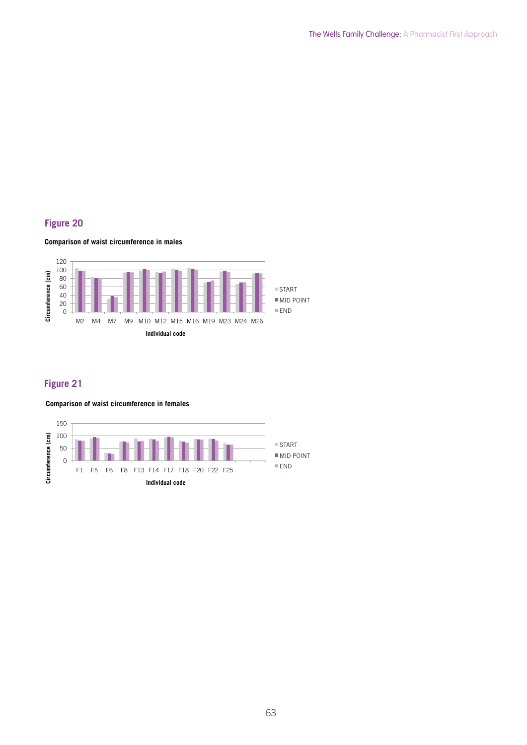## Figure 20

**Comparison of waist circumference in males**

## Figure 21

**Comparison of waist circumference in females**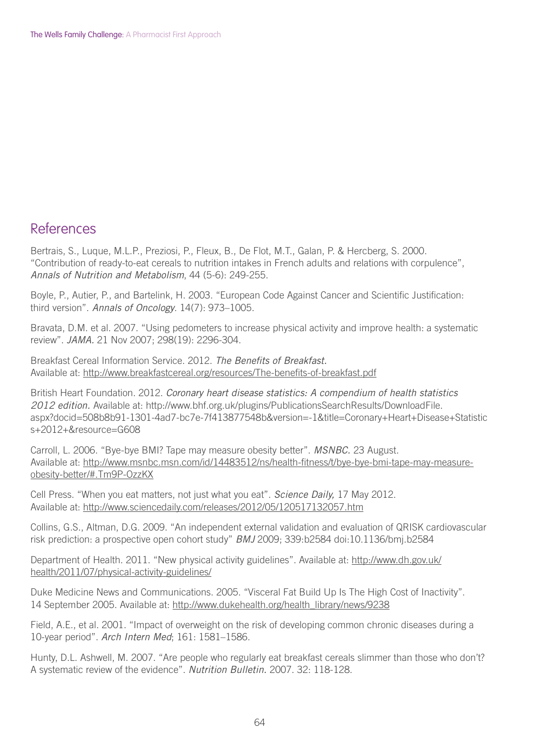## References

Bertrais, S., Luque, M.L.P., Preziosi, P., Fleux, B., De Flot, M.T., Galan, P. & Hercberg, S. 2000. "Contribution of ready-to-eat cereals to nutrition intakes in French adults and relations with corpulence", *Annals of Nutrition and Metabolism*, 44 (5-6): 249-255.

Boyle, P., Autier, P., and Bartelink, H. 2003. "European Code Against Cancer and Scientific Justification: third version". *Annals of Oncology*. 14(7): 973–1005.

Bravata, D.M. et al. 2007. "Using pedometers to increase physical activity and improve health: a systematic review". *JAMA.* 21 Nov 2007; 298(19): 2296-304.

Breakfast Cereal Information Service. 2012. *The Benefits of Breakfast.* Available at: http://www.breakfastcereal.org/resources/The-benefits-of-breakfast.pdf

British Heart Foundation. 2012. *Coronary heart disease statistics: A compendium of health statistics 2012 edition.* Available at: http://www.bhf.org.uk/plugins/PublicationsSearchResults/DownloadFile.aspx?docid=508b8b91-1301-4ad7-bc7e-7f413877548b&version=-1&title=Coronary+Heart+Disease+Statistics+2012+&resource=G608

Carroll, L. 2006. "Bye-bye BMI? Tape may measure obesity better". *MSNBC.* 23 August. Available at: http://www.msnbc.msn.com/id/14483512/ns/health-fitness/t/bye-bye-bmi-tape-may-measure-obesity-better/#.Tm9P-OzzKX

Cell Press. "When you eat matters, not just what you eat". *Science Daily,* 17 May 2012. Available at: http://www.sciencedaily.com/releases/2012/05/120517132057.htm

Collins, G.S., Altman, D.G. 2009. "An independent external validation and evaluation of QRISK cardiovascular risk prediction: a prospective open cohort study" *BMJ* 2009; 339:b2584 doi:10.1136/bmj.b2584

Department of Health. 2011. "New physical activity guidelines". Available at: http://www.dh.gov.uk/health/2011/07/physical-activity-guidelines/

Duke Medicine News and Communications. 2005. "Visceral Fat Build Up Is The High Cost of Inactivity". 14 September 2005. Available at: http://www.dukehealth.org/health_library/news/9238

Field, A.E., et al. 2001. "Impact of overweight on the risk of developing common chronic diseases during a 10-year period". *Arch Intern Med*; 161: 1581–1586.

Hunty, D.L. Ashwell, M. 2007. "Are people who regularly eat breakfast cereals slimmer than those who don't? A systematic review of the evidence". *Nutrition Bulletin.* 2007. 32: 118-128.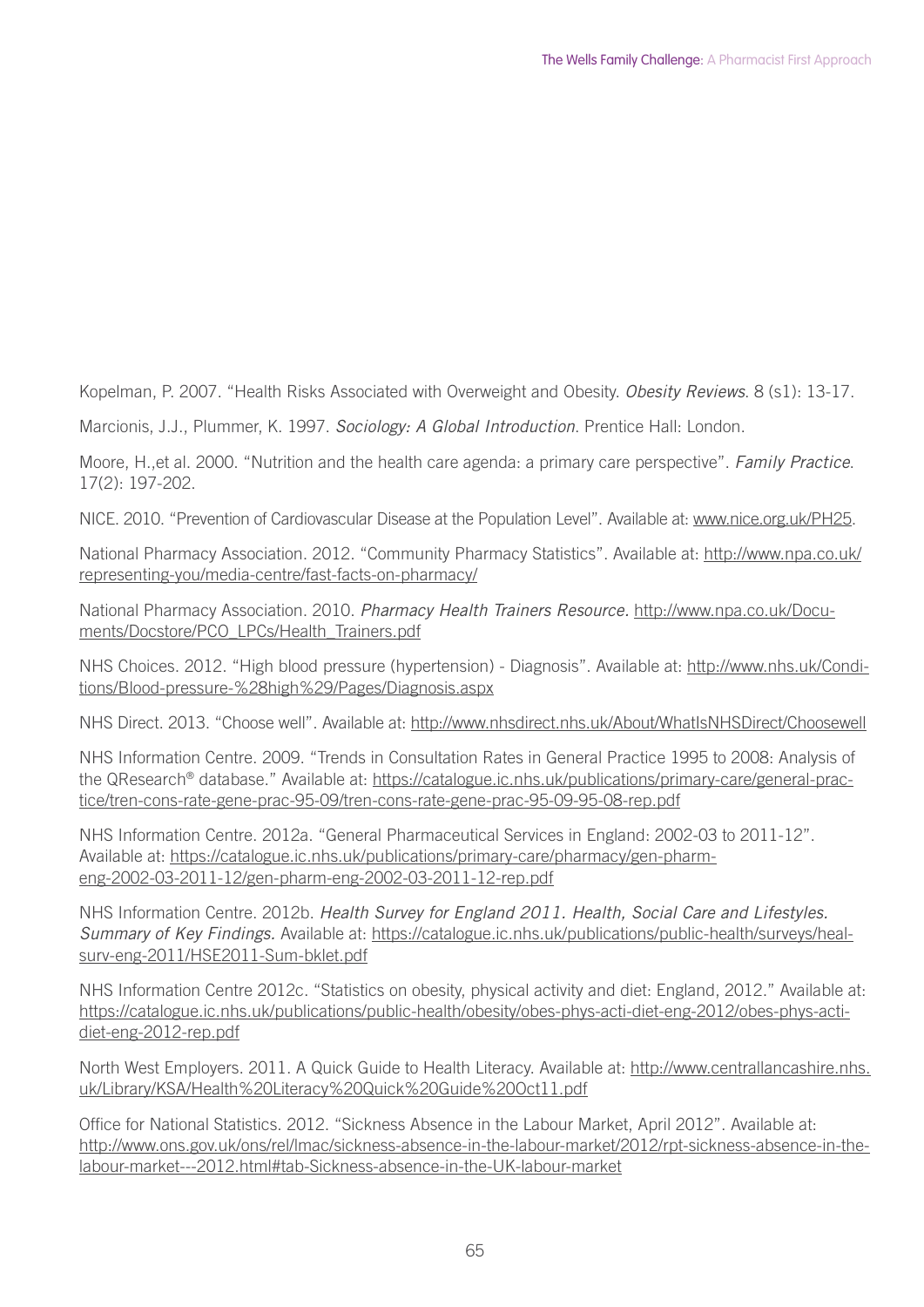Kopelman, P. 2007. "Health Risks Associated with Overweight and Obesity. *Obesity Reviews*. 8 (s1): 13-17.

Marcionis, J.J., Plummer, K. 1997. *Sociology: A Global Introduction*. Prentice Hall: London.

Moore, H.,et al. 2000. "Nutrition and the health care agenda: a primary care perspective". *Family Practice*. 17(2): 197-202.

NICE. 2010. "Prevention of Cardiovascular Disease at the Population Level". Available at: www.nice.org.uk/PH25.

National Pharmacy Association. 2012. "Community Pharmacy Statistics". Available at: http://www.npa.co.uk/representing-you/media-centre/fast-facts-on-pharmacy/

National Pharmacy Association. 2010. *Pharmacy Health Trainers Resource.* http://www.npa.co.uk/Documents/Docstore/PCO_LPCs/Health_Trainers.pdf

NHS Choices. 2012. "High blood pressure (hypertension) - Diagnosis". Available at: http://www.nhs.uk/Conditions/Blood-pressure-%28high%29/Pages/Diagnosis.aspx

NHS Direct. 2013. "Choose well". Available at: http://www.nhsdirect.nhs.uk/About/WhatIsNHSDirect/Choosewell

NHS Information Centre. 2009. "Trends in Consultation Rates in General Practice 1995 to 2008: Analysis of the QResearch® database." Available at: https://catalogue.ic.nhs.uk/publications/primary-care/general-practice/tren-cons-rate-gene-prac-95-09/tren-cons-rate-gene-prac-95-09-95-08-rep.pdf

NHS Information Centre. 2012a. "General Pharmaceutical Services in England: 2002-03 to 2011-12". Available at: https://catalogue.ic.nhs.uk/publications/primary-care/pharmacy/gen-pharm-eng-2002-03-2011-12/gen-pharm-eng-2002-03-2011-12-rep.pdf

NHS Information Centre. 2012b. *Health Survey for England 2011. Health, Social Care and Lifestyles. Summary of Key Findings.* Available at: https://catalogue.ic.nhs.uk/publications/public-health/surveys/healsurv-eng-2011/HSE2011-Sum-bklet.pdf

NHS Information Centre 2012c. "Statistics on obesity, physical activity and diet: England, 2012." Available at: https://catalogue.ic.nhs.uk/publications/public-health/obesity/obes-phys-acti-diet-eng-2012/obes-phys-acti-diet-eng-2012-rep.pdf

North West Employers. 2011. A Quick Guide to Health Literacy. Available at: http://www.centrallancashire.nhs.uk/Library/KSA/Health%20Literacy%20Quick%20Guide%20Oct11.pdf

Office for National Statistics. 2012. "Sickness Absence in the Labour Market, April 2012". Available at: http://www.ons.gov.uk/ons/rel/lmac/sickness-absence-in-the-labour-market/2012/rpt-sickness-absence-in-the-labour-market---2012.html#tab-Sickness-absence-in-the-UK-labour-market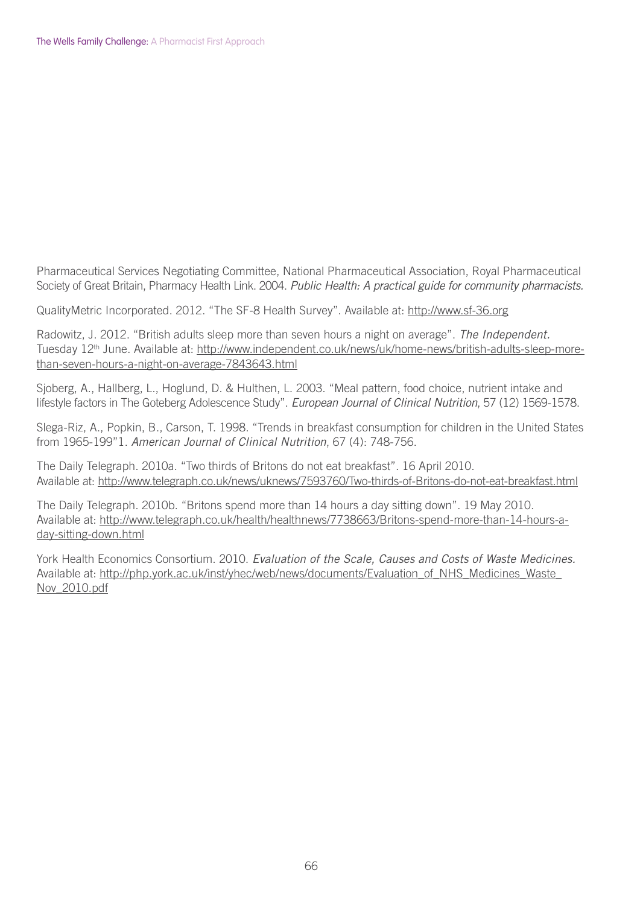Pharmaceutical Services Negotiating Committee, National Pharmaceutical Association, Royal Pharmaceutical Society of Great Britain, Pharmacy Health Link. 2004. *Public Health: A practical guide for community pharmacists.*

QualityMetric Incorporated. 2012. "The SF-8 Health Survey". Available at: http://www.sf-36.org

Radowitz, J. 2012. "British adults sleep more than seven hours a night on average". *The Independent.* Tuesday 12th June. Available at: http://www.independent.co.uk/news/uk/home-news/british-adults-sleep-more-than-seven-hours-a-night-on-average-7843643.html

Sjoberg, A., Hallberg, L., Hoglund, D. & Hulthen, L. 2003. "Meal pattern, food choice, nutrient intake and lifestyle factors in The Goteberg Adolescence Study". *European Journal of Clinical Nutrition*, 57 (12) 1569-1578.

Slega-Riz, A., Popkin, B., Carson, T. 1998. "Trends in breakfast consumption for children in the United States from 1965-199"1. *American Journal of Clinical Nutrition*, 67 (4): 748-756.

The Daily Telegraph. 2010a. "Two thirds of Britons do not eat breakfast". 16 April 2010. Available at: http://www.telegraph.co.uk/news/uknews/7593760/Two-thirds-of-Britons-do-not-eat-breakfast.html

The Daily Telegraph. 2010b. "Britons spend more than 14 hours a day sitting down". 19 May 2010. Available at: http://www.telegraph.co.uk/health/healthnews/7738663/Britons-spend-more-than-14-hours-a-day-sitting-down.html

York Health Economics Consortium. 2010. *Evaluation of the Scale, Causes and Costs of Waste Medicines.* Available at: http://php.york.ac.uk/inst/yhec/web/news/documents/Evaluation_of_NHS_Medicines_Waste_Nov_2010.pdf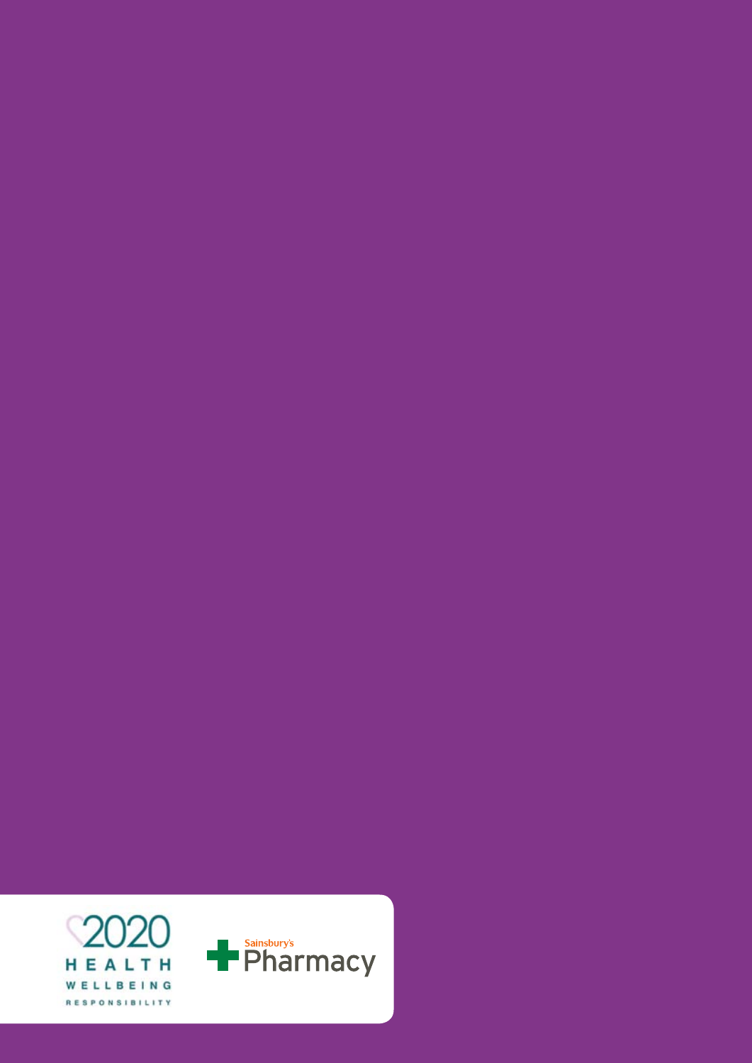2020
HEALTH
WELLBEING
RESPONSIBILITY

Sainsbury's
Pharmacy